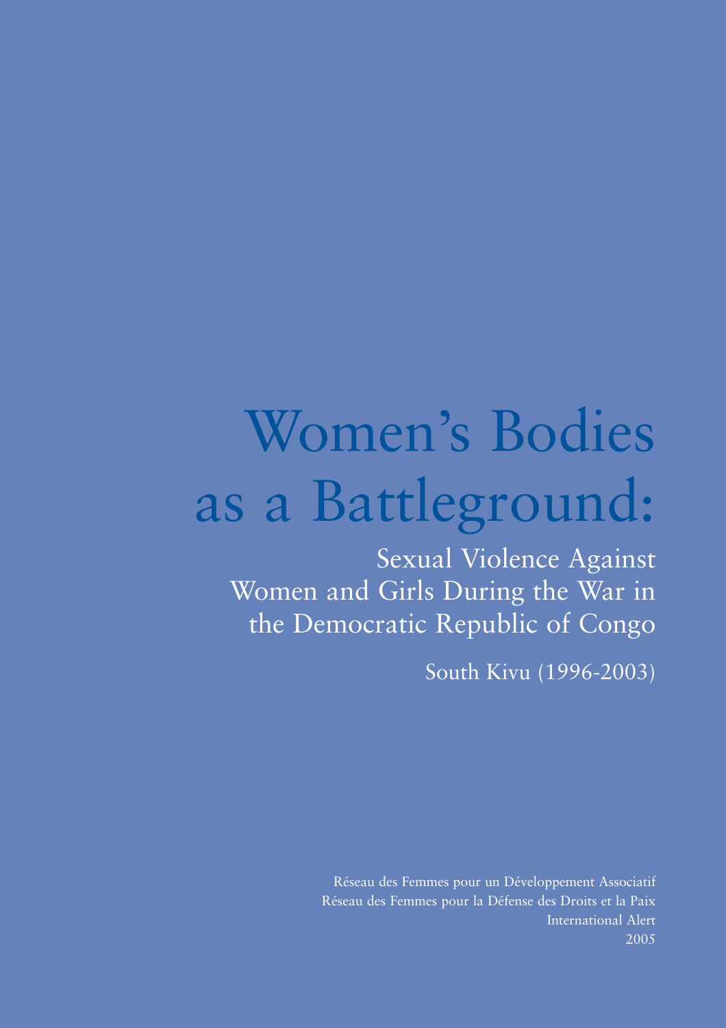# Women's Bodies as a Battleground:

## Sexual Violence Against Women and Girls During the War in the Democratic Republic of Congo

### South Kivu (1996-2003)

Réseau des Femmes pour un Développement Associatif
Réseau des Femmes pour la Défense des Droits et la Paix
International Alert
2005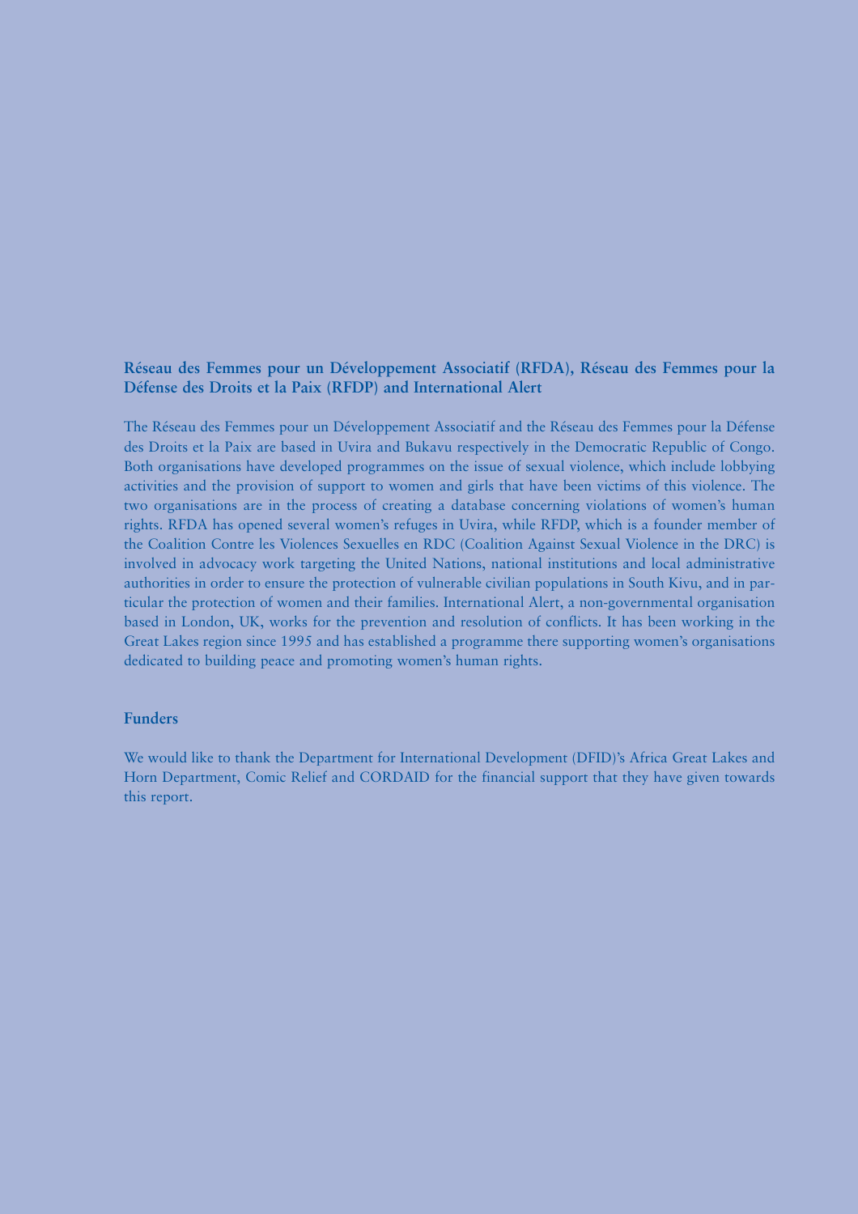**Réseau des Femmes pour un Développement Associatif (RFDA), Réseau des Femmes pour la Défense des Droits et la Paix (RFDP) and International Alert**

The Réseau des Femmes pour un Développement Associatif and the Réseau des Femmes pour la Défense des Droits et la Paix are based in Uvira and Bukavu respectively in the Democratic Republic of Congo. Both organisations have developed programmes on the issue of sexual violence, which include lobbying activities and the provision of support to women and girls that have been victims of this violence. The two organisations are in the process of creating a database concerning violations of women's human rights. RFDA has opened several women's refuges in Uvira, while RFDP, which is a founder member of the Coalition Contre les Violences Sexuelles en RDC (Coalition Against Sexual Violence in the DRC) is involved in advocacy work targeting the United Nations, national institutions and local administrative authorities in order to ensure the protection of vulnerable civilian populations in South Kivu, and in particular the protection of women and their families. International Alert, a non-governmental organisation based in London, UK, works for the prevention and resolution of conflicts. It has been working in the Great Lakes region since 1995 and has established a programme there supporting women's organisations dedicated to building peace and promoting women's human rights.

**Funders**

We would like to thank the Department for International Development (DFID)'s Africa Great Lakes and Horn Department, Comic Relief and CORDAID for the financial support that they have given towards this report.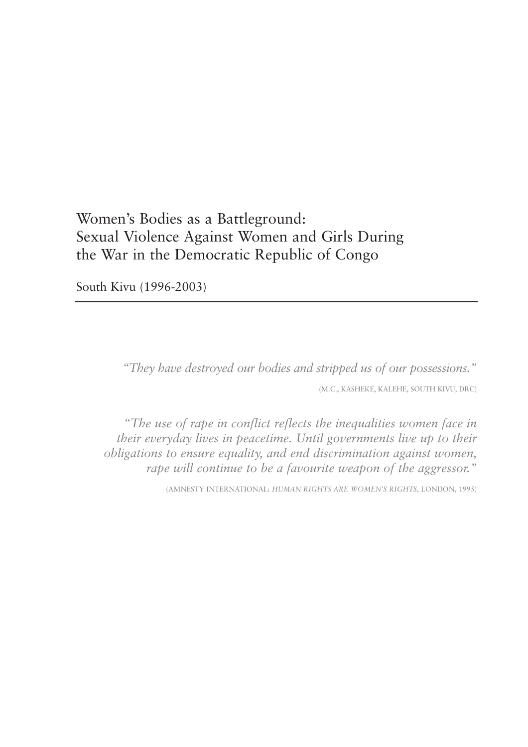# Women's Bodies as a Battleground: Sexual Violence Against Women and Girls During the War in the Democratic Republic of Congo

South Kivu (1996-2003)

---

*"They have destroyed our bodies and stripped us of our possessions."*

(M.C., KASHEKE, KALEHE, SOUTH KIVU, DRC)

*"The use of rape in conflict reflects the inequalities women face in their everyday lives in peacetime. Until governments live up to their obligations to ensure equality, and end discrimination against women, rape will continue to be a favourite weapon of the aggressor."*

(AMNESTY INTERNATIONAL: *HUMAN RIGHTS ARE WOMEN'S RIGHTS*, LONDON, 1995)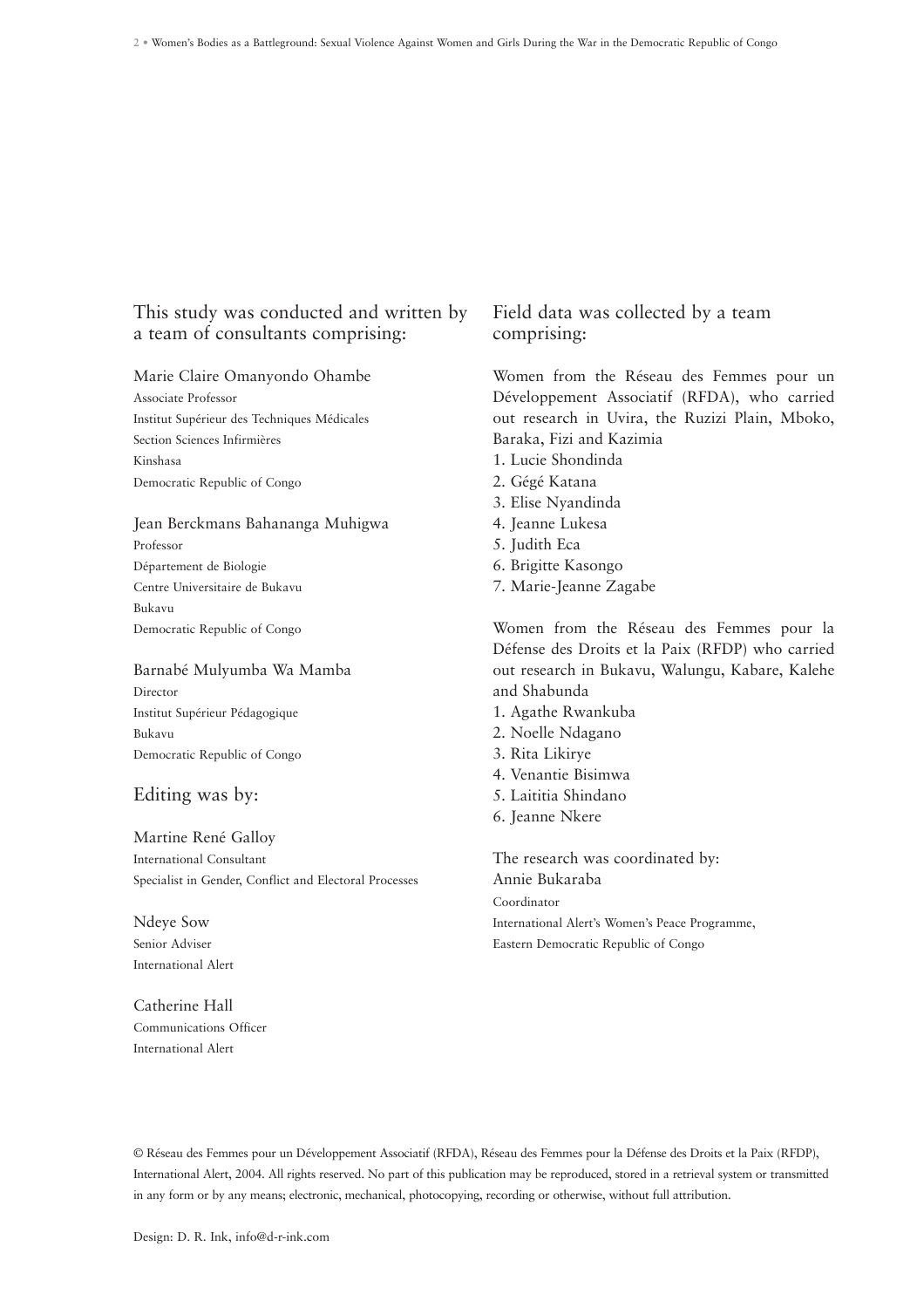This study was conducted and written by a team of consultants comprising:

Marie Claire Omanyondo Ohambe
Associate Professor
Institut Supérieur des Techniques Médicales
Section Sciences Infirmières
Kinshasa
Democratic Republic of Congo

Jean Berckmans Bahananga Muhigwa
Professor
Département de Biologie
Centre Universitaire de Bukavu
Bukavu
Democratic Republic of Congo

Barnabé Mulyumba Wa Mamba
Director
Institut Supérieur Pédagogique
Bukavu
Democratic Republic of Congo

Editing was by:

Martine René Galloy
International Consultant
Specialist in Gender, Conflict and Electoral Processes

Ndeye Sow
Senior Adviser
International Alert

Catherine Hall
Communications Officer
International Alert

Field data was collected by a team comprising:

Women from the Réseau des Femmes pour un Développement Associatif (RFDA), who carried out research in Uvira, the Ruzizi Plain, Mboko, Baraka, Fizi and Kazimia

1. Lucie Shondinda
2. Gégé Katana
3. Elise Nyandinda
4. Jeanne Lukesa
5. Judith Eca
6. Brigitte Kasongo
7. Marie-Jeanne Zagabe

Women from the Réseau des Femmes pour la Défense des Droits et la Paix (RFDP) who carried out research in Bukavu, Walungu, Kabare, Kalehe and Shabunda

1. Agathe Rwankuba
2. Noelle Ndagano
3. Rita Likirye
4. Venantie Bisimwa
5. Laititia Shindano
6. Jeanne Nkere

The research was coordinated by:
Annie Bukaraba
Coordinator
International Alert's Women's Peace Programme,
Eastern Democratic Republic of Congo

© Réseau des Femmes pour un Développement Associatif (RFDA), Réseau des Femmes pour la Défense des Droits et la Paix (RFDP), International Alert, 2004. All rights reserved. No part of this publication may be reproduced, stored in a retrieval system or transmitted in any form or by any means; electronic, mechanical, photocopying, recording or otherwise, without full attribution.

Design: D. R. Ink, info@d-r-ink.com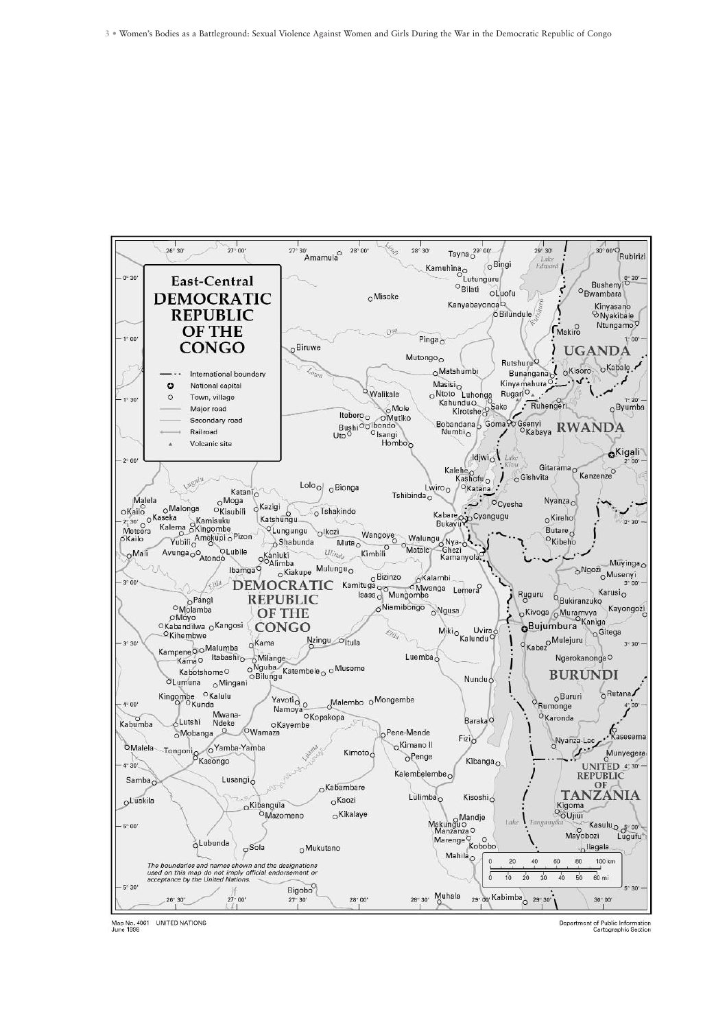East-Central
DEMOCRATIC
REPUBLIC
OF THE
CONGO

International boundary
National capital
Town, village
Major road
Secondary road
Railroad
Volcanic site

UGANDA
RWANDA
BURUNDI
UNITED REPUBLIC OF TANZANIA
DEMOCRATIC REPUBLIC OF THE CONGO

0 20 40 60 80 100 km
0 10 20 30 40 50 60 mi

The boundaries and names shown and the designations used on this map do not imply official endorsement or acceptance by the United Nations.

Map No. 4061 UNITED NATIONS
June 1998

Department of Public Information
Cartographic Section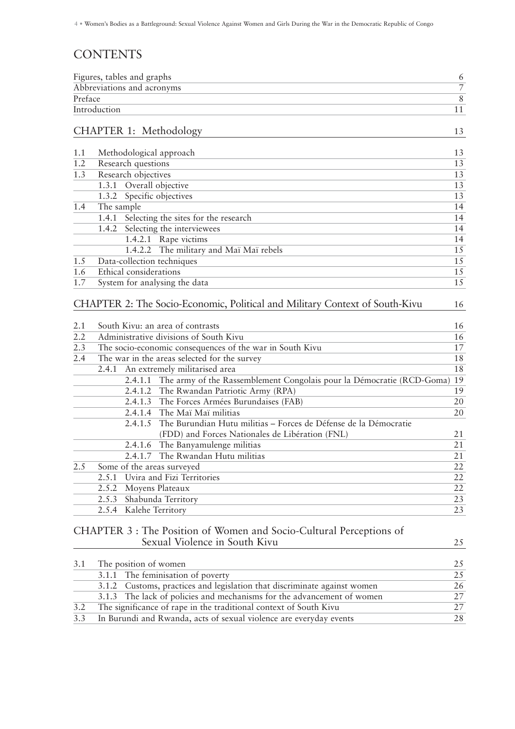# CONTENTS

| | |
|---|---|
| Figures, tables and graphs | 6 |
| Abbreviations and acronyms | 7 |
| Preface | 8 |
| Introduction | 11 |

## CHAPTER 1: Methodology — 13

| | | |
|---|---|---|
| 1.1 | Methodological approach | 13 |
| 1.2 | Research questions | 13 |
| 1.3 | Research objectives | 13 |
| | 1.3.1 Overall objective | 13 |
| | 1.3.2 Specific objectives | 13 |
| 1.4 | The sample | 14 |
| | 1.4.1 Selecting the sites for the research | 14 |
| | 1.4.2 Selecting the interviewees | 14 |
| | 1.4.2.1 Rape victims | 14 |
| | 1.4.2.2 The military and Maï Maï rebels | 15 |
| 1.5 | Data-collection techniques | 15 |
| 1.6 | Ethical considerations | 15 |
| 1.7 | System for analysing the data | 15 |

## CHAPTER 2: The Socio-Economic, Political and Military Context of South-Kivu — 16

| | | |
|---|---|---|
| 2.1 | South Kivu: an area of contrasts | 16 |
| 2.2 | Administrative divisions of South Kivu | 16 |
| 2.3 | The socio-economic consequences of the war in South Kivu | 17 |
| 2.4 | The war in the areas selected for the survey | 18 |
| | 2.4.1 An extremely militarised area | 18 |
| | 2.4.1.1 The army of the Rassemblement Congolais pour la Démocratie (RCD-Goma) | 19 |
| | 2.4.1.2 The Rwandan Patriotic Army (RPA) | 19 |
| | 2.4.1.3 The Forces Armées Burundaises (FAB) | 20 |
| | 2.4.1.4 The Maï Maï militias | 20 |
| | 2.4.1.5 The Burundian Hutu militias – Forces de Défense de la Démocratie (FDD) and Forces Nationales de Libération (FNL) | 21 |
| | 2.4.1.6 The Banyamulenge militias | 21 |
| | 2.4.1.7 The Rwandan Hutu militias | 21 |
| 2.5 | Some of the areas surveyed | 22 |
| | 2.5.1 Uvira and Fizi Territories | 22 |
| | 2.5.2 Moyens Plateaux | 22 |
| | 2.5.3 Shabunda Territory | 23 |
| | 2.5.4 Kalehe Territory | 23 |

## CHAPTER 3 : The Position of Women and Socio-Cultural Perceptions of Sexual Violence in South Kivu — 25

| | | |
|---|---|---|
| 3.1 | The position of women | 25 |
| | 3.1.1 The feminisation of poverty | 25 |
| | 3.1.2 Customs, practices and legislation that discriminate against women | 26 |
| | 3.1.3 The lack of policies and mechanisms for the advancement of women | 27 |
| 3.2 | The significance of rape in the traditional context of South Kivu | 27 |
| 3.3 | In Burundi and Rwanda, acts of sexual violence are everyday events | 28 |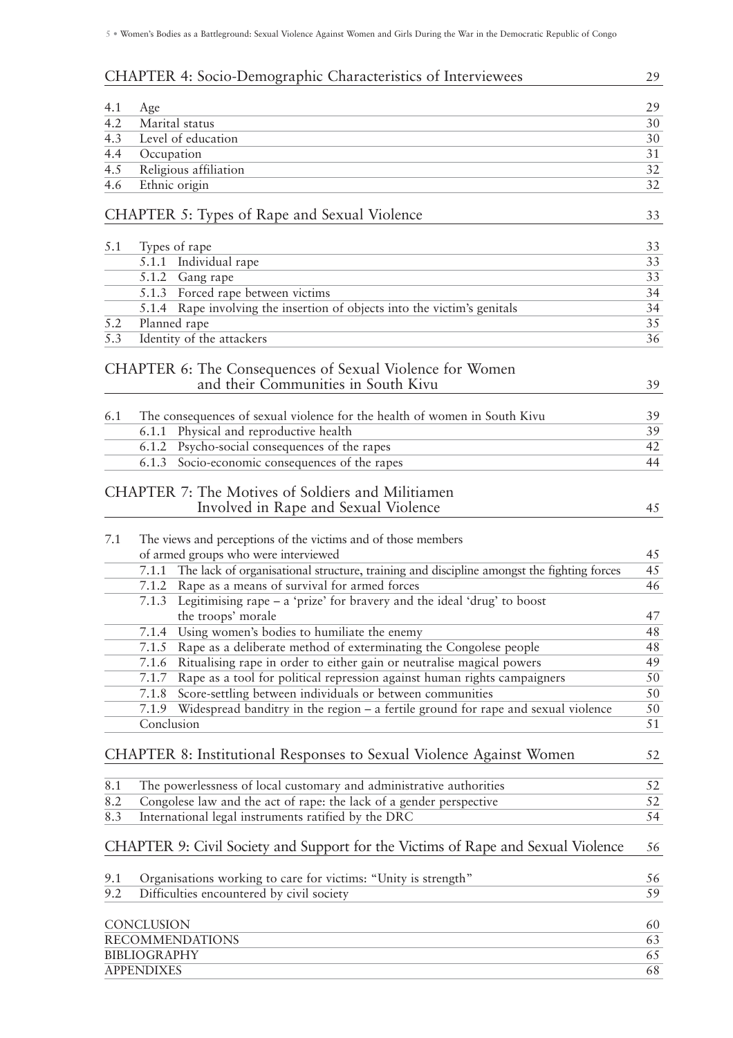| | | |
|---|---|---|
| **CHAPTER 4: Socio-Demographic Characteristics of Interviewees** | | 29 |
| 4.1 | Age | 29 |
| 4.2 | Marital status | 30 |
| 4.3 | Level of education | 30 |
| 4.4 | Occupation | 31 |
| 4.5 | Religious affiliation | 32 |
| 4.6 | Ethnic origin | 32 |
| **CHAPTER 5: Types of Rape and Sexual Violence** | | 33 |
| 5.1 | Types of rape | 33 |
| | 5.1.1 Individual rape | 33 |
| | 5.1.2 Gang rape | 33 |
| | 5.1.3 Forced rape between victims | 34 |
| | 5.1.4 Rape involving the insertion of objects into the victim's genitals | 34 |
| 5.2 | Planned rape | 35 |
| 5.3 | Identity of the attackers | 36 |
| **CHAPTER 6: The Consequences of Sexual Violence for Women and their Communities in South Kivu** | | 39 |
| 6.1 | The consequences of sexual violence for the health of women in South Kivu | 39 |
| | 6.1.1 Physical and reproductive health | 39 |
| | 6.1.2 Psycho-social consequences of the rapes | 42 |
| | 6.1.3 Socio-economic consequences of the rapes | 44 |
| **CHAPTER 7: The Motives of Soldiers and Militiamen Involved in Rape and Sexual Violence** | | 45 |
| 7.1 | The views and perceptions of the victims and of those members of armed groups who were interviewed | 45 |
| | 7.1.1 The lack of organisational structure, training and discipline amongst the fighting forces | 45 |
| | 7.1.2 Rape as a means of survival for armed forces | 46 |
| | 7.1.3 Legitimising rape – a 'prize' for bravery and the ideal 'drug' to boost the troops' morale | 47 |
| | 7.1.4 Using women's bodies to humiliate the enemy | 48 |
| | 7.1.5 Rape as a deliberate method of exterminating the Congolese people | 48 |
| | 7.1.6 Ritualising rape in order to either gain or neutralise magical powers | 49 |
| | 7.1.7 Rape as a tool for political repression against human rights campaigners | 50 |
| | 7.1.8 Score-settling between individuals or between communities | 50 |
| | 7.1.9 Widespread banditry in the region – a fertile ground for rape and sexual violence | 50 |
| | Conclusion | 51 |
| **CHAPTER 8: Institutional Responses to Sexual Violence Against Women** | | 52 |
| 8.1 | The powerlessness of local customary and administrative authorities | 52 |
| 8.2 | Congolese law and the act of rape: the lack of a gender perspective | 52 |
| 8.3 | International legal instruments ratified by the DRC | 54 |
| **CHAPTER 9: Civil Society and Support for the Victims of Rape and Sexual Violence** | | 56 |
| 9.1 | Organisations working to care for victims: "Unity is strength" | 56 |
| 9.2 | Difficulties encountered by civil society | 59 |
| CONCLUSION | | 60 |
| RECOMMENDATIONS | | 63 |
| BIBLIOGRAPHY | | 65 |
| APPENDIXES | | 68 |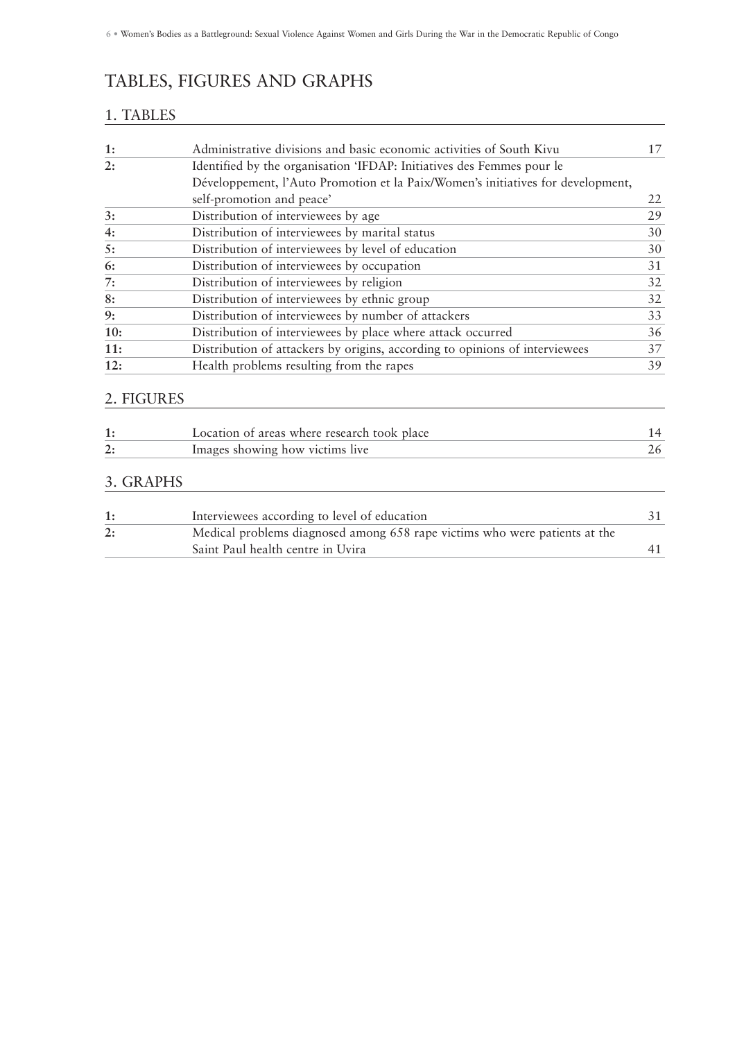# TABLES, FIGURES AND GRAPHS

## 1. TABLES

| | | |
|---|---|---|
| **1:** | Administrative divisions and basic economic activities of South Kivu | 17 |
| **2:** | Identified by the organisation 'IFDAP: Initiatives des Femmes pour le Développement, l'Auto Promotion et la Paix/Women's initiatives for development, self-promotion and peace' | 22 |
| **3:** | Distribution of interviewees by age | 29 |
| **4:** | Distribution of interviewees by marital status | 30 |
| **5:** | Distribution of interviewees by level of education | 30 |
| **6:** | Distribution of interviewees by occupation | 31 |
| **7:** | Distribution of interviewees by religion | 32 |
| **8:** | Distribution of interviewees by ethnic group | 32 |
| **9:** | Distribution of interviewees by number of attackers | 33 |
| **10:** | Distribution of interviewees by place where attack occurred | 36 |
| **11:** | Distribution of attackers by origins, according to opinions of interviewees | 37 |
| **12:** | Health problems resulting from the rapes | 39 |

## 2. FIGURES

| | | |
|---|---|---|
| **1:** | Location of areas where research took place | 14 |
| **2:** | Images showing how victims live | 26 |

## 3. GRAPHS

| | | |
|---|---|---|
| **1:** | Interviewees according to level of education | 31 |
| **2:** | Medical problems diagnosed among 658 rape victims who were patients at the Saint Paul health centre in Uvira | 41 |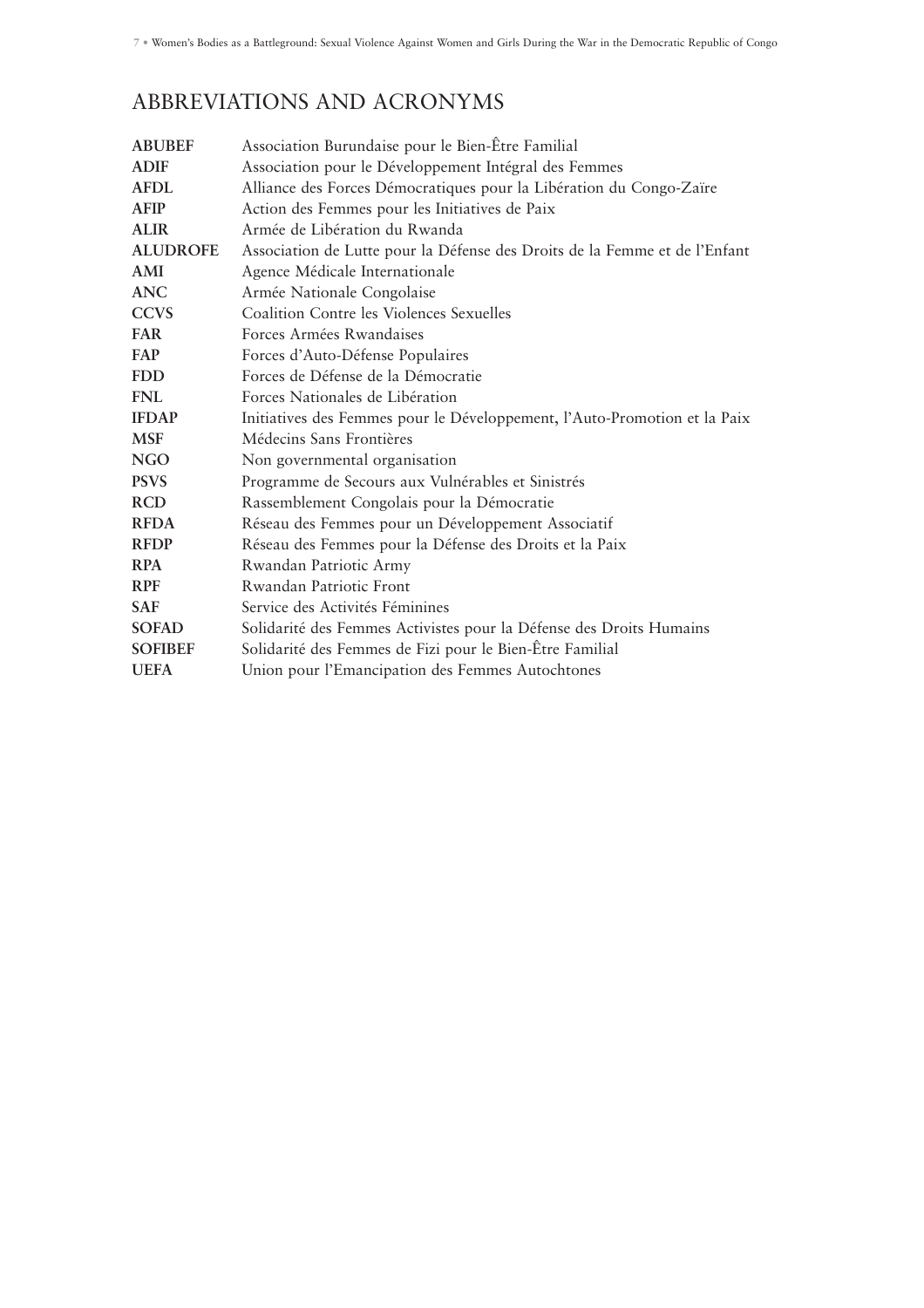## ABBREVIATIONS AND ACRONYMS

| | |
|---|---|
| **ABUBEF** | Association Burundaise pour le Bien-Être Familial |
| **ADIF** | Association pour le Développement Intégral des Femmes |
| **AFDL** | Alliance des Forces Démocratiques pour la Libération du Congo-Zaïre |
| **AFIP** | Action des Femmes pour les Initiatives de Paix |
| **ALIR** | Armée de Libération du Rwanda |
| **ALUDROFE** | Association de Lutte pour la Défense des Droits de la Femme et de l'Enfant |
| **AMI** | Agence Médicale Internationale |
| **ANC** | Armée Nationale Congolaise |
| **CCVS** | Coalition Contre les Violences Sexuelles |
| **FAR** | Forces Armées Rwandaises |
| **FAP** | Forces d'Auto-Défense Populaires |
| **FDD** | Forces de Défense de la Démocratie |
| **FNL** | Forces Nationales de Libération |
| **IFDAP** | Initiatives des Femmes pour le Développement, l'Auto-Promotion et la Paix |
| **MSF** | Médecins Sans Frontières |
| **NGO** | Non governmental organisation |
| **PSVS** | Programme de Secours aux Vulnérables et Sinistrés |
| **RCD** | Rassemblement Congolais pour la Démocratie |
| **RFDA** | Réseau des Femmes pour un Développement Associatif |
| **RFDP** | Réseau des Femmes pour la Défense des Droits et la Paix |
| **RPA** | Rwandan Patriotic Army |
| **RPF** | Rwandan Patriotic Front |
| **SAF** | Service des Activités Féminines |
| **SOFAD** | Solidarité des Femmes Activistes pour la Défense des Droits Humains |
| **SOFIBEF** | Solidarité des Femmes de Fizi pour le Bien-Être Familial |
| **UEFA** | Union pour l'Emancipation des Femmes Autochtones |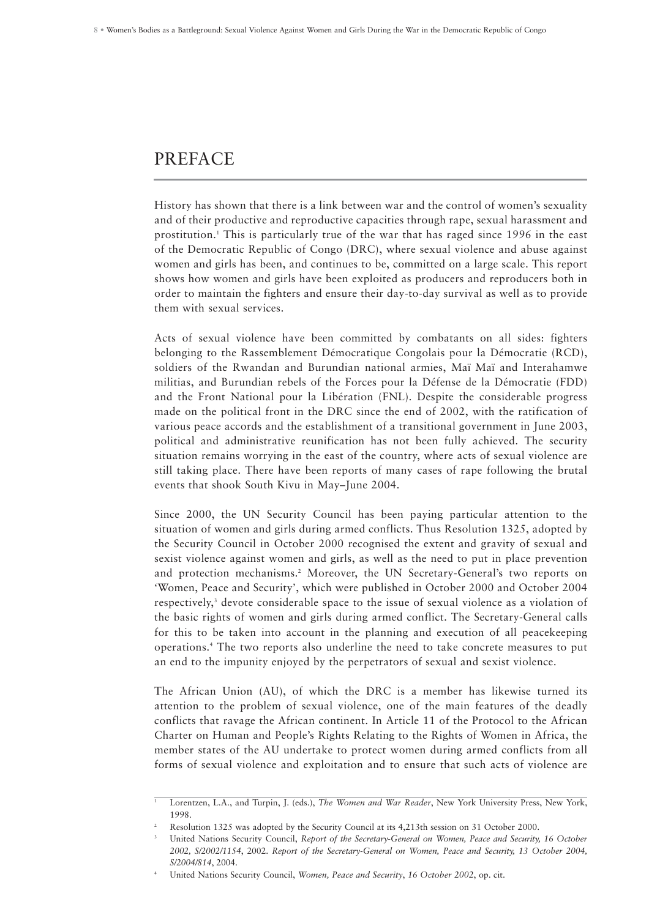# PREFACE

History has shown that there is a link between war and the control of women's sexuality and of their productive and reproductive capacities through rape, sexual harassment and prostitution.[1] This is particularly true of the war that has raged since 1996 in the east of the Democratic Republic of Congo (DRC), where sexual violence and abuse against women and girls has been, and continues to be, committed on a large scale. This report shows how women and girls have been exploited as producers and reproducers both in order to maintain the fighters and ensure their day-to-day survival as well as to provide them with sexual services.

Acts of sexual violence have been committed by combatants on all sides: fighters belonging to the Rassemblement Démocratique Congolais pour la Démocratie (RCD), soldiers of the Rwandan and Burundian national armies, Maï Maï and Interahamwe militias, and Burundian rebels of the Forces pour la Défense de la Démocratie (FDD) and the Front National pour la Libération (FNL). Despite the considerable progress made on the political front in the DRC since the end of 2002, with the ratification of various peace accords and the establishment of a transitional government in June 2003, political and administrative reunification has not been fully achieved. The security situation remains worrying in the east of the country, where acts of sexual violence are still taking place. There have been reports of many cases of rape following the brutal events that shook South Kivu in May–June 2004.

Since 2000, the UN Security Council has been paying particular attention to the situation of women and girls during armed conflicts. Thus Resolution 1325, adopted by the Security Council in October 2000 recognised the extent and gravity of sexual and sexist violence against women and girls, as well as the need to put in place prevention and protection mechanisms.[2] Moreover, the UN Secretary-General's two reports on 'Women, Peace and Security', which were published in October 2000 and October 2004 respectively,[3] devote considerable space to the issue of sexual violence as a violation of the basic rights of women and girls during armed conflict. The Secretary-General calls for this to be taken into account in the planning and execution of all peacekeeping operations.[4] The two reports also underline the need to take concrete measures to put an end to the impunity enjoyed by the perpetrators of sexual and sexist violence.

The African Union (AU), of which the DRC is a member has likewise turned its attention to the problem of sexual violence, one of the main features of the deadly conflicts that ravage the African continent. In Article 11 of the Protocol to the African Charter on Human and People's Rights Relating to the Rights of Women in Africa, the member states of the AU undertake to protect women during armed conflicts from all forms of sexual violence and exploitation and to ensure that such acts of violence are

---

[1] Lorentzen, L.A., and Turpin, J. (eds.), *The Women and War Reader*, New York University Press, New York, 1998.

[2] Resolution 1325 was adopted by the Security Council at its 4,213th session on 31 October 2000.

[3] United Nations Security Council, *Report of the Secretary-General on Women, Peace and Security, 16 October 2002, S/2002/1154*, 2002. *Report of the Secretary-General on Women, Peace and Security, 13 October 2004, S/2004/814*, 2004.

[4] United Nations Security Council, *Women, Peace and Security*, *16 October 2002*, op. cit.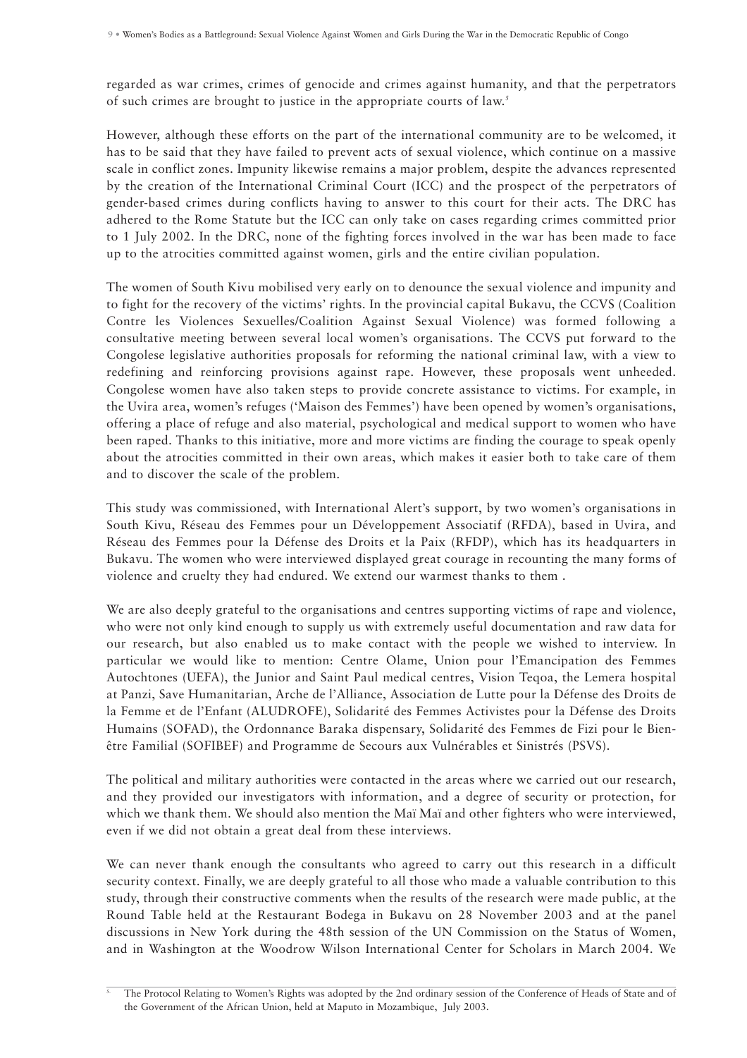regarded as war crimes, crimes of genocide and crimes against humanity, and that the perpetrators of such crimes are brought to justice in the appropriate courts of law.[5]

However, although these efforts on the part of the international community are to be welcomed, it has to be said that they have failed to prevent acts of sexual violence, which continue on a massive scale in conflict zones. Impunity likewise remains a major problem, despite the advances represented by the creation of the International Criminal Court (ICC) and the prospect of the perpetrators of gender-based crimes during conflicts having to answer to this court for their acts. The DRC has adhered to the Rome Statute but the ICC can only take on cases regarding crimes committed prior to 1 July 2002. In the DRC, none of the fighting forces involved in the war has been made to face up to the atrocities committed against women, girls and the entire civilian population.

The women of South Kivu mobilised very early on to denounce the sexual violence and impunity and to fight for the recovery of the victims' rights. In the provincial capital Bukavu, the CCVS (Coalition Contre les Violences Sexuelles/Coalition Against Sexual Violence) was formed following a consultative meeting between several local women's organisations. The CCVS put forward to the Congolese legislative authorities proposals for reforming the national criminal law, with a view to redefining and reinforcing provisions against rape. However, these proposals went unheeded. Congolese women have also taken steps to provide concrete assistance to victims. For example, in the Uvira area, women's refuges ('Maison des Femmes') have been opened by women's organisations, offering a place of refuge and also material, psychological and medical support to women who have been raped. Thanks to this initiative, more and more victims are finding the courage to speak openly about the atrocities committed in their own areas, which makes it easier both to take care of them and to discover the scale of the problem.

This study was commissioned, with International Alert's support, by two women's organisations in South Kivu, Réseau des Femmes pour un Développement Associatif (RFDA), based in Uvira, and Réseau des Femmes pour la Défense des Droits et la Paix (RFDP), which has its headquarters in Bukavu. The women who were interviewed displayed great courage in recounting the many forms of violence and cruelty they had endured. We extend our warmest thanks to them .

We are also deeply grateful to the organisations and centres supporting victims of rape and violence, who were not only kind enough to supply us with extremely useful documentation and raw data for our research, but also enabled us to make contact with the people we wished to interview. In particular we would like to mention: Centre Olame, Union pour l'Emancipation des Femmes Autochtones (UEFA), the Junior and Saint Paul medical centres, Vision Teqoa, the Lemera hospital at Panzi, Save Humanitarian, Arche de l'Alliance, Association de Lutte pour la Défense des Droits de la Femme et de l'Enfant (ALUDROFE), Solidarité des Femmes Activistes pour la Défense des Droits Humains (SOFAD), the Ordonnance Baraka dispensary, Solidarité des Femmes de Fizi pour le Bien-être Familial (SOFIBEF) and Programme de Secours aux Vulnérables et Sinistrés (PSVS).

The political and military authorities were contacted in the areas where we carried out our research, and they provided our investigators with information, and a degree of security or protection, for which we thank them. We should also mention the Maï Maï and other fighters who were interviewed, even if we did not obtain a great deal from these interviews.

We can never thank enough the consultants who agreed to carry out this research in a difficult security context. Finally, we are deeply grateful to all those who made a valuable contribution to this study, through their constructive comments when the results of the research were made public, at the Round Table held at the Restaurant Bodega in Bukavu on 28 November 2003 and at the panel discussions in New York during the 48th session of the UN Commission on the Status of Women, and in Washington at the Woodrow Wilson International Center for Scholars in March 2004. We

[5] The Protocol Relating to Women's Rights was adopted by the 2nd ordinary session of the Conference of Heads of State and of the Government of the African Union, held at Maputo in Mozambique, July 2003.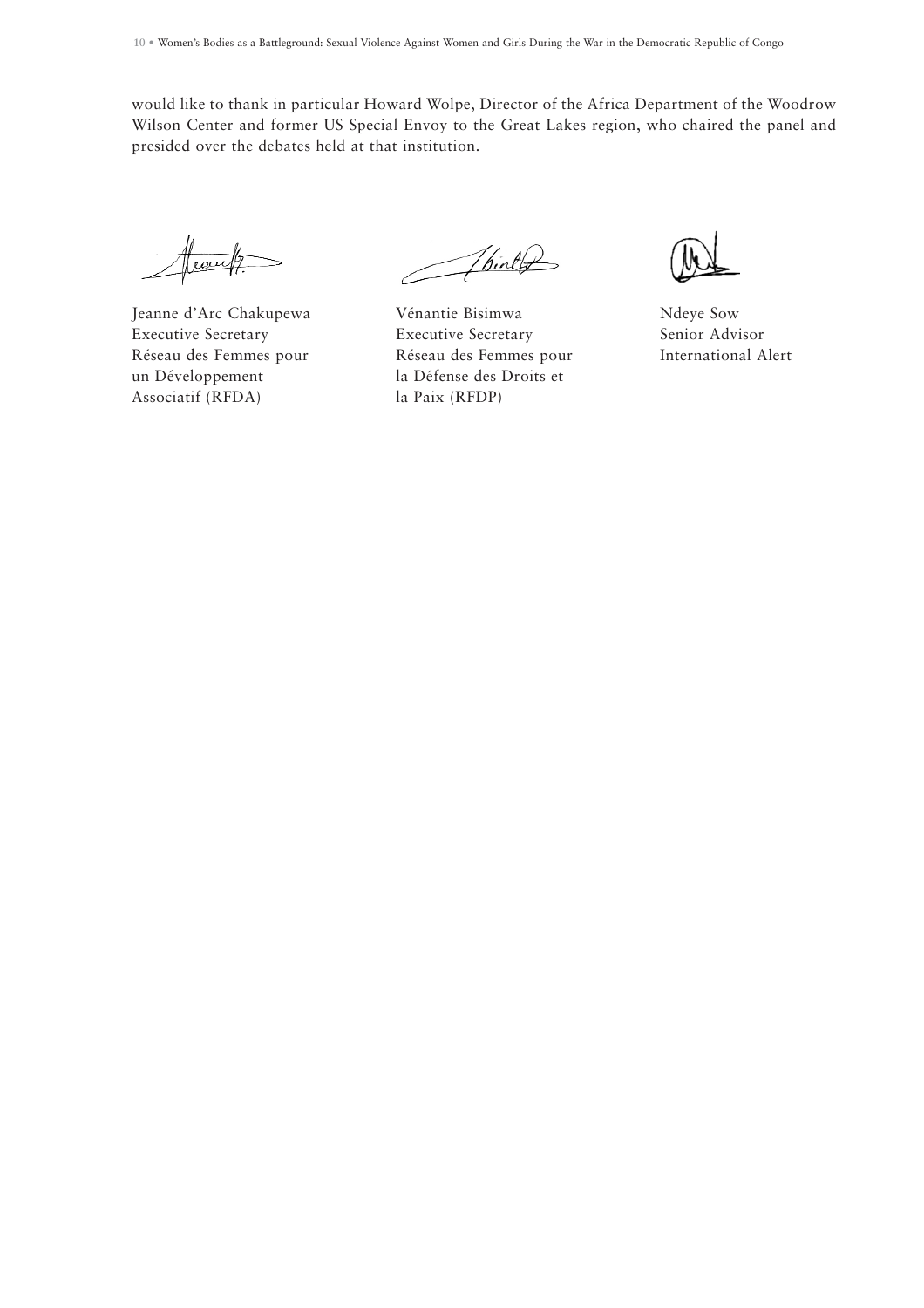would like to thank in particular Howard Wolpe, Director of the Africa Department of the Woodrow Wilson Center and former US Special Envoy to the Great Lakes region, who chaired the panel and presided over the debates held at that institution.

Jeanne d'Arc Chakupewa
Executive Secretary
Réseau des Femmes pour un Développement Associatif (RFDA)

Vénantie Bisimwa
Executive Secretary
Réseau des Femmes pour la Défense des Droits et la Paix (RFDP)

Ndeye Sow
Senior Advisor
International Alert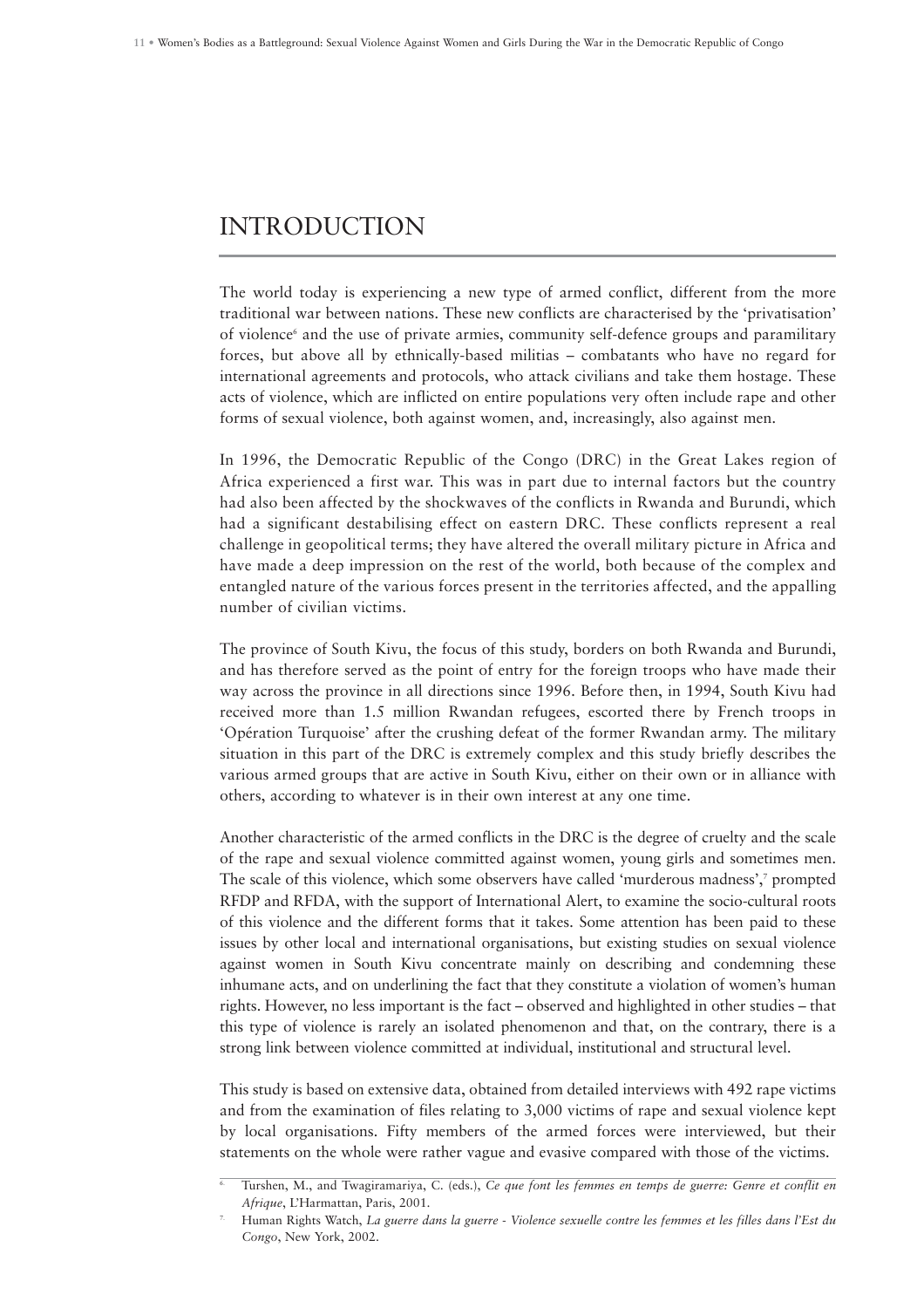# INTRODUCTION

The world today is experiencing a new type of armed conflict, different from the more traditional war between nations. These new conflicts are characterised by the 'privatisation' of violence[6] and the use of private armies, community self-defence groups and paramilitary forces, but above all by ethnically-based militias – combatants who have no regard for international agreements and protocols, who attack civilians and take them hostage. These acts of violence, which are inflicted on entire populations very often include rape and other forms of sexual violence, both against women, and, increasingly, also against men.

In 1996, the Democratic Republic of the Congo (DRC) in the Great Lakes region of Africa experienced a first war. This was in part due to internal factors but the country had also been affected by the shockwaves of the conflicts in Rwanda and Burundi, which had a significant destabilising effect on eastern DRC. These conflicts represent a real challenge in geopolitical terms; they have altered the overall military picture in Africa and have made a deep impression on the rest of the world, both because of the complex and entangled nature of the various forces present in the territories affected, and the appalling number of civilian victims.

The province of South Kivu, the focus of this study, borders on both Rwanda and Burundi, and has therefore served as the point of entry for the foreign troops who have made their way across the province in all directions since 1996. Before then, in 1994, South Kivu had received more than 1.5 million Rwandan refugees, escorted there by French troops in 'Opération Turquoise' after the crushing defeat of the former Rwandan army. The military situation in this part of the DRC is extremely complex and this study briefly describes the various armed groups that are active in South Kivu, either on their own or in alliance with others, according to whatever is in their own interest at any one time.

Another characteristic of the armed conflicts in the DRC is the degree of cruelty and the scale of the rape and sexual violence committed against women, young girls and sometimes men. The scale of this violence, which some observers have called 'murderous madness',[7] prompted RFDP and RFDA, with the support of International Alert, to examine the socio-cultural roots of this violence and the different forms that it takes. Some attention has been paid to these issues by other local and international organisations, but existing studies on sexual violence against women in South Kivu concentrate mainly on describing and condemning these inhumane acts, and on underlining the fact that they constitute a violation of women's human rights. However, no less important is the fact – observed and highlighted in other studies – that this type of violence is rarely an isolated phenomenon and that, on the contrary, there is a strong link between violence committed at individual, institutional and structural level.

This study is based on extensive data, obtained from detailed interviews with 492 rape victims and from the examination of files relating to 3,000 victims of rape and sexual violence kept by local organisations. Fifty members of the armed forces were interviewed, but their statements on the whole were rather vague and evasive compared with those of the victims.

---

[6] Turshen, M., and Twagiramariya, C. (eds.), *Ce que font les femmes en temps de guerre: Genre et conflit en Afrique*, L'Harmattan, Paris, 2001.

[7] Human Rights Watch, *La guerre dans la guerre - Violence sexuelle contre les femmes et les filles dans l'Est du Congo*, New York, 2002.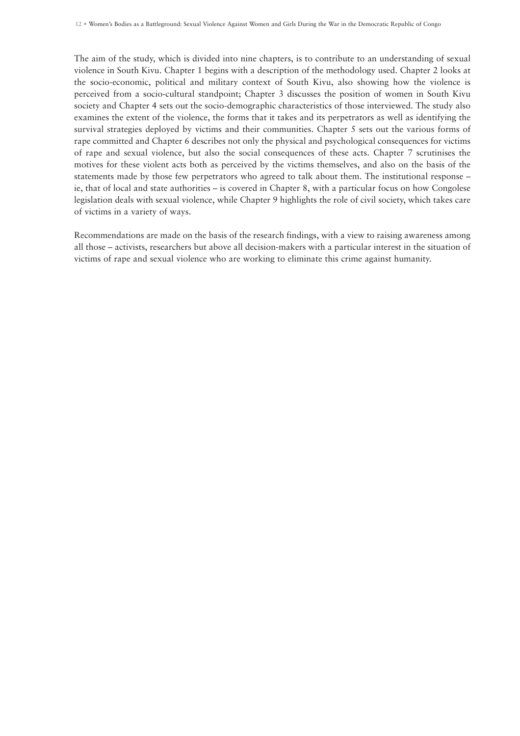The aim of the study, which is divided into nine chapters, is to contribute to an understanding of sexual violence in South Kivu. Chapter 1 begins with a description of the methodology used. Chapter 2 looks at the socio-economic, political and military context of South Kivu, also showing how the violence is perceived from a socio-cultural standpoint; Chapter 3 discusses the position of women in South Kivu society and Chapter 4 sets out the socio-demographic characteristics of those interviewed. The study also examines the extent of the violence, the forms that it takes and its perpetrators as well as identifying the survival strategies deployed by victims and their communities. Chapter 5 sets out the various forms of rape committed and Chapter 6 describes not only the physical and psychological consequences for victims of rape and sexual violence, but also the social consequences of these acts. Chapter 7 scrutinises the motives for these violent acts both as perceived by the victims themselves, and also on the basis of the statements made by those few perpetrators who agreed to talk about them. The institutional response – ie, that of local and state authorities – is covered in Chapter 8, with a particular focus on how Congolese legislation deals with sexual violence, while Chapter 9 highlights the role of civil society, which takes care of victims in a variety of ways.

Recommendations are made on the basis of the research findings, with a view to raising awareness among all those – activists, researchers but above all decision-makers with a particular interest in the situation of victims of rape and sexual violence who are working to eliminate this crime against humanity.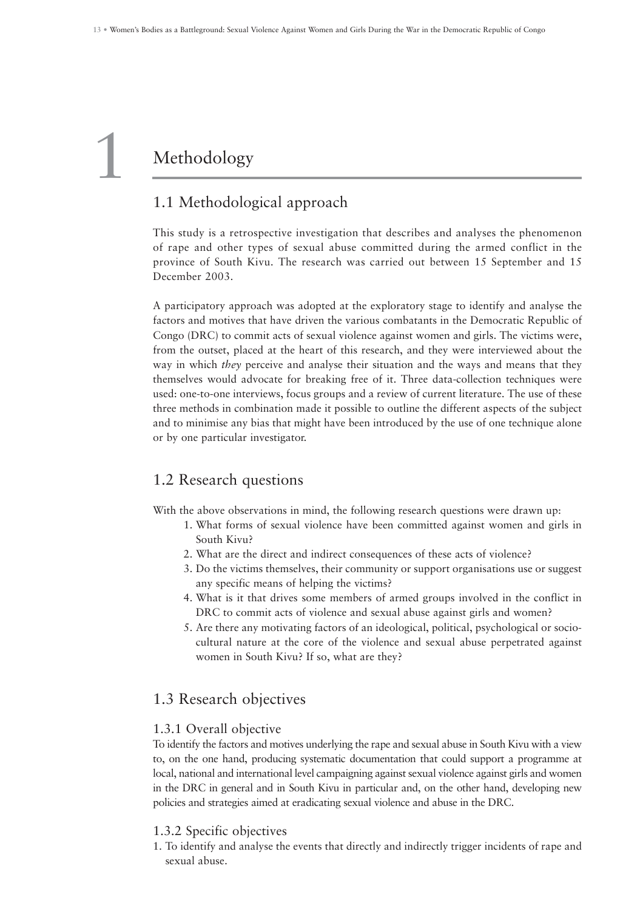# 1 Methodology

## 1.1 Methodological approach

This study is a retrospective investigation that describes and analyses the phenomenon of rape and other types of sexual abuse committed during the armed conflict in the province of South Kivu. The research was carried out between 15 September and 15 December 2003.

A participatory approach was adopted at the exploratory stage to identify and analyse the factors and motives that have driven the various combatants in the Democratic Republic of Congo (DRC) to commit acts of sexual violence against women and girls. The victims were, from the outset, placed at the heart of this research, and they were interviewed about the way in which *they* perceive and analyse their situation and the ways and means that they themselves would advocate for breaking free of it. Three data-collection techniques were used: one-to-one interviews, focus groups and a review of current literature. The use of these three methods in combination made it possible to outline the different aspects of the subject and to minimise any bias that might have been introduced by the use of one technique alone or by one particular investigator.

## 1.2 Research questions

With the above observations in mind, the following research questions were drawn up:

1. What forms of sexual violence have been committed against women and girls in South Kivu?
2. What are the direct and indirect consequences of these acts of violence?
3. Do the victims themselves, their community or support organisations use or suggest any specific means of helping the victims?
4. What is it that drives some members of armed groups involved in the conflict in DRC to commit acts of violence and sexual abuse against girls and women?
5. Are there any motivating factors of an ideological, political, psychological or socio-cultural nature at the core of the violence and sexual abuse perpetrated against women in South Kivu? If so, what are they?

## 1.3 Research objectives

### 1.3.1 Overall objective

To identify the factors and motives underlying the rape and sexual abuse in South Kivu with a view to, on the one hand, producing systematic documentation that could support a programme at local, national and international level campaigning against sexual violence against girls and women in the DRC in general and in South Kivu in particular and, on the other hand, developing new policies and strategies aimed at eradicating sexual violence and abuse in the DRC.

### 1.3.2 Specific objectives

1. To identify and analyse the events that directly and indirectly trigger incidents of rape and sexual abuse.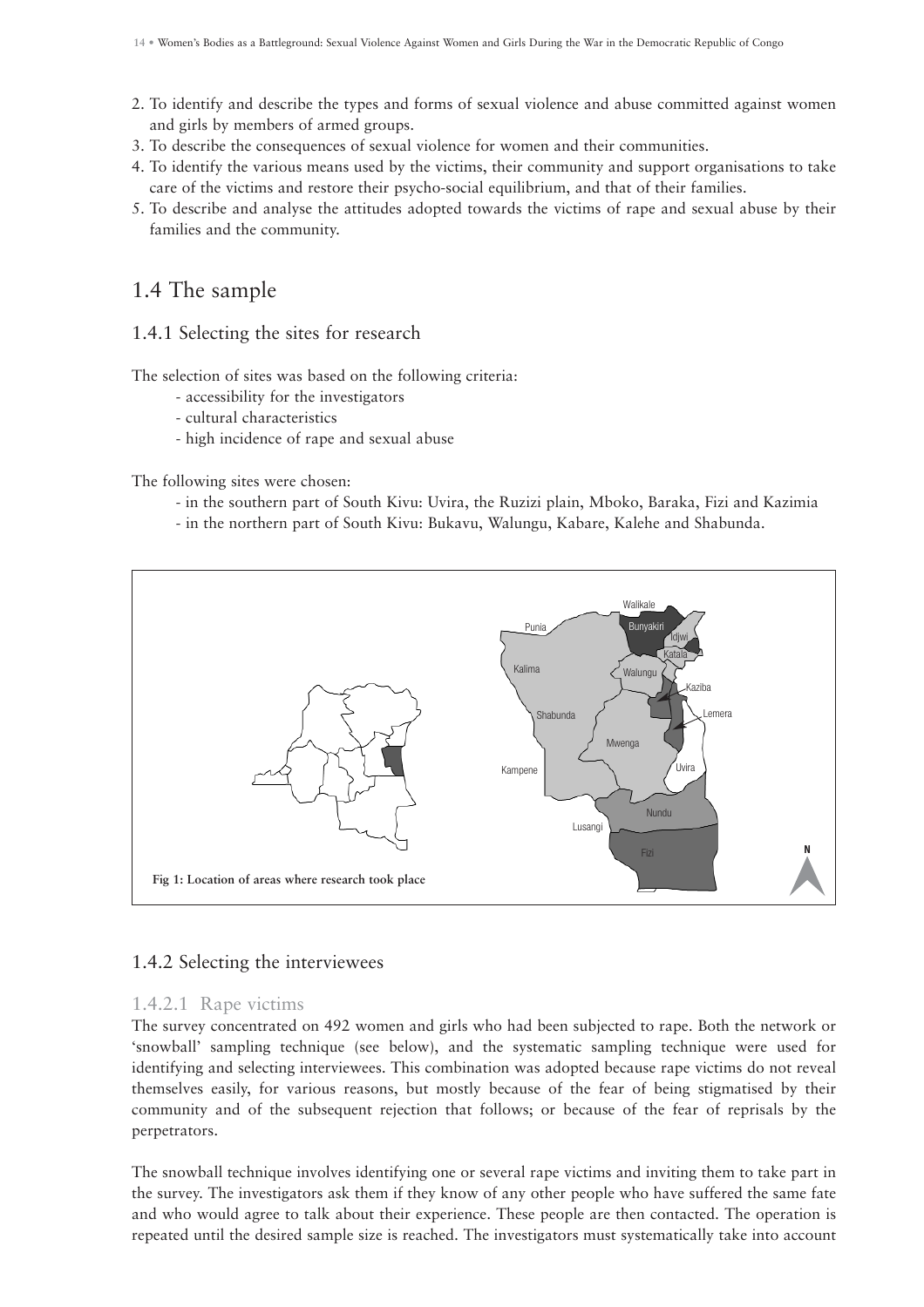2. To identify and describe the types and forms of sexual violence and abuse committed against women and girls by members of armed groups.
3. To describe the consequences of sexual violence for women and their communities.
4. To identify the various means used by the victims, their community and support organisations to take care of the victims and restore their psycho-social equilibrium, and that of their families.
5. To describe and analyse the attitudes adopted towards the victims of rape and sexual abuse by their families and the community.

## 1.4 The sample

### 1.4.1 Selecting the sites for research

The selection of sites was based on the following criteria:

- accessibility for the investigators
- cultural characteristics
- high incidence of rape and sexual abuse

The following sites were chosen:

- in the southern part of South Kivu: Uvira, the Ruzizi plain, Mboko, Baraka, Fizi and Kazimia
- in the northern part of South Kivu: Bukavu, Walungu, Kabare, Kalehe and Shabunda.

Walikale
Punia
Bunyakiri
Idjwi
Katala
Kalima
Walungu
Kaziba
Shabunda
Lemera
Mwenga
Kampene
Uvira
Nundu
Lusangi
Fizi
N

**Fig 1: Location of areas where research took place**

### 1.4.2 Selecting the interviewees

#### 1.4.2.1 Rape victims

The survey concentrated on 492 women and girls who had been subjected to rape. Both the network or 'snowball' sampling technique (see below), and the systematic sampling technique were used for identifying and selecting interviewees. This combination was adopted because rape victims do not reveal themselves easily, for various reasons, but mostly because of the fear of being stigmatised by their community and of the subsequent rejection that follows; or because of the fear of reprisals by the perpetrators.

The snowball technique involves identifying one or several rape victims and inviting them to take part in the survey. The investigators ask them if they know of any other people who have suffered the same fate and who would agree to talk about their experience. These people are then contacted. The operation is repeated until the desired sample size is reached. The investigators must systematically take into account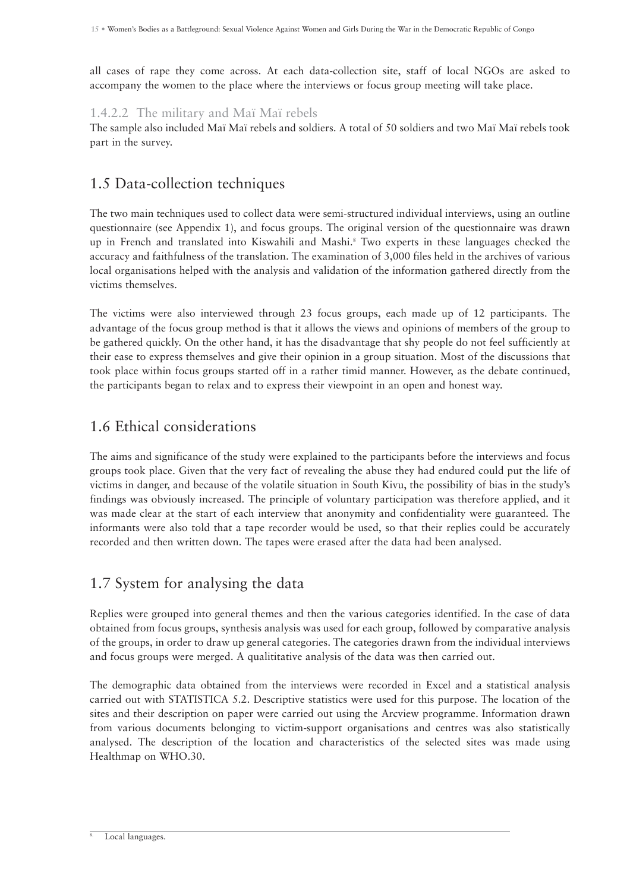all cases of rape they come across. At each data-collection site, staff of local NGOs are asked to accompany the women to the place where the interviews or focus group meeting will take place.

#### 1.4.2.2 The military and Maï Maï rebels

The sample also included Maï Maï rebels and soldiers. A total of 50 soldiers and two Maï Maï rebels took part in the survey.

## 1.5 Data-collection techniques

The two main techniques used to collect data were semi-structured individual interviews, using an outline questionnaire (see Appendix 1), and focus groups. The original version of the questionnaire was drawn up in French and translated into Kiswahili and Mashi.[8] Two experts in these languages checked the accuracy and faithfulness of the translation. The examination of 3,000 files held in the archives of various local organisations helped with the analysis and validation of the information gathered directly from the victims themselves.

The victims were also interviewed through 23 focus groups, each made up of 12 participants. The advantage of the focus group method is that it allows the views and opinions of members of the group to be gathered quickly. On the other hand, it has the disadvantage that shy people do not feel sufficiently at their ease to express themselves and give their opinion in a group situation. Most of the discussions that took place within focus groups started off in a rather timid manner. However, as the debate continued, the participants began to relax and to express their viewpoint in an open and honest way.

## 1.6 Ethical considerations

The aims and significance of the study were explained to the participants before the interviews and focus groups took place. Given that the very fact of revealing the abuse they had endured could put the life of victims in danger, and because of the volatile situation in South Kivu, the possibility of bias in the study's findings was obviously increased. The principle of voluntary participation was therefore applied, and it was made clear at the start of each interview that anonymity and confidentiality were guaranteed. The informants were also told that a tape recorder would be used, so that their replies could be accurately recorded and then written down. The tapes were erased after the data had been analysed.

## 1.7 System for analysing the data

Replies were grouped into general themes and then the various categories identified. In the case of data obtained from focus groups, synthesis analysis was used for each group, followed by comparative analysis of the groups, in order to draw up general categories. The categories drawn from the individual interviews and focus groups were merged. A qualititative analysis of the data was then carried out.

The demographic data obtained from the interviews were recorded in Excel and a statistical analysis carried out with STATISTICA 5.2. Descriptive statistics were used for this purpose. The location of the sites and their description on paper were carried out using the Arcview programme. Information drawn from various documents belonging to victim-support organisations and centres was also statistically analysed. The description of the location and characteristics of the selected sites was made using Healthmap on WHO.30.

---

[8] Local languages.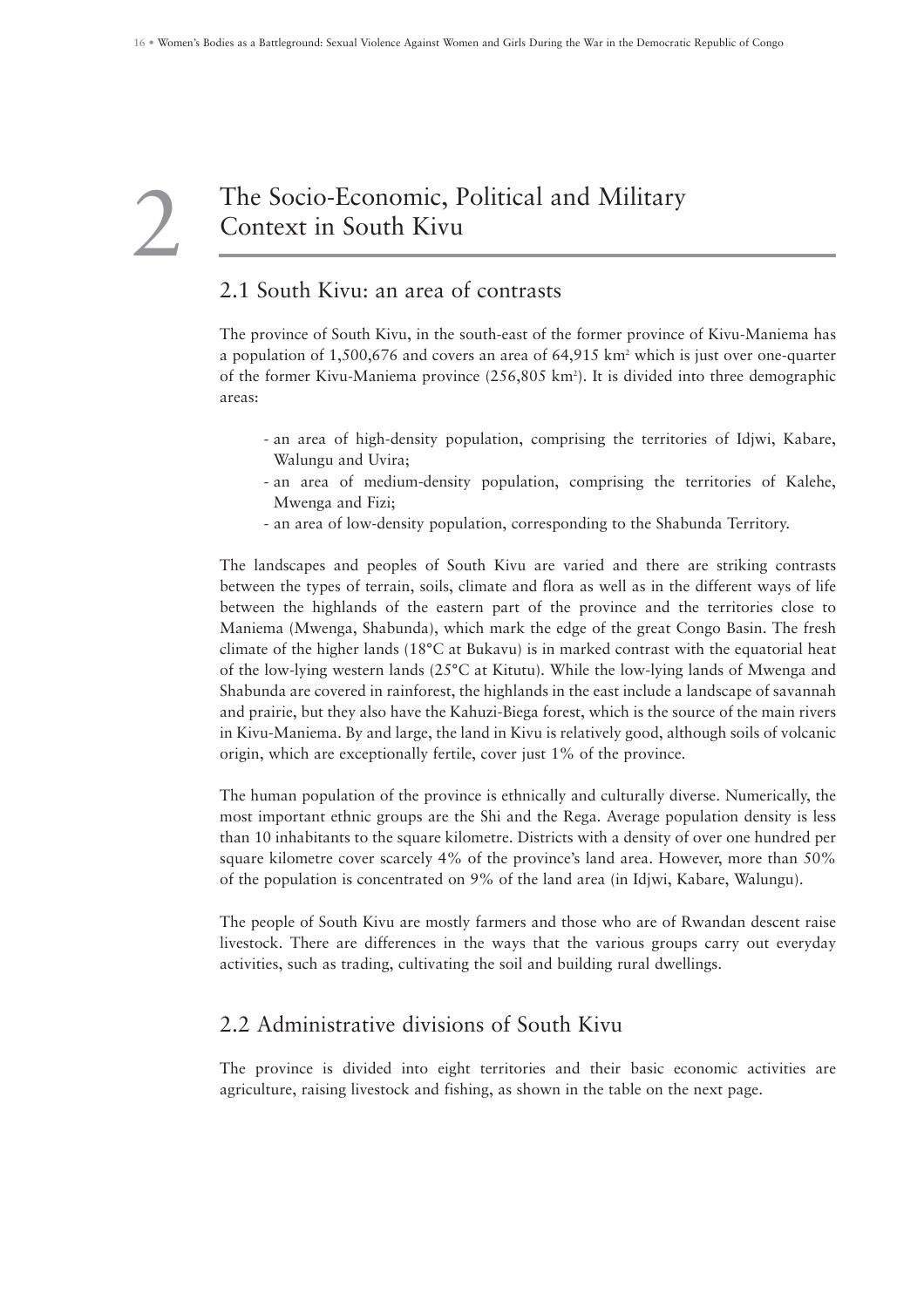# 2 The Socio-Economic, Political and Military Context in South Kivu

## 2.1 South Kivu: an area of contrasts

The province of South Kivu, in the south-east of the former province of Kivu-Maniema has a population of 1,500,676 and covers an area of 64,915 km$^2$ which is just over one-quarter of the former Kivu-Maniema province (256,805 km$^2$). It is divided into three demographic areas:

- an area of high-density population, comprising the territories of Idjwi, Kabare, Walungu and Uvira;
- an area of medium-density population, comprising the territories of Kalehe, Mwenga and Fizi;
- an area of low-density population, corresponding to the Shabunda Territory.

The landscapes and peoples of South Kivu are varied and there are striking contrasts between the types of terrain, soils, climate and flora as well as in the different ways of life between the highlands of the eastern part of the province and the territories close to Maniema (Mwenga, Shabunda), which mark the edge of the great Congo Basin. The fresh climate of the higher lands (18°C at Bukavu) is in marked contrast with the equatorial heat of the low-lying western lands (25°C at Kitutu). While the low-lying lands of Mwenga and Shabunda are covered in rainforest, the highlands in the east include a landscape of savannah and prairie, but they also have the Kahuzi-Biega forest, which is the source of the main rivers in Kivu-Maniema. By and large, the land in Kivu is relatively good, although soils of volcanic origin, which are exceptionally fertile, cover just 1% of the province.

The human population of the province is ethnically and culturally diverse. Numerically, the most important ethnic groups are the Shi and the Rega. Average population density is less than 10 inhabitants to the square kilometre. Districts with a density of over one hundred per square kilometre cover scarcely 4% of the province's land area. However, more than 50% of the population is concentrated on 9% of the land area (in Idjwi, Kabare, Walungu).

The people of South Kivu are mostly farmers and those who are of Rwandan descent raise livestock. There are differences in the ways that the various groups carry out everyday activities, such as trading, cultivating the soil and building rural dwellings.

## 2.2 Administrative divisions of South Kivu

The province is divided into eight territories and their basic economic activities are agriculture, raising livestock and fishing, as shown in the table on the next page.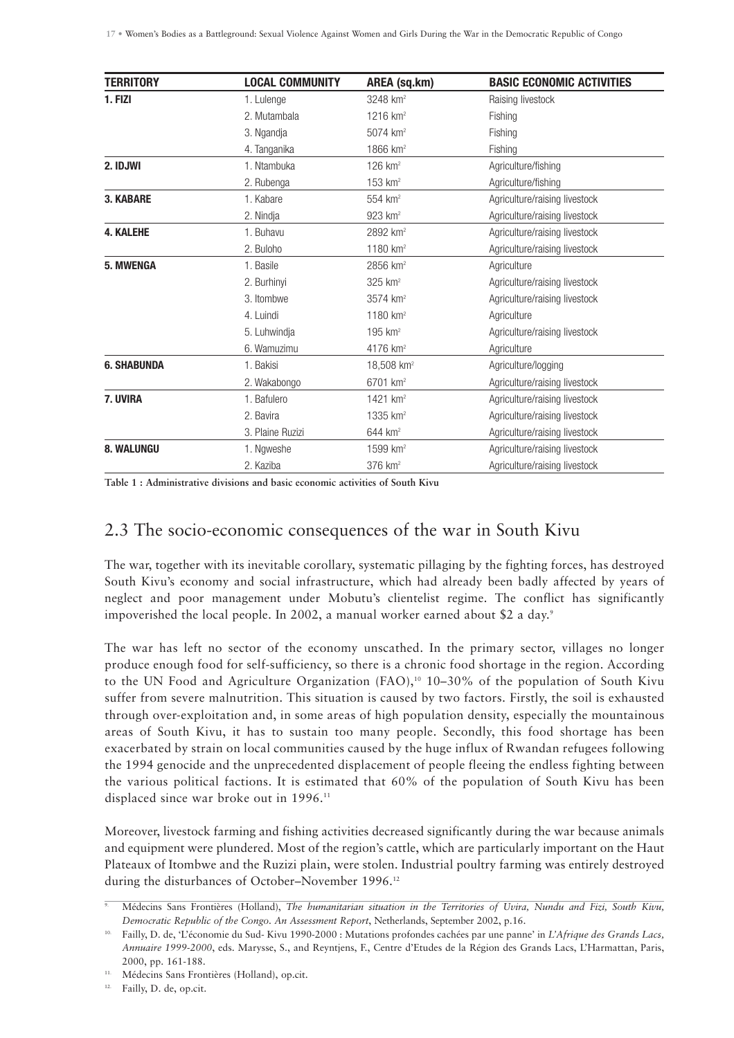| TERRITORY | LOCAL COMMUNITY | AREA (sq.km) | BASIC ECONOMIC ACTIVITIES |
|---|---|---|---|
| **1. FIZI** | 1. Lulenge | 3248 km$^2$ | Raising livestock |
| | 2. Mutambala | 1216 km$^2$ | Fishing |
| | 3. Ngandja | 5074 km$^2$ | Fishing |
| | 4. Tanganika | 1866 km$^2$ | Fishing |
| **2. IDJWI** | 1. Ntambuka | 126 km$^2$ | Agriculture/fishing |
| | 2. Rubenga | 153 km$^2$ | Agriculture/fishing |
| **3. KABARE** | 1. Kabare | 554 km$^2$ | Agriculture/raising livestock |
| | 2. Nindja | 923 km$^2$ | Agriculture/raising livestock |
| **4. KALEHE** | 1. Buhavu | 2892 km$^2$ | Agriculture/raising livestock |
| | 2. Buloho | 1180 km$^2$ | Agriculture/raising livestock |
| **5. MWENGA** | 1. Basile | 2856 km$^2$ | Agriculture |
| | 2. Burhinyi | 325 km$^2$ | Agriculture/raising livestock |
| | 3. Itombwe | 3574 km$^2$ | Agriculture/raising livestock |
| | 4. Luindi | 1180 km$^2$ | Agriculture |
| | 5. Luhwindja | 195 km$^2$ | Agriculture/raising livestock |
| | 6. Wamuzimu | 4176 km$^2$ | Agriculture |
| **6. SHABUNDA** | 1. Bakisi | 18,508 km$^2$ | Agriculture/logging |
| | 2. Wakabongo | 6701 km$^2$ | Agriculture/raising livestock |
| **7. UVIRA** | 1. Bafulero | 1421 km$^2$ | Agriculture/raising livestock |
| | 2. Bavira | 1335 km$^2$ | Agriculture/raising livestock |
| | 3. Plaine Ruzizi | 644 km$^2$ | Agriculture/raising livestock |
| **8. WALUNGU** | 1. Ngweshe | 1599 km$^2$ | Agriculture/raising livestock |
| | 2. Kaziba | 376 km$^2$ | Agriculture/raising livestock |

**Table 1 : Administrative divisions and basic economic activities of South Kivu**

## 2.3 The socio-economic consequences of the war in South Kivu

The war, together with its inevitable corollary, systematic pillaging by the fighting forces, has destroyed South Kivu's economy and social infrastructure, which had already been badly affected by years of neglect and poor management under Mobutu's clientelist regime. The conflict has significantly impoverished the local people. In 2002, a manual worker earned about $2 a day.[9]

The war has left no sector of the economy unscathed. In the primary sector, villages no longer produce enough food for self-sufficiency, so there is a chronic food shortage in the region. According to the UN Food and Agriculture Organization (FAO),[10] 10–30% of the population of South Kivu suffer from severe malnutrition. This situation is caused by two factors. Firstly, the soil is exhausted through over-exploitation and, in some areas of high population density, especially the mountainous areas of South Kivu, it has to sustain too many people. Secondly, this food shortage has been exacerbated by strain on local communities caused by the huge influx of Rwandan refugees following the 1994 genocide and the unprecedented displacement of people fleeing the endless fighting between the various political factions. It is estimated that 60% of the population of South Kivu has been displaced since war broke out in 1996.[11]

Moreover, livestock farming and fishing activities decreased significantly during the war because animals and equipment were plundered. Most of the region's cattle, which are particularly important on the Haut Plateaux of Itombwe and the Ruzizi plain, were stolen. Industrial poultry farming was entirely destroyed during the disturbances of October–November 1996.[12]

[9] Médecins Sans Frontières (Holland), *The humanitarian situation in the Territories of Uvira, Nundu and Fizi, South Kivu, Democratic Republic of the Congo. An Assessment Report*, Netherlands, September 2002, p.16.

[10] Failly, D. de, 'L'économie du Sud- Kivu 1990-2000 : Mutations profondes cachées par une panne' in *L'Afrique des Grands Lacs, Annuaire 1999-2000*, eds. Marysse, S., and Reyntjens, F., Centre d'Etudes de la Région des Grands Lacs, L'Harmattan, Paris, 2000, pp. 161-188.

[11] Médecins Sans Frontières (Holland), op.cit.

[12] Failly, D. de, op.cit.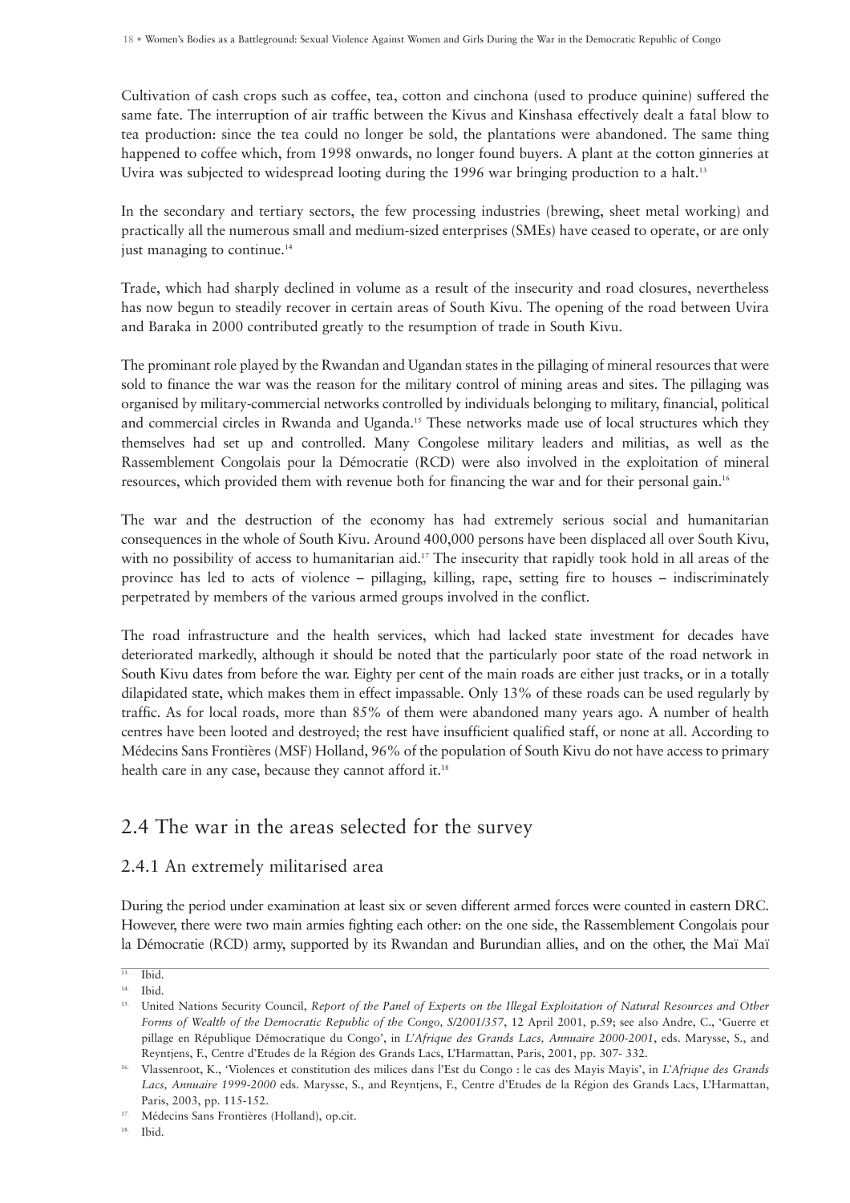Cultivation of cash crops such as coffee, tea, cotton and cinchona (used to produce quinine) suffered the same fate. The interruption of air traffic between the Kivus and Kinshasa effectively dealt a fatal blow to tea production: since the tea could no longer be sold, the plantations were abandoned. The same thing happened to coffee which, from 1998 onwards, no longer found buyers. A plant at the cotton ginneries at Uvira was subjected to widespread looting during the 1996 war bringing production to a halt.[13]

In the secondary and tertiary sectors, the few processing industries (brewing, sheet metal working) and practically all the numerous small and medium-sized enterprises (SMEs) have ceased to operate, or are only just managing to continue.[14]

Trade, which had sharply declined in volume as a result of the insecurity and road closures, nevertheless has now begun to steadily recover in certain areas of South Kivu. The opening of the road between Uvira and Baraka in 2000 contributed greatly to the resumption of trade in South Kivu.

The prominant role played by the Rwandan and Ugandan states in the pillaging of mineral resources that were sold to finance the war was the reason for the military control of mining areas and sites. The pillaging was organised by military-commercial networks controlled by individuals belonging to military, financial, political and commercial circles in Rwanda and Uganda.[15] These networks made use of local structures which they themselves had set up and controlled. Many Congolese military leaders and militias, as well as the Rassemblement Congolais pour la Démocratie (RCD) were also involved in the exploitation of mineral resources, which provided them with revenue both for financing the war and for their personal gain.[16]

The war and the destruction of the economy has had extremely serious social and humanitarian consequences in the whole of South Kivu. Around 400,000 persons have been displaced all over South Kivu, with no possibility of access to humanitarian aid.[17] The insecurity that rapidly took hold in all areas of the province has led to acts of violence – pillaging, killing, rape, setting fire to houses – indiscriminately perpetrated by members of the various armed groups involved in the conflict.

The road infrastructure and the health services, which had lacked state investment for decades have deteriorated markedly, although it should be noted that the particularly poor state of the road network in South Kivu dates from before the war. Eighty per cent of the main roads are either just tracks, or in a totally dilapidated state, which makes them in effect impassable. Only 13% of these roads can be used regularly by traffic. As for local roads, more than 85% of them were abandoned many years ago. A number of health centres have been looted and destroyed; the rest have insufficient qualified staff, or none at all. According to Médecins Sans Frontières (MSF) Holland, 96% of the population of South Kivu do not have access to primary health care in any case, because they cannot afford it.[18]

## 2.4 The war in the areas selected for the survey

### 2.4.1 An extremely militarised area

During the period under examination at least six or seven different armed forces were counted in eastern DRC. However, there were two main armies fighting each other: on the one side, the Rassemblement Congolais pour la Démocratie (RCD) army, supported by its Rwandan and Burundian allies, and on the other, the Maï Maï

---

13. Ibid.

14. Ibid.

15. United Nations Security Council, *Report of the Panel of Experts on the Illegal Exploitation of Natural Resources and Other Forms of Wealth of the Democratic Republic of the Congo, S/2001/357*, 12 April 2001, p.59; see also Andre, C., 'Guerre et pillage en République Démocratique du Congo', in *L'Afrique des Grands Lacs, Annuaire 2000-2001*, eds. Marysse, S., and Reyntjens, F., Centre d'Etudes de la Région des Grands Lacs, L'Harmattan, Paris, 2001, pp. 307- 332.

16. Vlassenroot, K., 'Violences et constitution des milices dans l'Est du Congo : le cas des Mayis Mayis', in *L'Afrique des Grands Lacs, Annuaire 1999-2000* eds. Marysse, S., and Reyntjens, F., Centre d'Etudes de la Région des Grands Lacs, L'Harmattan, Paris, 2003, pp. 115-152.

17. Médecins Sans Frontières (Holland), op.cit.

18. Ibid.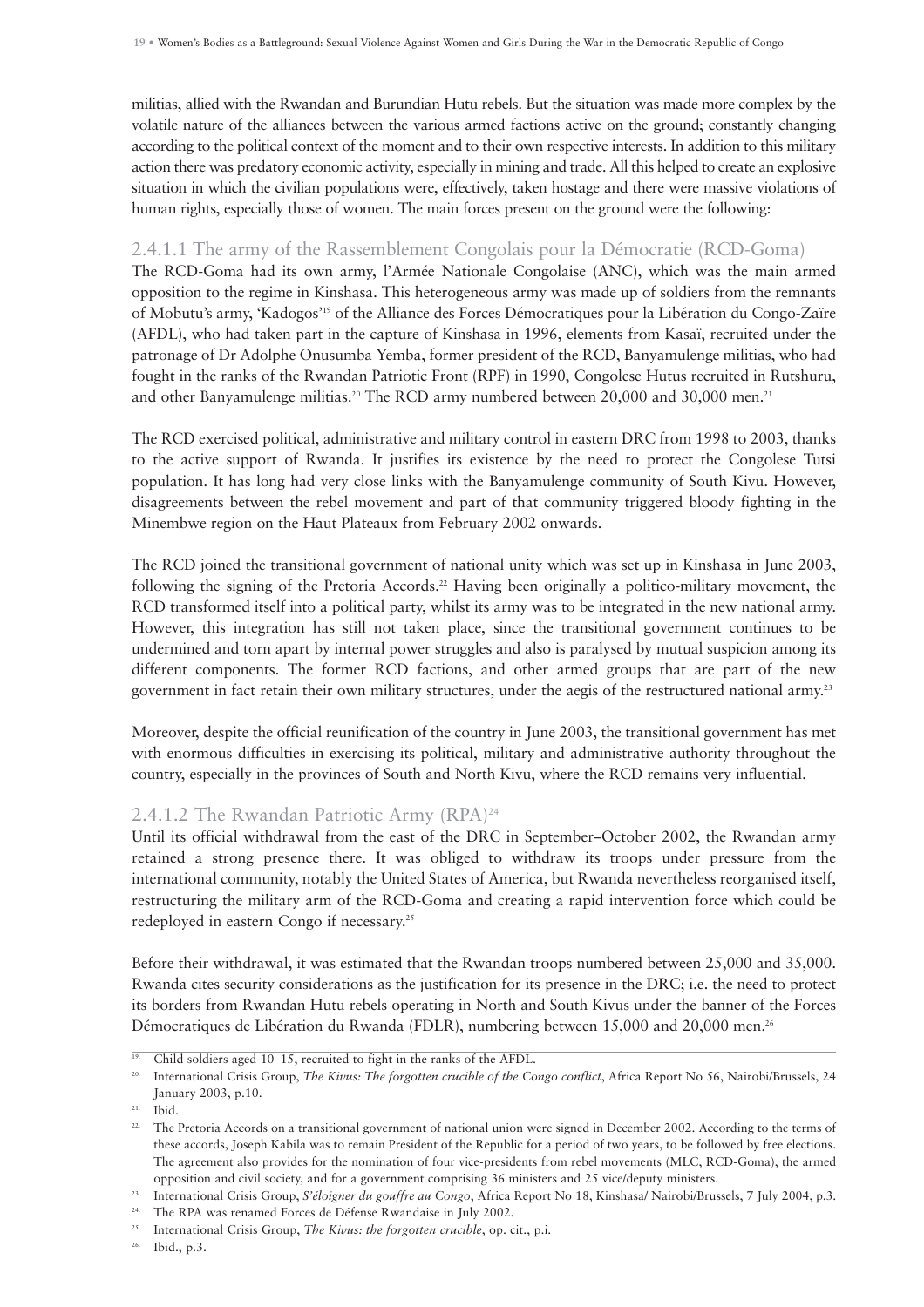militias, allied with the Rwandan and Burundian Hutu rebels. But the situation was made more complex by the volatile nature of the alliances between the various armed factions active on the ground; constantly changing according to the political context of the moment and to their own respective interests. In addition to this military action there was predatory economic activity, especially in mining and trade. All this helped to create an explosive situation in which the civilian populations were, effectively, taken hostage and there were massive violations of human rights, especially those of women. The main forces present on the ground were the following:

#### 2.4.1.1 The army of the Rassemblement Congolais pour la Démocratie (RCD-Goma)

The RCD-Goma had its own army, l'Armée Nationale Congolaise (ANC), which was the main armed opposition to the regime in Kinshasa. This heterogeneous army was made up of soldiers from the remnants of Mobutu's army, 'Kadogos'[19] of the Alliance des Forces Démocratiques pour la Libération du Congo-Zaïre (AFDL), who had taken part in the capture of Kinshasa in 1996, elements from Kasaï, recruited under the patronage of Dr Adolphe Onusumba Yemba, former president of the RCD, Banyamulenge militias, who had fought in the ranks of the Rwandan Patriotic Front (RPF) in 1990, Congolese Hutus recruited in Rutshuru, and other Banyamulenge militias.[20] The RCD army numbered between 20,000 and 30,000 men.[21]

The RCD exercised political, administrative and military control in eastern DRC from 1998 to 2003, thanks to the active support of Rwanda. It justifies its existence by the need to protect the Congolese Tutsi population. It has long had very close links with the Banyamulenge community of South Kivu. However, disagreements between the rebel movement and part of that community triggered bloody fighting in the Minembwe region on the Haut Plateaux from February 2002 onwards.

The RCD joined the transitional government of national unity which was set up in Kinshasa in June 2003, following the signing of the Pretoria Accords.[22] Having been originally a politico-military movement, the RCD transformed itself into a political party, whilst its army was to be integrated in the new national army. However, this integration has still not taken place, since the transitional government continues to be undermined and torn apart by internal power struggles and also is paralysed by mutual suspicion among its different components. The former RCD factions, and other armed groups that are part of the new government in fact retain their own military structures, under the aegis of the restructured national army.[23]

Moreover, despite the official reunification of the country in June 2003, the transitional government has met with enormous difficulties in exercising its political, military and administrative authority throughout the country, especially in the provinces of South and North Kivu, where the RCD remains very influential.

#### 2.4.1.2 The Rwandan Patriotic Army (RPA)[24]

Until its official withdrawal from the east of the DRC in September–October 2002, the Rwandan army retained a strong presence there. It was obliged to withdraw its troops under pressure from the international community, notably the United States of America, but Rwanda nevertheless reorganised itself, restructuring the military arm of the RCD-Goma and creating a rapid intervention force which could be redeployed in eastern Congo if necessary.[25]

Before their withdrawal, it was estimated that the Rwandan troops numbered between 25,000 and 35,000. Rwanda cites security considerations as the justification for its presence in the DRC; i.e. the need to protect its borders from Rwandan Hutu rebels operating in North and South Kivus under the banner of the Forces Démocratiques de Libération du Rwanda (FDLR), numbering between 15,000 and 20,000 men.[26]

---

19. Child soldiers aged 10–15, recruited to fight in the ranks of the AFDL.
20. International Crisis Group, *The Kivus: The forgotten crucible of the Congo conflict*, Africa Report No 56, Nairobi/Brussels, 24 January 2003, p.10.
21. Ibid.
22. The Pretoria Accords on a transitional government of national union were signed in December 2002. According to the terms of these accords, Joseph Kabila was to remain President of the Republic for a period of two years, to be followed by free elections. The agreement also provides for the nomination of four vice-presidents from rebel movements (MLC, RCD-Goma), the armed opposition and civil society, and for a government comprising 36 ministers and 25 vice/deputy ministers.
23. International Crisis Group, *S'éloigner du gouffre au Congo*, Africa Report No 18, Kinshasa/ Nairobi/Brussels, 7 July 2004, p.3.
24. The RPA was renamed Forces de Défense Rwandaise in July 2002.
25. International Crisis Group, *The Kivus: the forgotten crucible*, op. cit., p.i.
26. Ibid., p.3.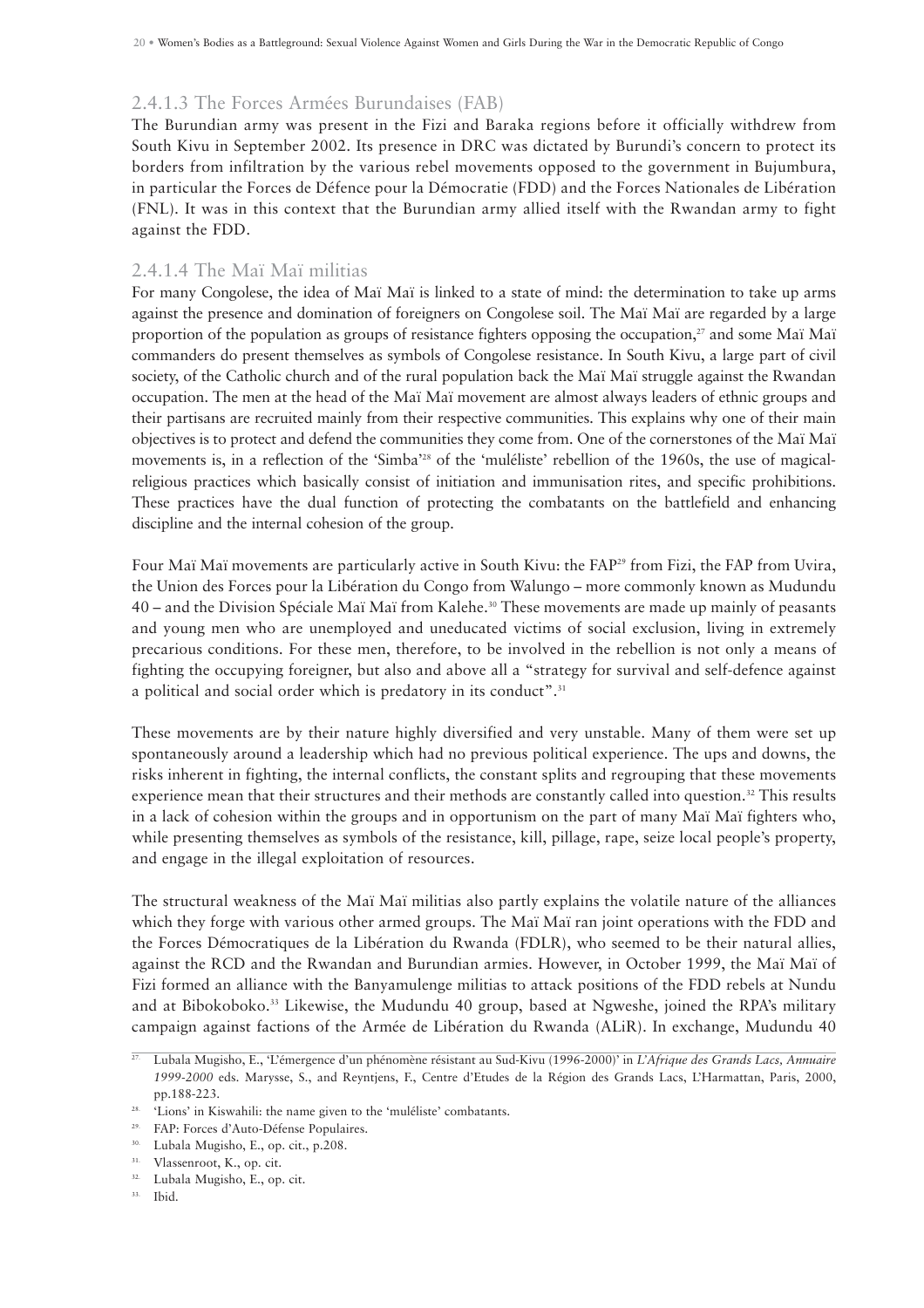#### 2.4.1.3 The Forces Armées Burundaises (FAB)

The Burundian army was present in the Fizi and Baraka regions before it officially withdrew from South Kivu in September 2002. Its presence in DRC was dictated by Burundi's concern to protect its borders from infiltration by the various rebel movements opposed to the government in Bujumbura, in particular the Forces de Défence pour la Démocratie (FDD) and the Forces Nationales de Libération (FNL). It was in this context that the Burundian army allied itself with the Rwandan army to fight against the FDD.

#### 2.4.1.4 The Maï Maï militias

For many Congolese, the idea of Maï Maï is linked to a state of mind: the determination to take up arms against the presence and domination of foreigners on Congolese soil. The Maï Maï are regarded by a large proportion of the population as groups of resistance fighters opposing the occupation,[27] and some Maï Maï commanders do present themselves as symbols of Congolese resistance. In South Kivu, a large part of civil society, of the Catholic church and of the rural population back the Maï Maï struggle against the Rwandan occupation. The men at the head of the Maï Maï movement are almost always leaders of ethnic groups and their partisans are recruited mainly from their respective communities. This explains why one of their main objectives is to protect and defend the communities they come from. One of the cornerstones of the Maï Maï movements is, in a reflection of the 'Simba'[28] of the 'muléliste' rebellion of the 1960s, the use of magical-religious practices which basically consist of initiation and immunisation rites, and specific prohibitions. These practices have the dual function of protecting the combatants on the battlefield and enhancing discipline and the internal cohesion of the group.

Four Maï Maï movements are particularly active in South Kivu: the FAP[29] from Fizi, the FAP from Uvira, the Union des Forces pour la Libération du Congo from Walungo – more commonly known as Mudundu 40 – and the Division Spéciale Maï Maï from Kalehe.[30] These movements are made up mainly of peasants and young men who are unemployed and uneducated victims of social exclusion, living in extremely precarious conditions. For these men, therefore, to be involved in the rebellion is not only a means of fighting the occupying foreigner, but also and above all a "strategy for survival and self-defence against a political and social order which is predatory in its conduct".[31]

These movements are by their nature highly diversified and very unstable. Many of them were set up spontaneously around a leadership which had no previous political experience. The ups and downs, the risks inherent in fighting, the internal conflicts, the constant splits and regrouping that these movements experience mean that their structures and their methods are constantly called into question.[32] This results in a lack of cohesion within the groups and in opportunism on the part of many Maï Maï fighters who, while presenting themselves as symbols of the resistance, kill, pillage, rape, seize local people's property, and engage in the illegal exploitation of resources.

The structural weakness of the Maï Maï militias also partly explains the volatile nature of the alliances which they forge with various other armed groups. The Maï Maï ran joint operations with the FDD and the Forces Démocratiques de la Libération du Rwanda (FDLR), who seemed to be their natural allies, against the RCD and the Rwandan and Burundian armies. However, in October 1999, the Maï Maï of Fizi formed an alliance with the Banyamulenge militias to attack positions of the FDD rebels at Nundu and at Bibokoboko.[33] Likewise, the Mudundu 40 group, based at Ngweshe, joined the RPA's military campaign against factions of the Armée de Libération du Rwanda (ALiR). In exchange, Mudundu 40

---

27. Lubala Mugisho, E., 'L'émergence d'un phénomène résistant au Sud-Kivu (1996-2000)' in *L'Afrique des Grands Lacs, Annuaire 1999-2000* eds. Marysse, S., and Reyntjens, F., Centre d'Etudes de la Région des Grands Lacs, L'Harmattan, Paris, 2000, pp.188-223.
28. 'Lions' in Kiswahili: the name given to the 'muléliste' combatants.
29. FAP: Forces d'Auto-Défense Populaires.
30. Lubala Mugisho, E., op. cit., p.208.
31. Vlassenroot, K., op. cit.
32. Lubala Mugisho, E., op. cit.
33. Ibid.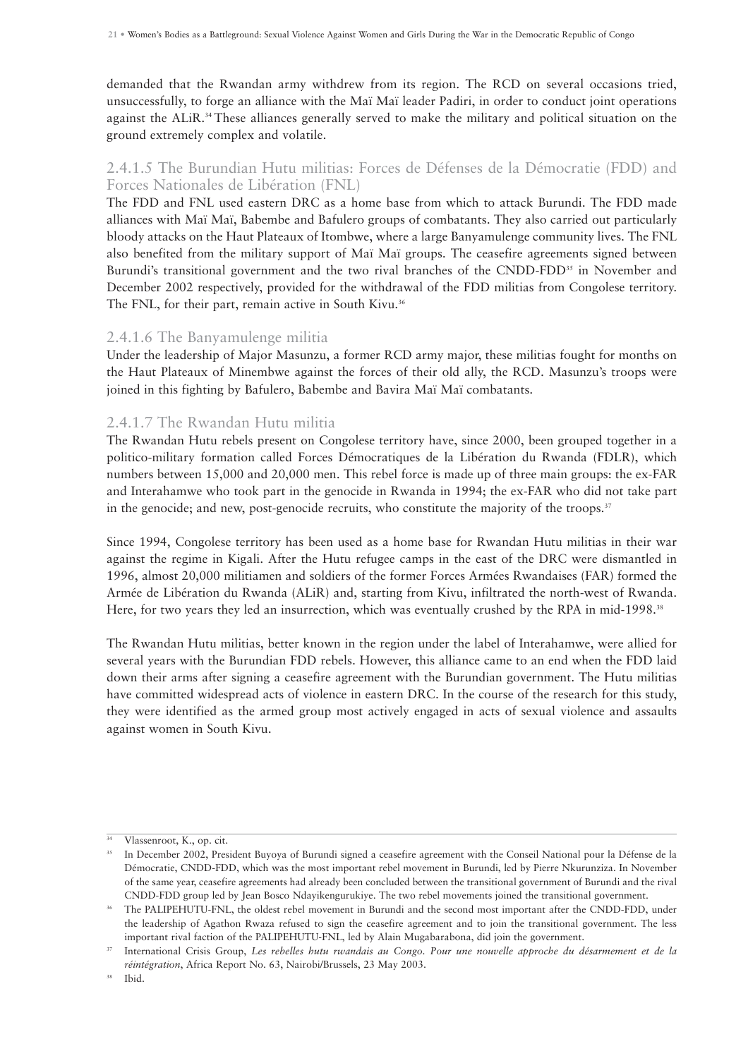demanded that the Rwandan army withdrew from its region. The RCD on several occasions tried, unsuccessfully, to forge an alliance with the Maï Maï leader Padiri, in order to conduct joint operations against the ALiR.[34] These alliances generally served to make the military and political situation on the ground extremely complex and volatile.

#### 2.4.1.5 The Burundian Hutu militias: Forces de Défenses de la Démocratie (FDD) and Forces Nationales de Libération (FNL)

The FDD and FNL used eastern DRC as a home base from which to attack Burundi. The FDD made alliances with Maï Maï, Babembe and Bafulero groups of combatants. They also carried out particularly bloody attacks on the Haut Plateaux of Itombwe, where a large Banyamulenge community lives. The FNL also benefited from the military support of Maï Maï groups. The ceasefire agreements signed between Burundi's transitional government and the two rival branches of the CNDD-FDD[35] in November and December 2002 respectively, provided for the withdrawal of the FDD militias from Congolese territory. The FNL, for their part, remain active in South Kivu.[36]

#### 2.4.1.6 The Banyamulenge militia

Under the leadership of Major Masunzu, a former RCD army major, these militias fought for months on the Haut Plateaux of Minembwe against the forces of their old ally, the RCD. Masunzu's troops were joined in this fighting by Bafulero, Babembe and Bavira Maï Maï combatants.

#### 2.4.1.7 The Rwandan Hutu militia

The Rwandan Hutu rebels present on Congolese territory have, since 2000, been grouped together in a politico-military formation called Forces Démocratiques de la Libération du Rwanda (FDLR), which numbers between 15,000 and 20,000 men. This rebel force is made up of three main groups: the ex-FAR and Interahamwe who took part in the genocide in Rwanda in 1994; the ex-FAR who did not take part in the genocide; and new, post-genocide recruits, who constitute the majority of the troops.[37]

Since 1994, Congolese territory has been used as a home base for Rwandan Hutu militias in their war against the regime in Kigali. After the Hutu refugee camps in the east of the DRC were dismantled in 1996, almost 20,000 militiamen and soldiers of the former Forces Armées Rwandaises (FAR) formed the Armée de Libération du Rwanda (ALiR) and, starting from Kivu, infiltrated the north-west of Rwanda. Here, for two years they led an insurrection, which was eventually crushed by the RPA in mid-1998.[38]

The Rwandan Hutu militias, better known in the region under the label of Interahamwe, were allied for several years with the Burundian FDD rebels. However, this alliance came to an end when the FDD laid down their arms after signing a ceasefire agreement with the Burundian government. The Hutu militias have committed widespread acts of violence in eastern DRC. In the course of the research for this study, they were identified as the armed group most actively engaged in acts of sexual violence and assaults against women in South Kivu.

---

[34] Vlassenroot, K., op. cit.

[35] In December 2002, President Buyoya of Burundi signed a ceasefire agreement with the Conseil National pour la Défense de la Démocratie, CNDD-FDD, which was the most important rebel movement in Burundi, led by Pierre Nkurunziza. In November of the same year, ceasefire agreements had already been concluded between the transitional government of Burundi and the rival CNDD-FDD group led by Jean Bosco Ndayikengurukiye. The two rebel movements joined the transitional government.

[36] The PALIPEHUTU-FNL, the oldest rebel movement in Burundi and the second most important after the CNDD-FDD, under the leadership of Agathon Rwaza refused to sign the ceasefire agreement and to join the transitional government. The less important rival faction of the PALIPEHUTU-FNL, led by Alain Mugabarabona, did join the government.

[37] International Crisis Group, *Les rebelles hutu rwandais au Congo. Pour une nouvelle approche du désarmement et de la réintégration*, Africa Report No. 63, Nairobi/Brussels, 23 May 2003.

[38] Ibid.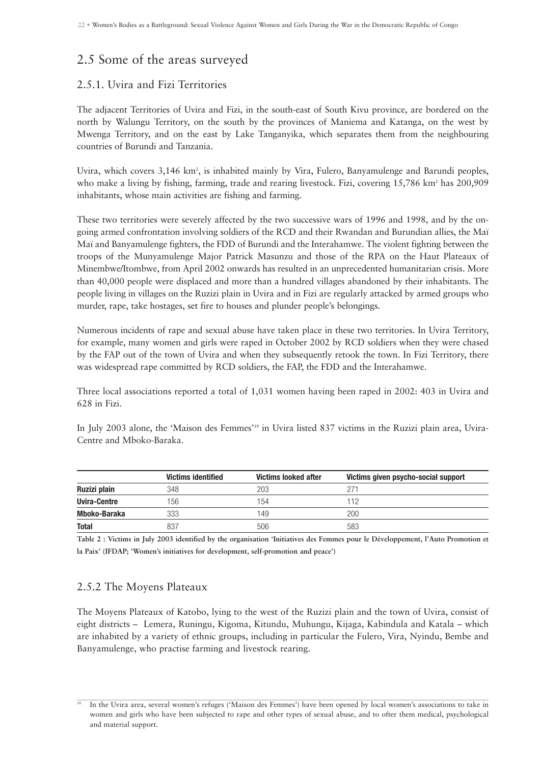## 2.5 Some of the areas surveyed

### 2.5.1. Uvira and Fizi Territories

The adjacent Territories of Uvira and Fizi, in the south-east of South Kivu province, are bordered on the north by Walungu Territory, on the south by the provinces of Maniema and Katanga, on the west by Mwenga Territory, and on the east by Lake Tanganyika, which separates them from the neighbouring countries of Burundi and Tanzania.

Uvira, which covers 3,146 km², is inhabited mainly by Vira, Fulero, Banyamulenge and Barundi peoples, who make a living by fishing, farming, trade and rearing livestock. Fizi, covering 15,786 km² has 200,909 inhabitants, whose main activities are fishing and farming.

These two territories were severely affected by the two successive wars of 1996 and 1998, and by the on-going armed confrontation involving soldiers of the RCD and their Rwandan and Burundian allies, the Maï Maï and Banyamulenge fighters, the FDD of Burundi and the Interahamwe. The violent fighting between the troops of the Munyamulenge Major Patrick Masunzu and those of the RPA on the Haut Plateaux of Minembwe/Itombwe, from April 2002 onwards has resulted in an unprecedented humanitarian crisis. More than 40,000 people were displaced and more than a hundred villages abandoned by their inhabitants. The people living in villages on the Ruzizi plain in Uvira and in Fizi are regularly attacked by armed groups who murder, rape, take hostages, set fire to houses and plunder people's belongings.

Numerous incidents of rape and sexual abuse have taken place in these two territories. In Uvira Territory, for example, many women and girls were raped in October 2002 by RCD soldiers when they were chased by the FAP out of the town of Uvira and when they subsequently retook the town. In Fizi Territory, there was widespread rape committed by RCD soldiers, the FAP, the FDD and the Interahamwe.

Three local associations reported a total of 1,031 women having been raped in 2002: 403 in Uvira and 628 in Fizi.

In July 2003 alone, the 'Maison des Femmes'[39] in Uvira listed 837 victims in the Ruzizi plain area, Uvira-Centre and Mboko-Baraka.

| | Victims identified | Victims looked after | Victims given psycho-social support |
|---|---|---|---|
| **Ruzizi plain** | 348 | 203 | 271 |
| **Uvira-Centre** | 156 | 154 | 112 |
| **Mboko-Baraka** | 333 | 149 | 200 |
| **Total** | 837 | 506 | 583 |

**Table 2 : Victims in July 2003 identified by the organisation 'Initiatives des Femmes pour le Développement, l'Auto Promotion et la Paix' (IFDAP; 'Women's initiatives for development, self-promotion and peace')**

### 2.5.2 The Moyens Plateaux

The Moyens Plateaux of Katobo, lying to the west of the Ruzizi plain and the town of Uvira, consist of eight districts – Lemera, Runingu, Kigoma, Kitundu, Muhungu, Kijaga, Kabindula and Katala – which are inhabited by a variety of ethnic groups, including in particular the Fulero, Vira, Nyindu, Bembe and Banyamulenge, who practise farming and livestock rearing.

[39] In the Uvira area, several women's refuges ('Maison des Femmes') have been opened by local women's associations to take in women and girls who have been subjected to rape and other types of sexual abuse, and to ofter them medical, psychological and material support.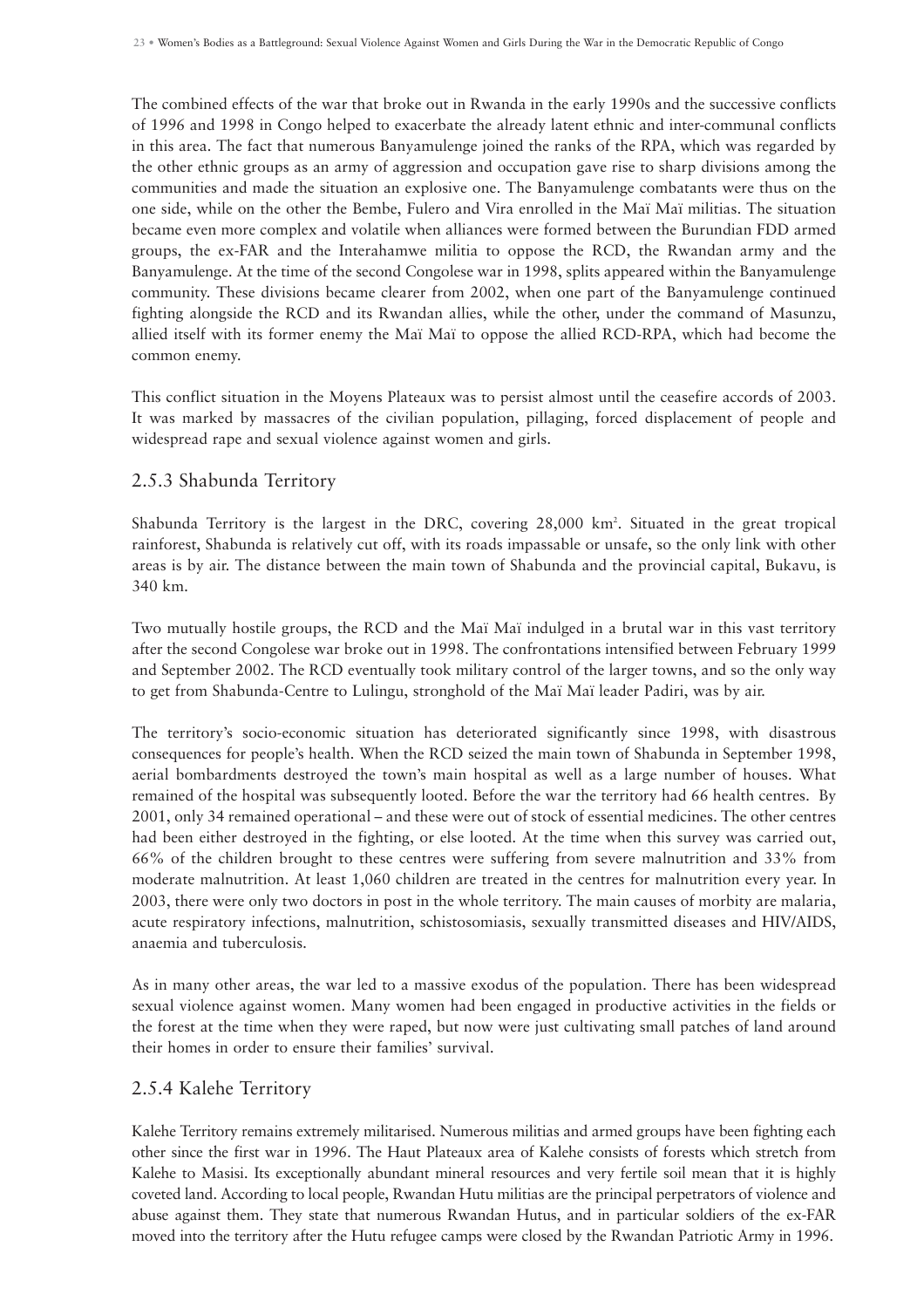The combined effects of the war that broke out in Rwanda in the early 1990s and the successive conflicts of 1996 and 1998 in Congo helped to exacerbate the already latent ethnic and inter-communal conflicts in this area. The fact that numerous Banyamulenge joined the ranks of the RPA, which was regarded by the other ethnic groups as an army of aggression and occupation gave rise to sharp divisions among the communities and made the situation an explosive one. The Banyamulenge combatants were thus on the one side, while on the other the Bembe, Fulero and Vira enrolled in the Maï Maï militias. The situation became even more complex and volatile when alliances were formed between the Burundian FDD armed groups, the ex-FAR and the Interahamwe militia to oppose the RCD, the Rwandan army and the Banyamulenge. At the time of the second Congolese war in 1998, splits appeared within the Banyamulenge community. These divisions became clearer from 2002, when one part of the Banyamulenge continued fighting alongside the RCD and its Rwandan allies, while the other, under the command of Masunzu, allied itself with its former enemy the Maï Maï to oppose the allied RCD-RPA, which had become the common enemy.

This conflict situation in the Moyens Plateaux was to persist almost until the ceasefire accords of 2003. It was marked by massacres of the civilian population, pillaging, forced displacement of people and widespread rape and sexual violence against women and girls.

### 2.5.3 Shabunda Territory

Shabunda Territory is the largest in the DRC, covering 28,000 km². Situated in the great tropical rainforest, Shabunda is relatively cut off, with its roads impassable or unsafe, so the only link with other areas is by air. The distance between the main town of Shabunda and the provincial capital, Bukavu, is 340 km.

Two mutually hostile groups, the RCD and the Maï Maï indulged in a brutal war in this vast territory after the second Congolese war broke out in 1998. The confrontations intensified between February 1999 and September 2002. The RCD eventually took military control of the larger towns, and so the only way to get from Shabunda-Centre to Lulingu, stronghold of the Maï Maï leader Padiri, was by air.

The territory's socio-economic situation has deteriorated significantly since 1998, with disastrous consequences for people's health. When the RCD seized the main town of Shabunda in September 1998, aerial bombardments destroyed the town's main hospital as well as a large number of houses. What remained of the hospital was subsequently looted. Before the war the territory had 66 health centres. By 2001, only 34 remained operational – and these were out of stock of essential medicines. The other centres had been either destroyed in the fighting, or else looted. At the time when this survey was carried out, 66% of the children brought to these centres were suffering from severe malnutrition and 33% from moderate malnutrition. At least 1,060 children are treated in the centres for malnutrition every year. In 2003, there were only two doctors in post in the whole territory. The main causes of morbidity are malaria, acute respiratory infections, malnutrition, schistosomiasis, sexually transmitted diseases and HIV/AIDS, anaemia and tuberculosis.

As in many other areas, the war led to a massive exodus of the population. There has been widespread sexual violence against women. Many women had been engaged in productive activities in the fields or the forest at the time when they were raped, but now were just cultivating small patches of land around their homes in order to ensure their families' survival.

### 2.5.4 Kalehe Territory

Kalehe Territory remains extremely militarised. Numerous militias and armed groups have been fighting each other since the first war in 1996. The Haut Plateaux area of Kalehe consists of forests which stretch from Kalehe to Masisi. Its exceptionally abundant mineral resources and very fertile soil mean that it is highly coveted land. According to local people, Rwandan Hutu militias are the principal perpetrators of violence and abuse against them. They state that numerous Rwandan Hutus, and in particular soldiers of the ex-FAR moved into the territory after the Hutu refugee camps were closed by the Rwandan Patriotic Army in 1996.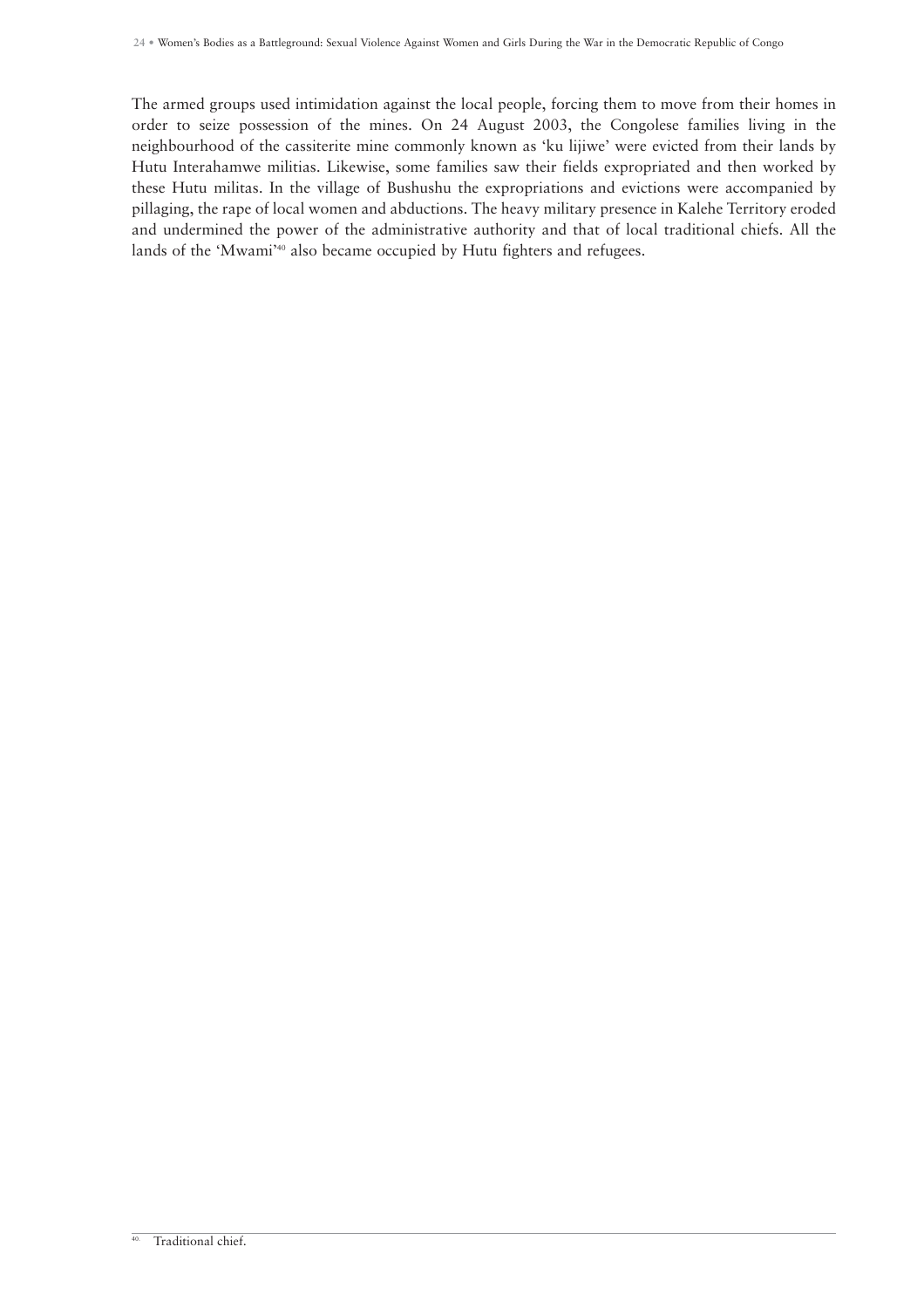The armed groups used intimidation against the local people, forcing them to move from their homes in order to seize possession of the mines. On 24 August 2003, the Congolese families living in the neighbourhood of the cassiterite mine commonly known as 'ku lijiwe' were evicted from their lands by Hutu Interahamwe militias. Likewise, some families saw their fields expropriated and then worked by these Hutu militas. In the village of Bushushu the expropriations and evictions were accompanied by pillaging, the rape of local women and abductions. The heavy military presence in Kalehe Territory eroded and undermined the power of the administrative authority and that of local traditional chiefs. All the lands of the 'Mwami'[40] also became occupied by Hutu fighters and refugees.

[40] Traditional chief.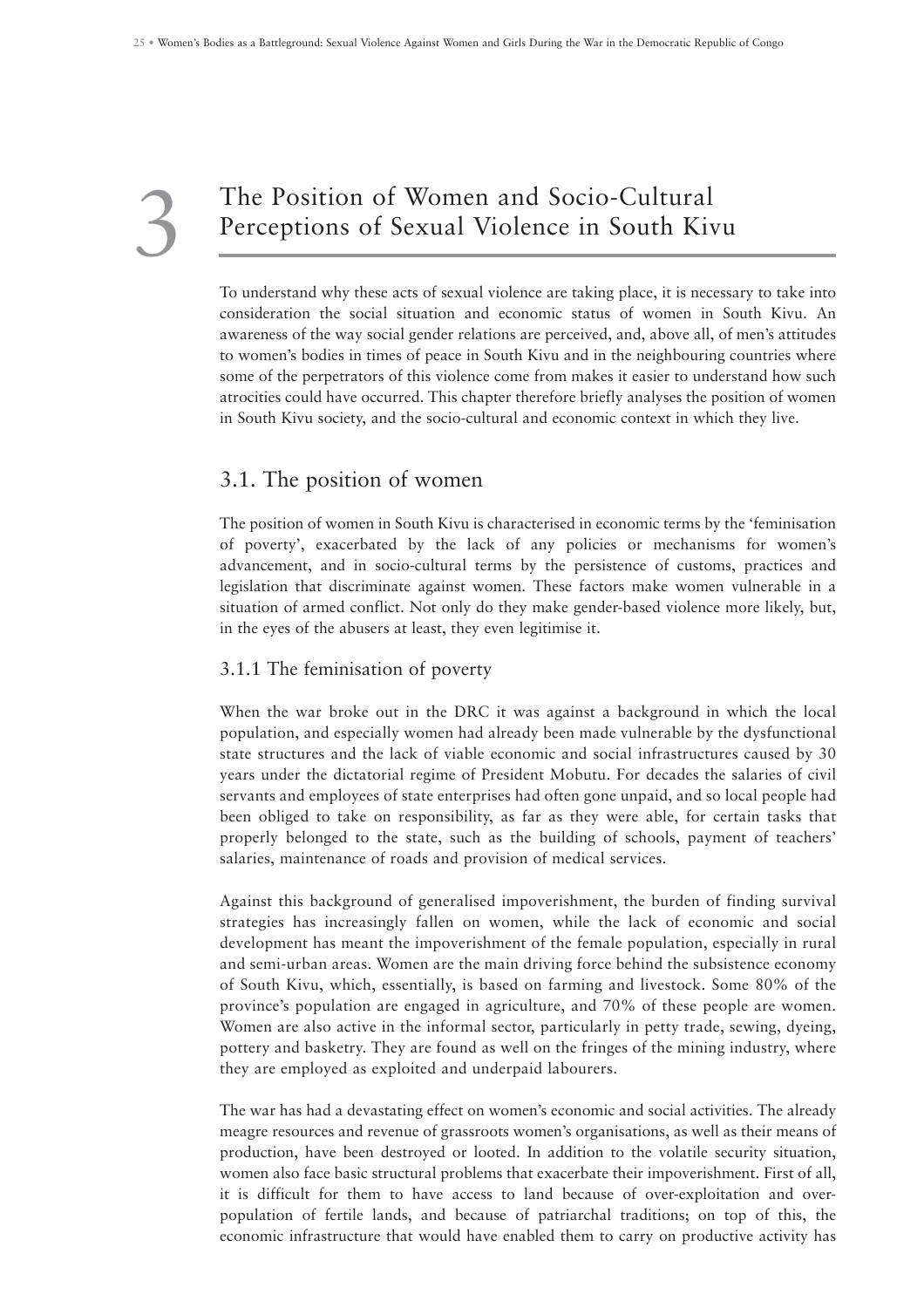# 3 The Position of Women and Socio-Cultural Perceptions of Sexual Violence in South Kivu

To understand why these acts of sexual violence are taking place, it is necessary to take into consideration the social situation and economic status of women in South Kivu. An awareness of the way social gender relations are perceived, and, above all, of men's attitudes to women's bodies in times of peace in South Kivu and in the neighbouring countries where some of the perpetrators of this violence come from makes it easier to understand how such atrocities could have occurred. This chapter therefore briefly analyses the position of women in South Kivu society, and the socio-cultural and economic context in which they live.

## 3.1. The position of women

The position of women in South Kivu is characterised in economic terms by the 'feminisation of poverty', exacerbated by the lack of any policies or mechanisms for women's advancement, and in socio-cultural terms by the persistence of customs, practices and legislation that discriminate against women. These factors make women vulnerable in a situation of armed conflict. Not only do they make gender-based violence more likely, but, in the eyes of the abusers at least, they even legitimise it.

### 3.1.1 The feminisation of poverty

When the war broke out in the DRC it was against a background in which the local population, and especially women had already been made vulnerable by the dysfunctional state structures and the lack of viable economic and social infrastructures caused by 30 years under the dictatorial regime of President Mobutu. For decades the salaries of civil servants and employees of state enterprises had often gone unpaid, and so local people had been obliged to take on responsibility, as far as they were able, for certain tasks that properly belonged to the state, such as the building of schools, payment of teachers' salaries, maintenance of roads and provision of medical services.

Against this background of generalised impoverishment, the burden of finding survival strategies has increasingly fallen on women, while the lack of economic and social development has meant the impoverishment of the female population, especially in rural and semi-urban areas. Women are the main driving force behind the subsistence economy of South Kivu, which, essentially, is based on farming and livestock. Some 80% of the province's population are engaged in agriculture, and 70% of these people are women. Women are also active in the informal sector, particularly in petty trade, sewing, dyeing, pottery and basketry. They are found as well on the fringes of the mining industry, where they are employed as exploited and underpaid labourers.

The war has had a devastating effect on women's economic and social activities. The already meagre resources and revenue of grassroots women's organisations, as well as their means of production, have been destroyed or looted. In addition to the volatile security situation, women also face basic structural problems that exacerbate their impoverishment. First of all, it is difficult for them to have access to land because of over-exploitation and over-population of fertile lands, and because of patriarchal traditions; on top of this, the economic infrastructure that would have enabled them to carry on productive activity has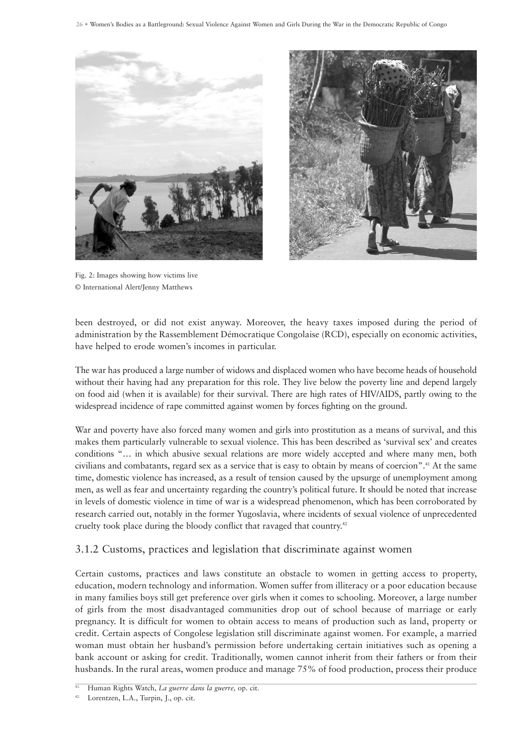Fig. 2: Images showing how victims live
© International Alert/Jenny Matthews

been destroyed, or did not exist anyway. Moreover, the heavy taxes imposed during the period of administration by the Rassemblement Démocratique Congolaise (RCD), especially on economic activities, have helped to erode women's incomes in particular.

The war has produced a large number of widows and displaced women who have become heads of household without their having had any preparation for this role. They live below the poverty line and depend largely on food aid (when it is available) for their survival. There are high rates of HIV/AIDS, partly owing to the widespread incidence of rape committed against women by forces fighting on the ground.

War and poverty have also forced many women and girls into prostitution as a means of survival, and this makes them particularly vulnerable to sexual violence. This has been described as 'survival sex' and creates conditions "… in which abusive sexual relations are more widely accepted and where many men, both civilians and combatants, regard sex as a service that is easy to obtain by means of coercion".[41] At the same time, domestic violence has increased, as a result of tension caused by the upsurge of unemployment among men, as well as fear and uncertainty regarding the country's political future. It should be noted that increase in levels of domestic violence in time of war is a widespread phenomenon, which has been corroborated by research carried out, notably in the former Yugoslavia, where incidents of sexual violence of unprecedented cruelty took place during the bloody conflict that ravaged that country.[42]

### 3.1.2 Customs, practices and legislation that discriminate against women

Certain customs, practices and laws constitute an obstacle to women in getting access to property, education, modern technology and information. Women suffer from illiteracy or a poor education because in many families boys still get preference over girls when it comes to schooling. Moreover, a large number of girls from the most disadvantaged communities drop out of school because of marriage or early pregnancy. It is difficult for women to obtain access to means of production such as land, property or credit. Certain aspects of Congolese legislation still discriminate against women. For example, a married woman must obtain her husband's permission before undertaking certain initiatives such as opening a bank account or asking for credit. Traditionally, women cannot inherit from their fathers or from their husbands. In the rural areas, women produce and manage 75% of food production, process their produce

[41] Human Rights Watch, *La guerre dans la guerre,* op. cit.

[42] Lorentzen, L.A., Turpin, J., op. cit.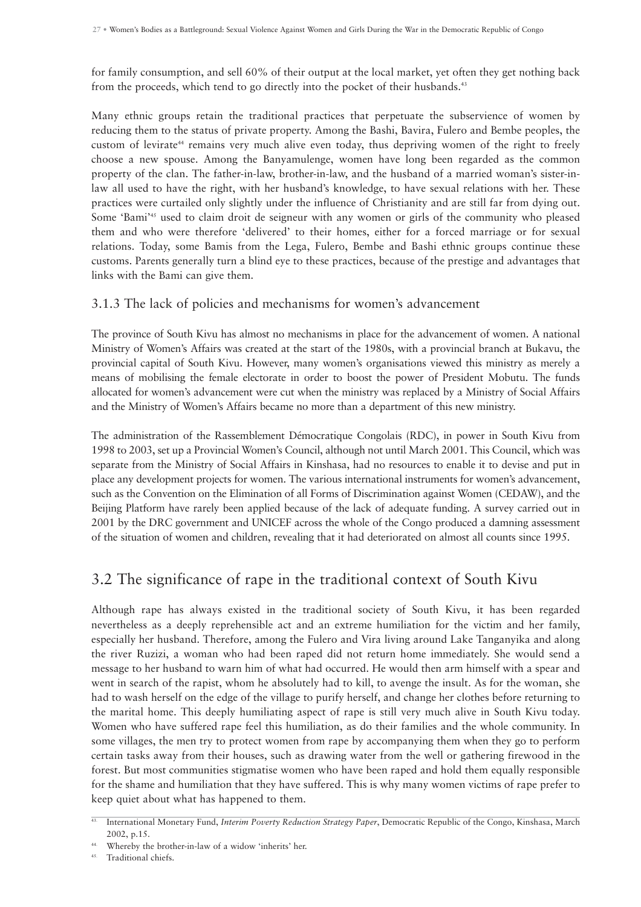for family consumption, and sell 60% of their output at the local market, yet often they get nothing back from the proceeds, which tend to go directly into the pocket of their husbands.[43]

Many ethnic groups retain the traditional practices that perpetuate the subservience of women by reducing them to the status of private property. Among the Bashi, Bavira, Fulero and Bembe peoples, the custom of levirate[44] remains very much alive even today, thus depriving women of the right to freely choose a new spouse. Among the Banyamulenge, women have long been regarded as the common property of the clan. The father-in-law, brother-in-law, and the husband of a married woman's sister-in-law all used to have the right, with her husband's knowledge, to have sexual relations with her. These practices were curtailed only slightly under the influence of Christianity and are still far from dying out. Some 'Bami'[45] used to claim droit de seigneur with any women or girls of the community who pleased them and who were therefore 'delivered' to their homes, either for a forced marriage or for sexual relations. Today, some Bamis from the Lega, Fulero, Bembe and Bashi ethnic groups continue these customs. Parents generally turn a blind eye to these practices, because of the prestige and advantages that links with the Bami can give them.

### 3.1.3 The lack of policies and mechanisms for women's advancement

The province of South Kivu has almost no mechanisms in place for the advancement of women. A national Ministry of Women's Affairs was created at the start of the 1980s, with a provincial branch at Bukavu, the provincial capital of South Kivu. However, many women's organisations viewed this ministry as merely a means of mobilising the female electorate in order to boost the power of President Mobutu. The funds allocated for women's advancement were cut when the ministry was replaced by a Ministry of Social Affairs and the Ministry of Women's Affairs became no more than a department of this new ministry.

The administration of the Rassemblement Démocratique Congolais (RDC), in power in South Kivu from 1998 to 2003, set up a Provincial Women's Council, although not until March 2001. This Council, which was separate from the Ministry of Social Affairs in Kinshasa, had no resources to enable it to devise and put in place any development projects for women. The various international instruments for women's advancement, such as the Convention on the Elimination of all Forms of Discrimination against Women (CEDAW), and the Beijing Platform have rarely been applied because of the lack of adequate funding. A survey carried out in 2001 by the DRC government and UNICEF across the whole of the Congo produced a damning assessment of the situation of women and children, revealing that it had deteriorated on almost all counts since 1995.

## 3.2 The significance of rape in the traditional context of South Kivu

Although rape has always existed in the traditional society of South Kivu, it has been regarded nevertheless as a deeply reprehensible act and an extreme humiliation for the victim and her family, especially her husband. Therefore, among the Fulero and Vira living around Lake Tanganyika and along the river Ruzizi, a woman who had been raped did not return home immediately. She would send a message to her husband to warn him of what had occurred. He would then arm himself with a spear and went in search of the rapist, whom he absolutely had to kill, to avenge the insult. As for the woman, she had to wash herself on the edge of the village to purify herself, and change her clothes before returning to the marital home. This deeply humiliating aspect of rape is still very much alive in South Kivu today. Women who have suffered rape feel this humiliation, as do their families and the whole community. In some villages, the men try to protect women from rape by accompanying them when they go to perform certain tasks away from their houses, such as drawing water from the well or gathering firewood in the forest. But most communities stigmatise women who have been raped and hold them equally responsible for the shame and humiliation that they have suffered. This is why many women victims of rape prefer to keep quiet about what has happened to them.

---

[43] International Monetary Fund, *Interim Poverty Reduction Strategy Paper*, Democratic Republic of the Congo, Kinshasa, March 2002, p.15.

[44] Whereby the brother-in-law of a widow 'inherits' her.

[45] Traditional chiefs.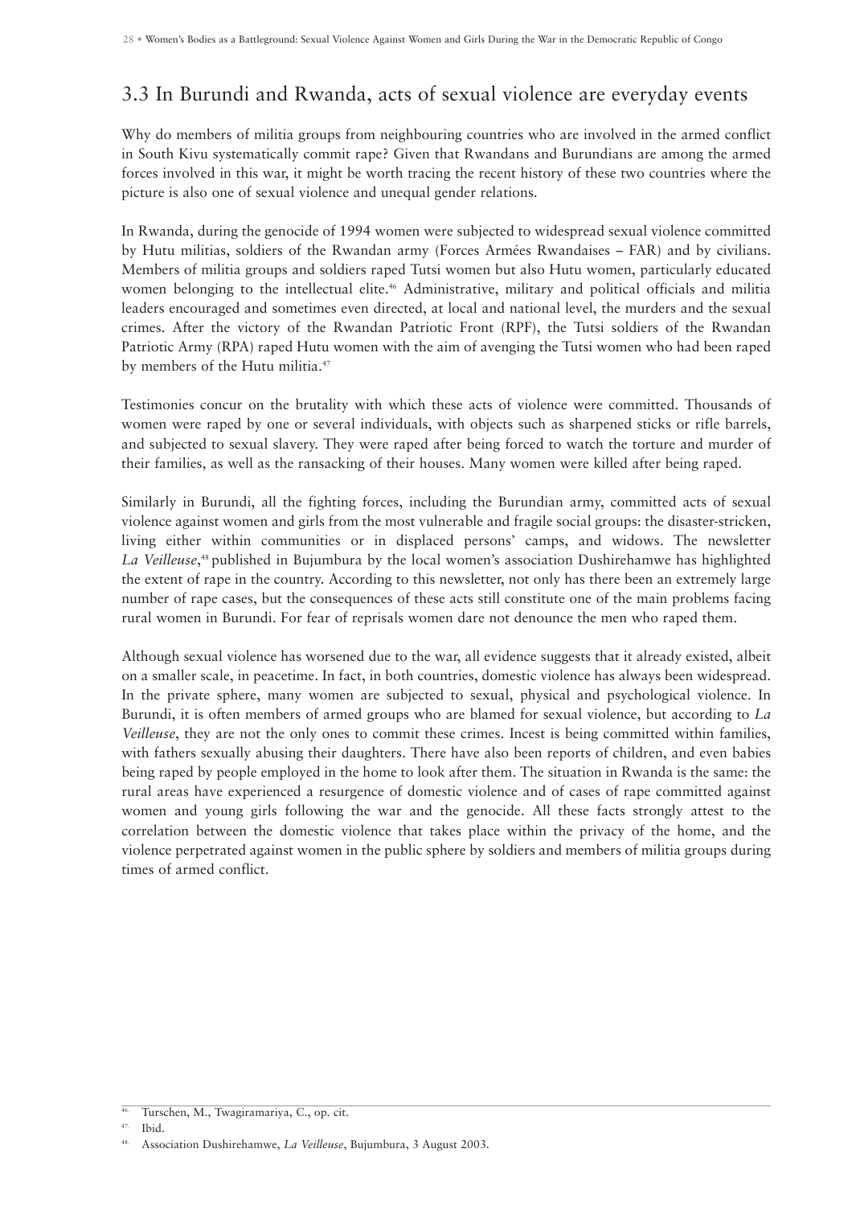## 3.3 In Burundi and Rwanda, acts of sexual violence are everyday events

Why do members of militia groups from neighbouring countries who are involved in the armed conflict in South Kivu systematically commit rape? Given that Rwandans and Burundians are among the armed forces involved in this war, it might be worth tracing the recent history of these two countries where the picture is also one of sexual violence and unequal gender relations.

In Rwanda, during the genocide of 1994 women were subjected to widespread sexual violence committed by Hutu militias, soldiers of the Rwandan army (Forces Armées Rwandaises – FAR) and by civilians. Members of militia groups and soldiers raped Tutsi women but also Hutu women, particularly educated women belonging to the intellectual elite.[46] Administrative, military and political officials and militia leaders encouraged and sometimes even directed, at local and national level, the murders and the sexual crimes. After the victory of the Rwandan Patriotic Front (RPF), the Tutsi soldiers of the Rwandan Patriotic Army (RPA) raped Hutu women with the aim of avenging the Tutsi women who had been raped by members of the Hutu militia.[47]

Testimonies concur on the brutality with which these acts of violence were committed. Thousands of women were raped by one or several individuals, with objects such as sharpened sticks or rifle barrels, and subjected to sexual slavery. They were raped after being forced to watch the torture and murder of their families, as well as the ransacking of their houses. Many women were killed after being raped.

Similarly in Burundi, all the fighting forces, including the Burundian army, committed acts of sexual violence against women and girls from the most vulnerable and fragile social groups: the disaster-stricken, living either within communities or in displaced persons' camps, and widows. The newsletter *La Veilleuse*,[48] published in Bujumbura by the local women's association Dushirehamwe has highlighted the extent of rape in the country. According to this newsletter, not only has there been an extremely large number of rape cases, but the consequences of these acts still constitute one of the main problems facing rural women in Burundi. For fear of reprisals women dare not denounce the men who raped them.

Although sexual violence has worsened due to the war, all evidence suggests that it already existed, albeit on a smaller scale, in peacetime. In fact, in both countries, domestic violence has always been widespread. In the private sphere, many women are subjected to sexual, physical and psychological violence. In Burundi, it is often members of armed groups who are blamed for sexual violence, but according to *La Veilleuse*, they are not the only ones to commit these crimes. Incest is being committed within families, with fathers sexually abusing their daughters. There have also been reports of children, and even babies being raped by people employed in the home to look after them. The situation in Rwanda is the same: the rural areas have experienced a resurgence of domestic violence and of cases of rape committed against women and young girls following the war and the genocide. All these facts strongly attest to the correlation between the domestic violence that takes place within the privacy of the home, and the violence perpetrated against women in the public sphere by soldiers and members of militia groups during times of armed conflict.

---

[46] Turschen, M., Twagiramariya, C., op. cit.

[47] Ibid.

[48] Association Dushirehamwe, *La Veilleuse*, Bujumbura, 3 August 2003.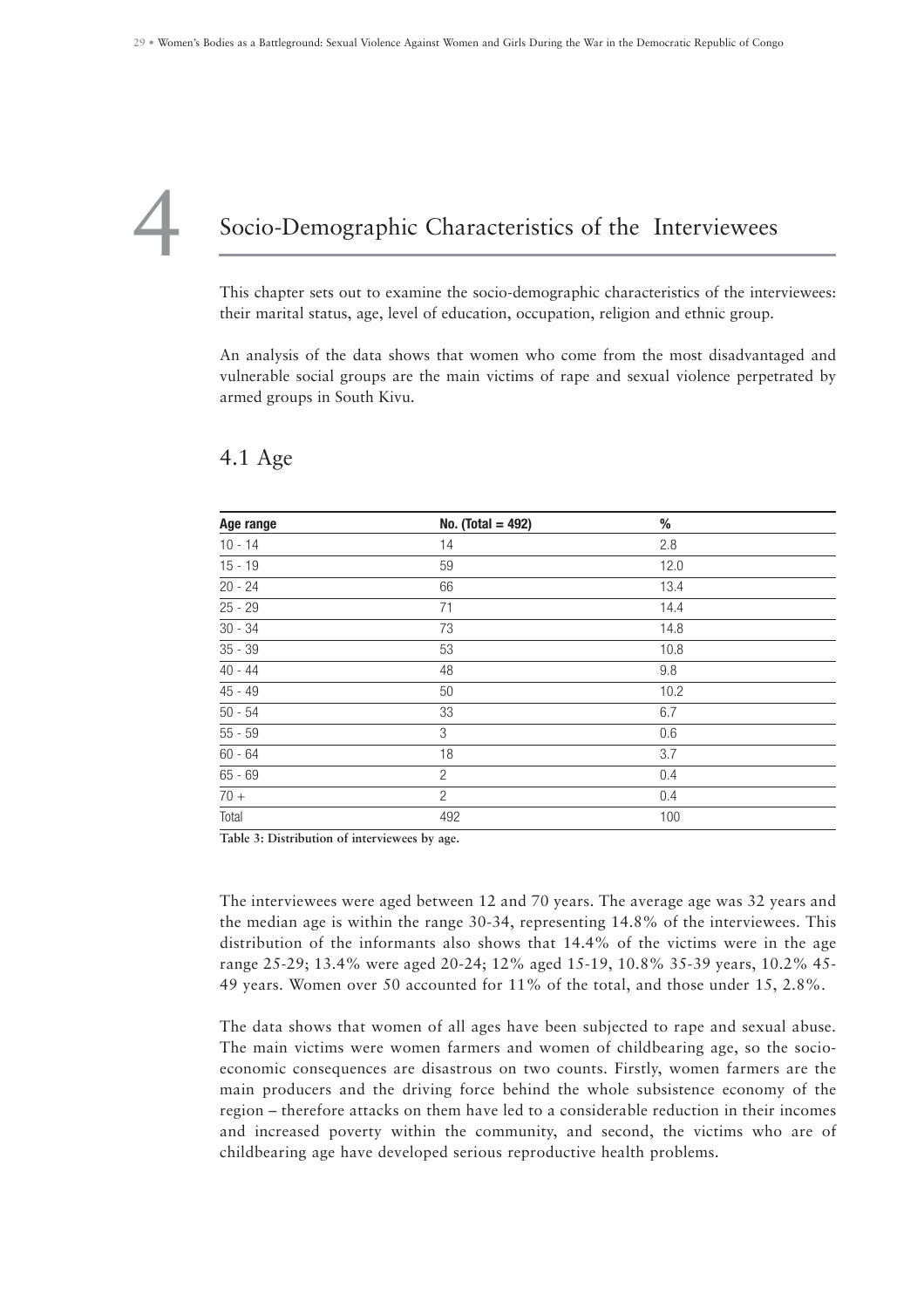# 4 Socio-Demographic Characteristics of the Interviewees

This chapter sets out to examine the socio-demographic characteristics of the interviewees: their marital status, age, level of education, occupation, religion and ethnic group.

An analysis of the data shows that women who come from the most disadvantaged and vulnerable social groups are the main victims of rape and sexual violence perpetrated by armed groups in South Kivu.

## 4.1 Age

| Age range | No. (Total = 492) | % |
|---|---|---|
| 10 - 14 | 14 | 2.8 |
| 15 - 19 | 59 | 12.0 |
| 20 - 24 | 66 | 13.4 |
| 25 - 29 | 71 | 14.4 |
| 30 - 34 | 73 | 14.8 |
| 35 - 39 | 53 | 10.8 |
| 40 - 44 | 48 | 9.8 |
| 45 - 49 | 50 | 10.2 |
| 50 - 54 | 33 | 6.7 |
| 55 - 59 | 3 | 0.6 |
| 60 - 64 | 18 | 3.7 |
| 65 - 69 | 2 | 0.4 |
| 70 + | 2 | 0.4 |
| Total | 492 | 100 |

**Table 3: Distribution of interviewees by age.**

The interviewees were aged between 12 and 70 years. The average age was 32 years and the median age is within the range 30-34, representing 14.8% of the interviewees. This distribution of the informants also shows that 14.4% of the victims were in the age range 25-29; 13.4% were aged 20-24; 12% aged 15-19, 10.8% 35-39 years, 10.2% 45-49 years. Women over 50 accounted for 11% of the total, and those under 15, 2.8%.

The data shows that women of all ages have been subjected to rape and sexual abuse. The main victims were women farmers and women of childbearing age, so the socio-economic consequences are disastrous on two counts. Firstly, women farmers are the main producers and the driving force behind the whole subsistence economy of the region – therefore attacks on them have led to a considerable reduction in their incomes and increased poverty within the community, and second, the victims who are of childbearing age have developed serious reproductive health problems.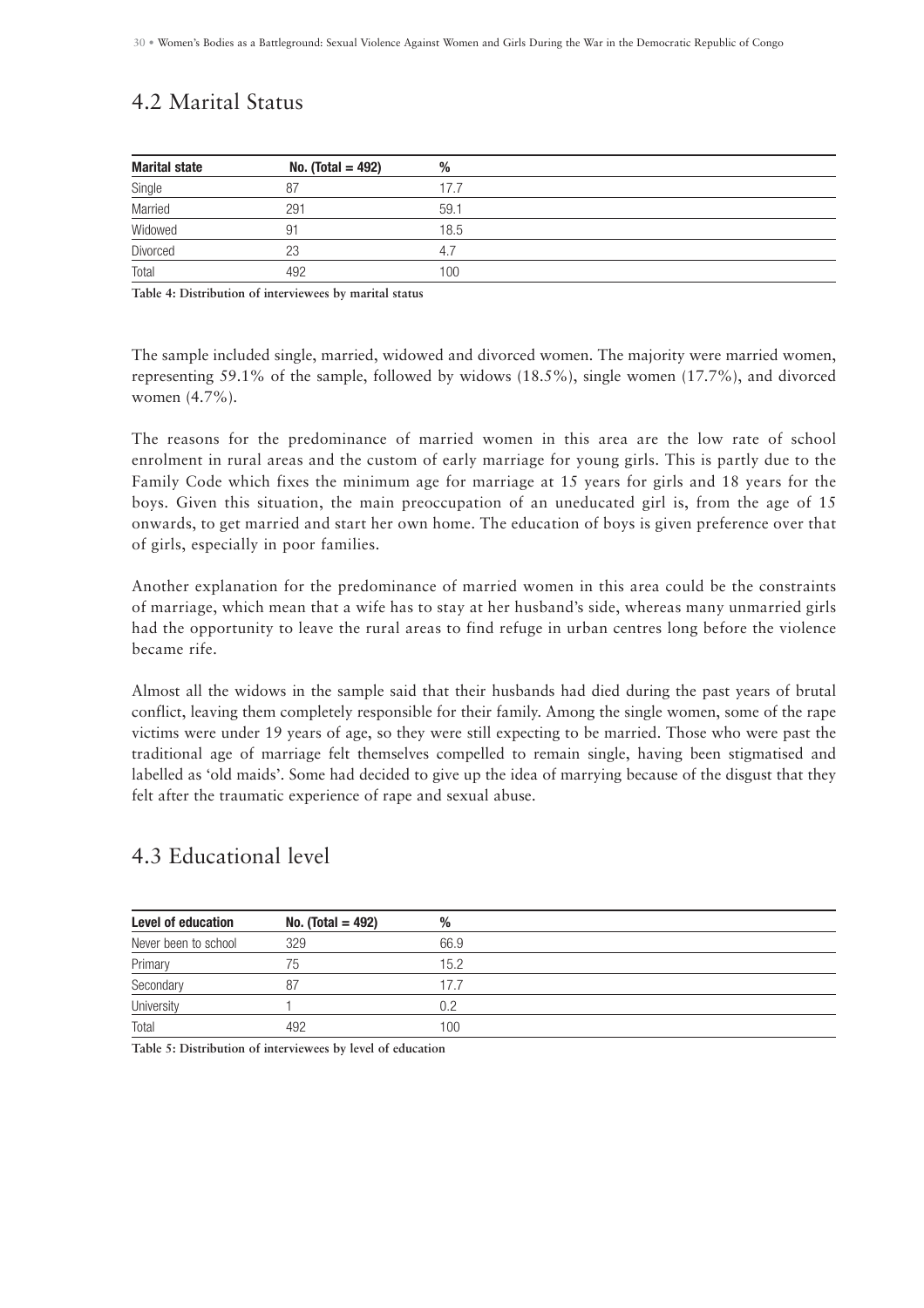## 4.2 Marital Status

| Marital state | No. (Total = 492) | % |
|---|---|---|
| Single | 87 | 17.7 |
| Married | 291 | 59.1 |
| Widowed | 91 | 18.5 |
| Divorced | 23 | 4.7 |
| Total | 492 | 100 |

**Table 4: Distribution of interviewees by marital status**

The sample included single, married, widowed and divorced women. The majority were married women, representing 59.1% of the sample, followed by widows (18.5%), single women (17.7%), and divorced women (4.7%).

The reasons for the predominance of married women in this area are the low rate of school enrolment in rural areas and the custom of early marriage for young girls. This is partly due to the Family Code which fixes the minimum age for marriage at 15 years for girls and 18 years for the boys. Given this situation, the main preoccupation of an uneducated girl is, from the age of 15 onwards, to get married and start her own home. The education of boys is given preference over that of girls, especially in poor families.

Another explanation for the predominance of married women in this area could be the constraints of marriage, which mean that a wife has to stay at her husband's side, whereas many unmarried girls had the opportunity to leave the rural areas to find refuge in urban centres long before the violence became rife.

Almost all the widows in the sample said that their husbands had died during the past years of brutal conflict, leaving them completely responsible for their family. Among the single women, some of the rape victims were under 19 years of age, so they were still expecting to be married. Those who were past the traditional age of marriage felt themselves compelled to remain single, having been stigmatised and labelled as 'old maids'. Some had decided to give up the idea of marrying because of the disgust that they felt after the traumatic experience of rape and sexual abuse.

## 4.3 Educational level

| Level of education | No. (Total = 492) | % |
|---|---|---|
| Never been to school | 329 | 66.9 |
| Primary | 75 | 15.2 |
| Secondary | 87 | 17.7 |
| University | 1 | 0.2 |
| Total | 492 | 100 |

**Table 5: Distribution of interviewees by level of education**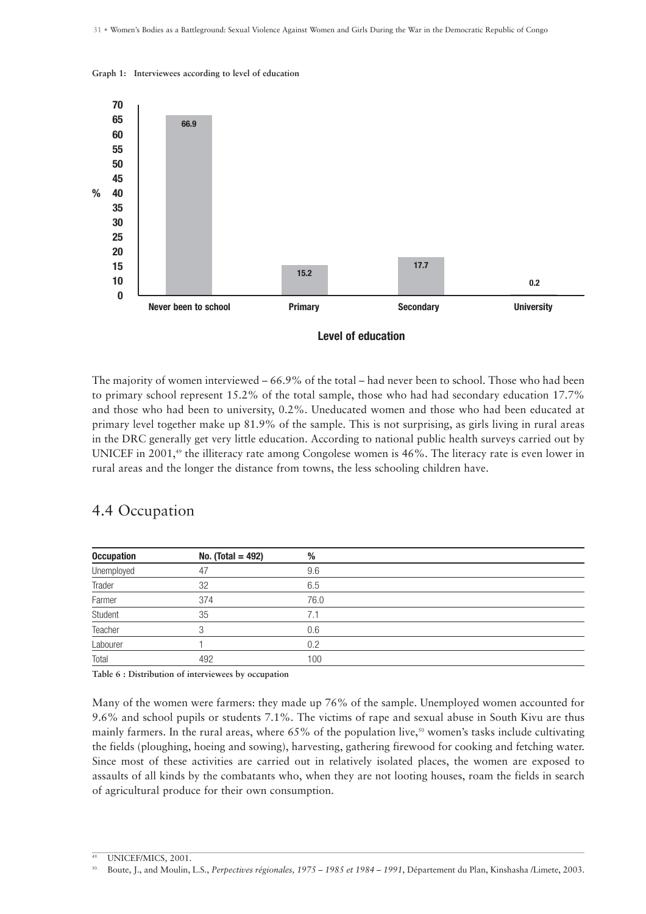Graph 1: Interviewees according to level of education

70
65
60
55
50
45
% 40
35
30
25
20
15
10
0

66.9
15.2
17.7
0.2

Never been to school
Primary
Secondary
University

Level of education

The majority of women interviewed – 66.9% of the total – had never been to school. Those who had been to primary school represent 15.2% of the total sample, those who had had secondary education 17.7% and those who had been to university, 0.2%. Uneducated women and those who had been educated at primary level together make up 81.9% of the sample. This is not surprising, as girls living in rural areas in the DRC generally get very little education. According to national public health surveys carried out by UNICEF in 2001,[49] the illiteracy rate among Congolese women is 46%. The literacy rate is even lower in rural areas and the longer the distance from towns, the less schooling children have.

## 4.4 Occupation

| Occupation | No. (Total = 492) | % |
|---|---|---|
| Unemployed | 47 | 9.6 |
| Trader | 32 | 6.5 |
| Farmer | 374 | 76.0 |
| Student | 35 | 7.1 |
| Teacher | 3 | 0.6 |
| Labourer | 1 | 0.2 |
| Total | 492 | 100 |

**Table 6 : Distribution of interviewees by occupation**

Many of the women were farmers: they made up 76% of the sample. Unemployed women accounted for 9.6% and school pupils or students 7.1%. The victims of rape and sexual abuse in South Kivu are thus mainly farmers. In the rural areas, where 65% of the population live,[50] women's tasks include cultivating the fields (ploughing, hoeing and sowing), harvesting, gathering firewood for cooking and fetching water. Since most of these activities are carried out in relatively isolated places, the women are exposed to assaults of all kinds by the combatants who, when they are not looting houses, roam the fields in search of agricultural produce for their own consumption.

[49] UNICEF/MICS, 2001.

[50] Boute, J., and Moulin, L.S., *Perpectives régionales, 1975 – 1985 et 1984 – 1991*, Département du Plan, Kinshasha /Limete, 2003.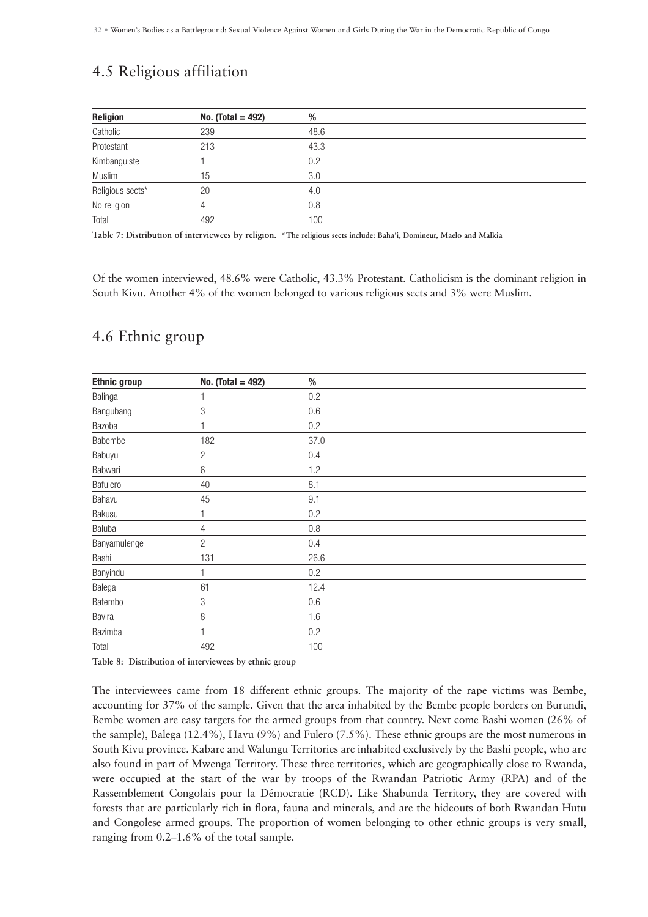## 4.5 Religious affiliation

| Religion | No. (Total = 492) | % |
|---|---|---|
| Catholic | 239 | 48.6 |
| Protestant | 213 | 43.3 |
| Kimbanguiste | 1 | 0.2 |
| Muslim | 15 | 3.0 |
| Religious sects* | 20 | 4.0 |
| No religion | 4 | 0.8 |
| Total | 492 | 100 |

**Table 7: Distribution of interviewees by religion.** *The religious sects include: Baha'i, Domineur, Maelo and Malkia

Of the women interviewed, 48.6% were Catholic, 43.3% Protestant. Catholicism is the dominant religion in South Kivu. Another 4% of the women belonged to various religious sects and 3% were Muslim.

## 4.6 Ethnic group

| Ethnic group | No. (Total = 492) | % |
|---|---|---|
| Balinga | 1 | 0.2 |
| Bangubang | 3 | 0.6 |
| Bazoba | 1 | 0.2 |
| Babembe | 182 | 37.0 |
| Babuyu | 2 | 0.4 |
| Babwari | 6 | 1.2 |
| Bafulero | 40 | 8.1 |
| Bahavu | 45 | 9.1 |
| Bakusu | 1 | 0.2 |
| Baluba | 4 | 0.8 |
| Banyamulenge | 2 | 0.4 |
| Bashi | 131 | 26.6 |
| Banyindu | 1 | 0.2 |
| Balega | 61 | 12.4 |
| Batembo | 3 | 0.6 |
| Bavira | 8 | 1.6 |
| Bazimba | 1 | 0.2 |
| Total | 492 | 100 |

**Table 8: Distribution of interviewees by ethnic group**

The interviewees came from 18 different ethnic groups. The majority of the rape victims was Bembe, accounting for 37% of the sample. Given that the area inhabited by the Bembe people borders on Burundi, Bembe women are easy targets for the armed groups from that country. Next come Bashi women (26% of the sample), Balega (12.4%), Havu (9%) and Fulero (7.5%). These ethnic groups are the most numerous in South Kivu province. Kabare and Walungu Territories are inhabited exclusively by the Bashi people, who are also found in part of Mwenga Territory. These three territories, which are geographically close to Rwanda, were occupied at the start of the war by troops of the Rwandan Patriotic Army (RPA) and of the Rassemblement Congolais pour la Démocratie (RCD). Like Shabunda Territory, they are covered with forests that are particularly rich in flora, fauna and minerals, and are the hideouts of both Rwandan Hutu and Congolese armed groups. The proportion of women belonging to other ethnic groups is very small, ranging from 0.2–1.6% of the total sample.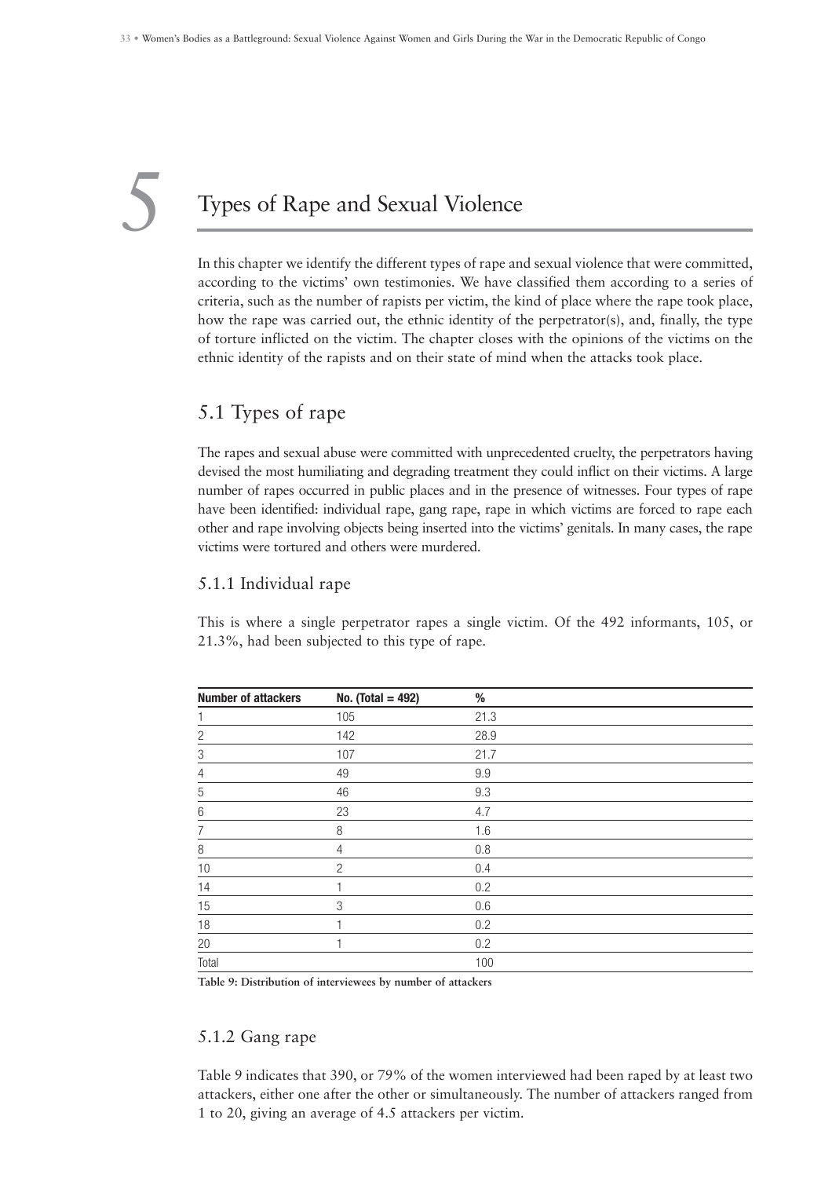# 5 Types of Rape and Sexual Violence

In this chapter we identify the different types of rape and sexual violence that were committed, according to the victims' own testimonies. We have classified them according to a series of criteria, such as the number of rapists per victim, the kind of place where the rape took place, how the rape was carried out, the ethnic identity of the perpetrator(s), and, finally, the type of torture inflicted on the victim. The chapter closes with the opinions of the victims on the ethnic identity of the rapists and on their state of mind when the attacks took place.

## 5.1 Types of rape

The rapes and sexual abuse were committed with unprecedented cruelty, the perpetrators having devised the most humiliating and degrading treatment they could inflict on their victims. A large number of rapes occurred in public places and in the presence of witnesses. Four types of rape have been identified: individual rape, gang rape, rape in which victims are forced to rape each other and rape involving objects being inserted into the victims' genitals. In many cases, the rape victims were tortured and others were murdered.

### 5.1.1 Individual rape

This is where a single perpetrator rapes a single victim. Of the 492 informants, 105, or 21.3%, had been subjected to this type of rape.

| Number of attackers | No. (Total = 492) | % |
|---|---|---|
| 1 | 105 | 21.3 |
| 2 | 142 | 28.9 |
| 3 | 107 | 21.7 |
| 4 | 49 | 9.9 |
| 5 | 46 | 9.3 |
| 6 | 23 | 4.7 |
| 7 | 8 | 1.6 |
| 8 | 4 | 0.8 |
| 10 | 2 | 0.4 |
| 14 | 1 | 0.2 |
| 15 | 3 | 0.6 |
| 18 | 1 | 0.2 |
| 20 | 1 | 0.2 |
| Total | | 100 |

**Table 9: Distribution of interviewees by number of attackers**

### 5.1.2 Gang rape

Table 9 indicates that 390, or 79% of the women interviewed had been raped by at least two attackers, either one after the other or simultaneously. The number of attackers ranged from 1 to 20, giving an average of 4.5 attackers per victim.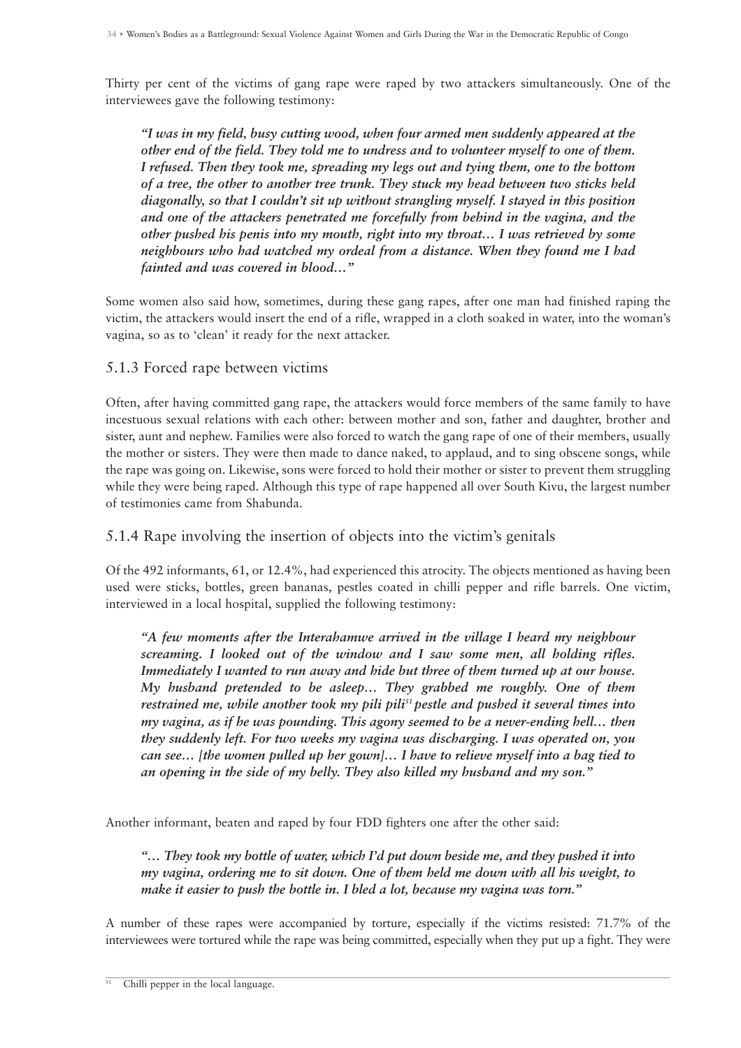Thirty per cent of the victims of gang rape were raped by two attackers simultaneously. One of the interviewees gave the following testimony:

> ***"I was in my field, busy cutting wood, when four armed men suddenly appeared at the other end of the field. They told me to undress and to volunteer myself to one of them. I refused. Then they took me, spreading my legs out and tying them, one to the bottom of a tree, the other to another tree trunk. They stuck my head between two sticks held diagonally, so that I couldn't sit up without strangling myself. I stayed in this position and one of the attackers penetrated me forcefully from behind in the vagina, and the other pushed his penis into my mouth, right into my throat… I was retrieved by some neighbours who had watched my ordeal from a distance. When they found me I had fainted and was covered in blood…"***

Some women also said how, sometimes, during these gang rapes, after one man had finished raping the victim, the attackers would insert the end of a rifle, wrapped in a cloth soaked in water, into the woman's vagina, so as to 'clean' it ready for the next attacker.

### 5.1.3 Forced rape between victims

Often, after having committed gang rape, the attackers would force members of the same family to have incestuous sexual relations with each other: between mother and son, father and daughter, brother and sister, aunt and nephew. Families were also forced to watch the gang rape of one of their members, usually the mother or sisters. They were then made to dance naked, to applaud, and to sing obscene songs, while the rape was going on. Likewise, sons were forced to hold their mother or sister to prevent them struggling while they were being raped. Although this type of rape happened all over South Kivu, the largest number of testimonies came from Shabunda.

### 5.1.4 Rape involving the insertion of objects into the victim's genitals

Of the 492 informants, 61, or 12.4%, had experienced this atrocity. The objects mentioned as having been used were sticks, bottles, green bananas, pestles coated in chilli pepper and rifle barrels. One victim, interviewed in a local hospital, supplied the following testimony:

> ***"A few moments after the Interahamwe arrived in the village I heard my neighbour screaming. I looked out of the window and I saw some men, all holding rifles. Immediately I wanted to run away and hide but three of them turned up at our house. My husband pretended to be asleep… They grabbed me roughly. One of them restrained me, while another took my pili pili[51] pestle and pushed it several times into my vagina, as if he was pounding. This agony seemed to be a never-ending hell… then they suddenly left. For two weeks my vagina was discharging. I was operated on, you can see… [the women pulled up her gown]… I have to relieve myself into a bag tied to an opening in the side of my belly. They also killed my husband and my son."***

Another informant, beaten and raped by four FDD fighters one after the other said:

> ***"… They took my bottle of water, which I'd put down beside me, and they pushed it into my vagina, ordering me to sit down. One of them held me down with all his weight, to make it easier to push the bottle in. I bled a lot, because my vagina was torn."***

A number of these rapes were accompanied by torture, especially if the victims resisted: 71.7% of the interviewees were tortured while the rape was being committed, especially when they put up a fight. They were

---

[51] Chilli pepper in the local language.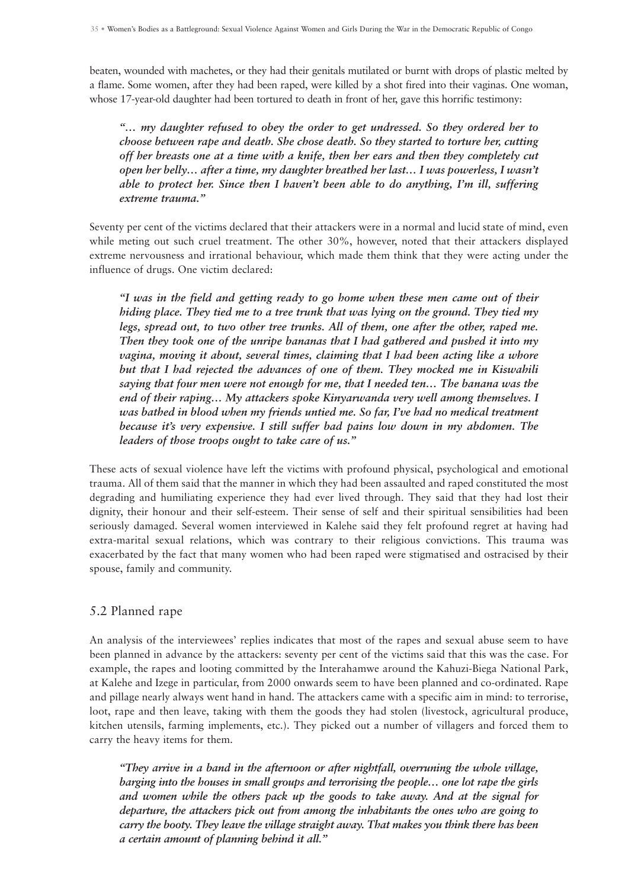beaten, wounded with machetes, or they had their genitals mutilated or burnt with drops of plastic melted by a flame. Some women, after they had been raped, were killed by a shot fired into their vaginas. One woman, whose 17-year-old daughter had been tortured to death in front of her, gave this horrific testimony:

> ***"… my daughter refused to obey the order to get undressed. So they ordered her to choose between rape and death. She chose death. So they started to torture her, cutting off her breasts one at a time with a knife, then her ears and then they completely cut open her belly… after a time, my daughter breathed her last… I was powerless, I wasn't able to protect her. Since then I haven't been able to do anything, I'm ill, suffering extreme trauma."***

Seventy per cent of the victims declared that their attackers were in a normal and lucid state of mind, even while meting out such cruel treatment. The other 30%, however, noted that their attackers displayed extreme nervousness and irrational behaviour, which made them think that they were acting under the influence of drugs. One victim declared:

> ***"I was in the field and getting ready to go home when these men came out of their hiding place. They tied me to a tree trunk that was lying on the ground. They tied my legs, spread out, to two other tree trunks. All of them, one after the other, raped me. Then they took one of the unripe bananas that I had gathered and pushed it into my vagina, moving it about, several times, claiming that I had been acting like a whore but that I had rejected the advances of one of them. They mocked me in Kiswahili saying that four men were not enough for me, that I needed ten… The banana was the end of their raping… My attackers spoke Kinyarwanda very well among themselves. I was bathed in blood when my friends untied me. So far, I've had no medical treatment because it's very expensive. I still suffer bad pains low down in my abdomen. The leaders of those troops ought to take care of us."***

These acts of sexual violence have left the victims with profound physical, psychological and emotional trauma. All of them said that the manner in which they had been assaulted and raped constituted the most degrading and humiliating experience they had ever lived through. They said that they had lost their dignity, their honour and their self-esteem. Their sense of self and their spiritual sensibilities had been seriously damaged. Several women interviewed in Kalehe said they felt profound regret at having had extra-marital sexual relations, which was contrary to their religious convictions. This trauma was exacerbated by the fact that many women who had been raped were stigmatised and ostracised by their spouse, family and community.

## 5.2 Planned rape

An analysis of the interviewees' replies indicates that most of the rapes and sexual abuse seem to have been planned in advance by the attackers: seventy per cent of the victims said that this was the case. For example, the rapes and looting committed by the Interahamwe around the Kahuzi-Biega National Park, at Kalehe and Izege in particular, from 2000 onwards seem to have been planned and co-ordinated. Rape and pillage nearly always went hand in hand. The attackers came with a specific aim in mind: to terrorise, loot, rape and then leave, taking with them the goods they had stolen (livestock, agricultural produce, kitchen utensils, farming implements, etc.). They picked out a number of villagers and forced them to carry the heavy items for them.

> ***"They arrive in a band in the afternoon or after nightfall, overruning the whole village, barging into the houses in small groups and terrorising the people… one lot rape the girls and women while the others pack up the goods to take away. And at the signal for departure, the attackers pick out from among the inhabitants the ones who are going to carry the booty. They leave the village straight away. That makes you think there has been a certain amount of planning behind it all."***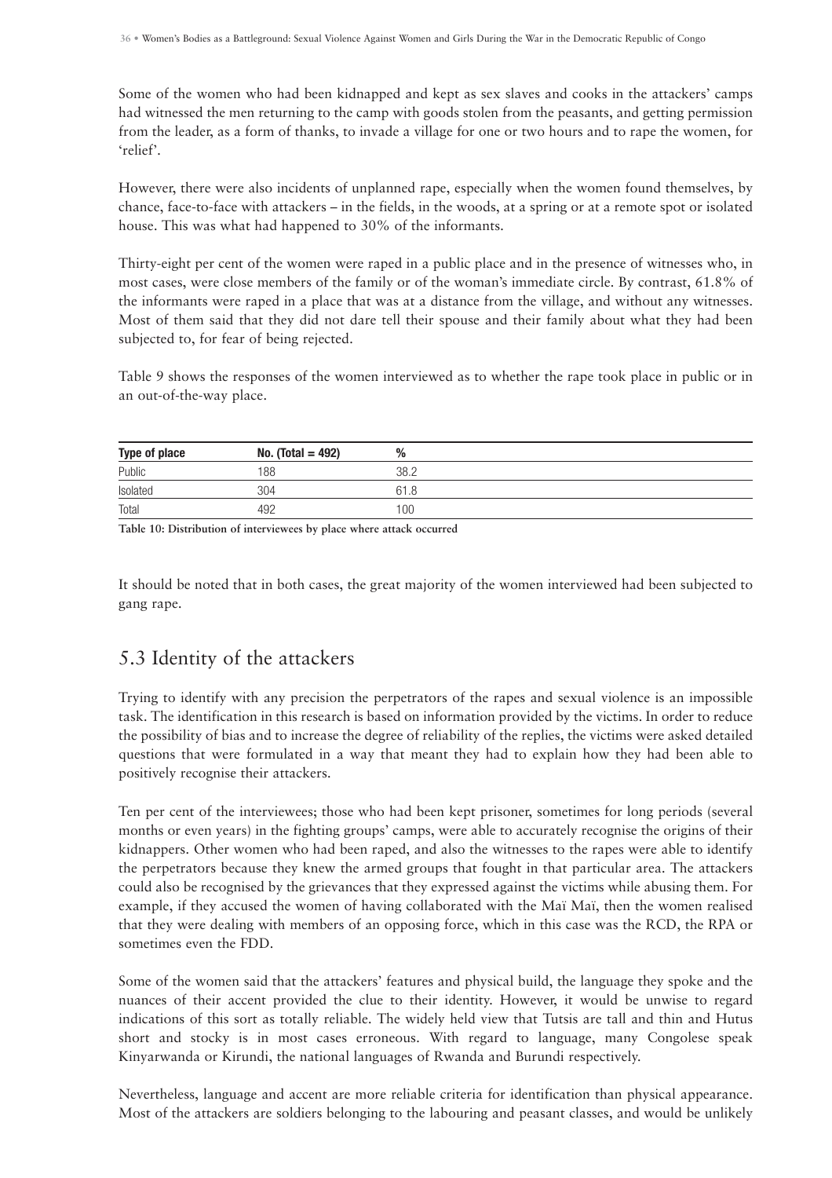Some of the women who had been kidnapped and kept as sex slaves and cooks in the attackers' camps had witnessed the men returning to the camp with goods stolen from the peasants, and getting permission from the leader, as a form of thanks, to invade a village for one or two hours and to rape the women, for 'relief'.

However, there were also incidents of unplanned rape, especially when the women found themselves, by chance, face-to-face with attackers – in the fields, in the woods, at a spring or at a remote spot or isolated house. This was what had happened to 30% of the informants.

Thirty-eight per cent of the women were raped in a public place and in the presence of witnesses who, in most cases, were close members of the family or of the woman's immediate circle. By contrast, 61.8% of the informants were raped in a place that was at a distance from the village, and without any witnesses. Most of them said that they did not dare tell their spouse and their family about what they had been subjected to, for fear of being rejected.

Table 9 shows the responses of the women interviewed as to whether the rape took place in public or in an out-of-the-way place.

| Type of place | No. (Total = 492) | % |
|---|---|---|
| Public | 188 | 38.2 |
| Isolated | 304 | 61.8 |
| Total | 492 | 100 |

**Table 10: Distribution of interviewees by place where attack occurred**

It should be noted that in both cases, the great majority of the women interviewed had been subjected to gang rape.

## 5.3 Identity of the attackers

Trying to identify with any precision the perpetrators of the rapes and sexual violence is an impossible task. The identification in this research is based on information provided by the victims. In order to reduce the possibility of bias and to increase the degree of reliability of the replies, the victims were asked detailed questions that were formulated in a way that meant they had to explain how they had been able to positively recognise their attackers.

Ten per cent of the interviewees; those who had been kept prisoner, sometimes for long periods (several months or even years) in the fighting groups' camps, were able to accurately recognise the origins of their kidnappers. Other women who had been raped, and also the witnesses to the rapes were able to identify the perpetrators because they knew the armed groups that fought in that particular area. The attackers could also be recognised by the grievances that they expressed against the victims while abusing them. For example, if they accused the women of having collaborated with the Maï Maï, then the women realised that they were dealing with members of an opposing force, which in this case was the RCD, the RPA or sometimes even the FDD.

Some of the women said that the attackers' features and physical build, the language they spoke and the nuances of their accent provided the clue to their identity. However, it would be unwise to regard indications of this sort as totally reliable. The widely held view that Tutsis are tall and thin and Hutus short and stocky is in most cases erroneous. With regard to language, many Congolese speak Kinyarwanda or Kirundi, the national languages of Rwanda and Burundi respectively.

Nevertheless, language and accent are more reliable criteria for identification than physical appearance. Most of the attackers are soldiers belonging to the labouring and peasant classes, and would be unlikely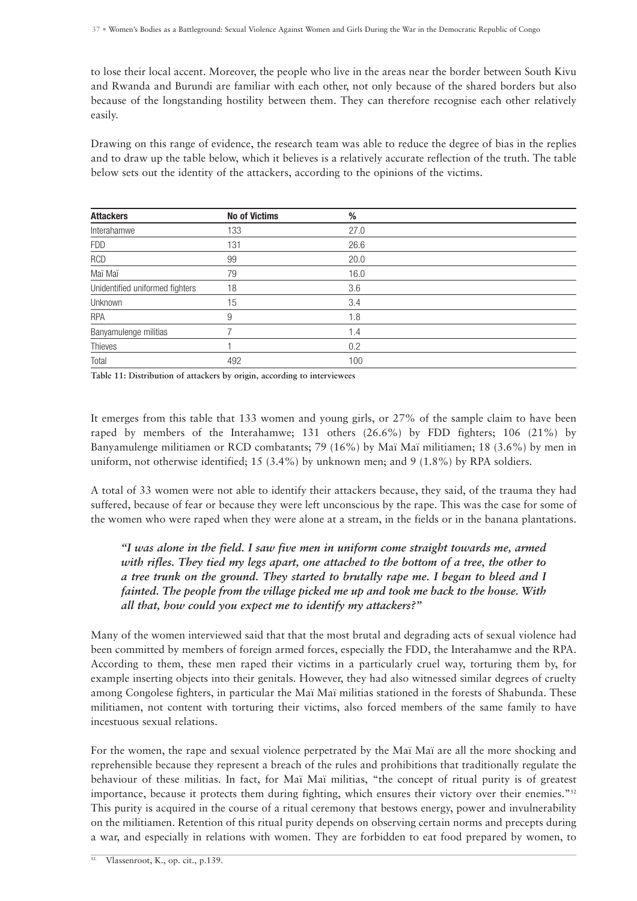to lose their local accent. Moreover, the people who live in the areas near the border between South Kivu and Rwanda and Burundi are familiar with each other, not only because of the shared borders but also because of the longstanding hostility between them. They can therefore recognise each other relatively easily.

Drawing on this range of evidence, the research team was able to reduce the degree of bias in the replies and to draw up the table below, which it believes is a relatively accurate reflection of the truth. The table below sets out the identity of the attackers, according to the opinions of the victims.

| Attackers | No of Victims | % |
|---|---|---|
| Interahamwe | 133 | 27.0 |
| FDD | 131 | 26.6 |
| RCD | 99 | 20.0 |
| Maï Maï | 79 | 16.0 |
| Unidentified uniformed fighters | 18 | 3.6 |
| Unknown | 15 | 3.4 |
| RPA | 9 | 1.8 |
| Banyamulenge militias | 7 | 1.4 |
| Thieves | 1 | 0.2 |
| Total | 492 | 100 |

**Table 11: Distribution of attackers by origin, according to interviewees**

It emerges from this table that 133 women and young girls, or 27% of the sample claim to have been raped by members of the Interahamwe; 131 others (26.6%) by FDD fighters; 106 (21%) by Banyamulenge militiamen or RCD combatants; 79 (16%) by Maï Maï militiamen; 18 (3.6%) by men in uniform, not otherwise identified; 15 (3.4%) by unknown men; and 9 (1.8%) by RPA soldiers.

A total of 33 women were not able to identify their attackers because, they said, of the trauma they had suffered, because of fear or because they were left unconscious by the rape. This was the case for some of the women who were raped when they were alone at a stream, in the fields or in the banana plantations.

> ***"I was alone in the field. I saw five men in uniform come straight towards me, armed with rifles. They tied my legs apart, one attached to the bottom of a tree, the other to a tree trunk on the ground. They started to brutally rape me. I began to bleed and I fainted. The people from the village picked me up and took me back to the house. With all that, how could you expect me to identify my attackers?"***

Many of the women interviewed said that that the most brutal and degrading acts of sexual violence had been committed by members of foreign armed forces, especially the FDD, the Interahamwe and the RPA. According to them, these men raped their victims in a particularly cruel way, torturing them by, for example inserting objects into their genitals. However, they had also witnessed similar degrees of cruelty among Congolese fighters, in particular the Maï Maï militias stationed in the forests of Shabunda. These militiamen, not content with torturing their victims, also forced members of the same family to have incestuous sexual relations.

For the women, the rape and sexual violence perpetrated by the Maï Maï are all the more shocking and reprehensible because they represent a breach of the rules and prohibitions that traditionally regulate the behaviour of these militias. In fact, for Maï Maï militias, "the concept of ritual purity is of greatest importance, because it protects them during fighting, which ensures their victory over their enemies."[52] This purity is acquired in the course of a ritual ceremony that bestows energy, power and invulnerability on the militiamen. Retention of this ritual purity depends on observing certain norms and precepts during a war, and especially in relations with women. They are forbidden to eat food prepared by women, to

[52] Vlassenroot, K., op. cit., p.139.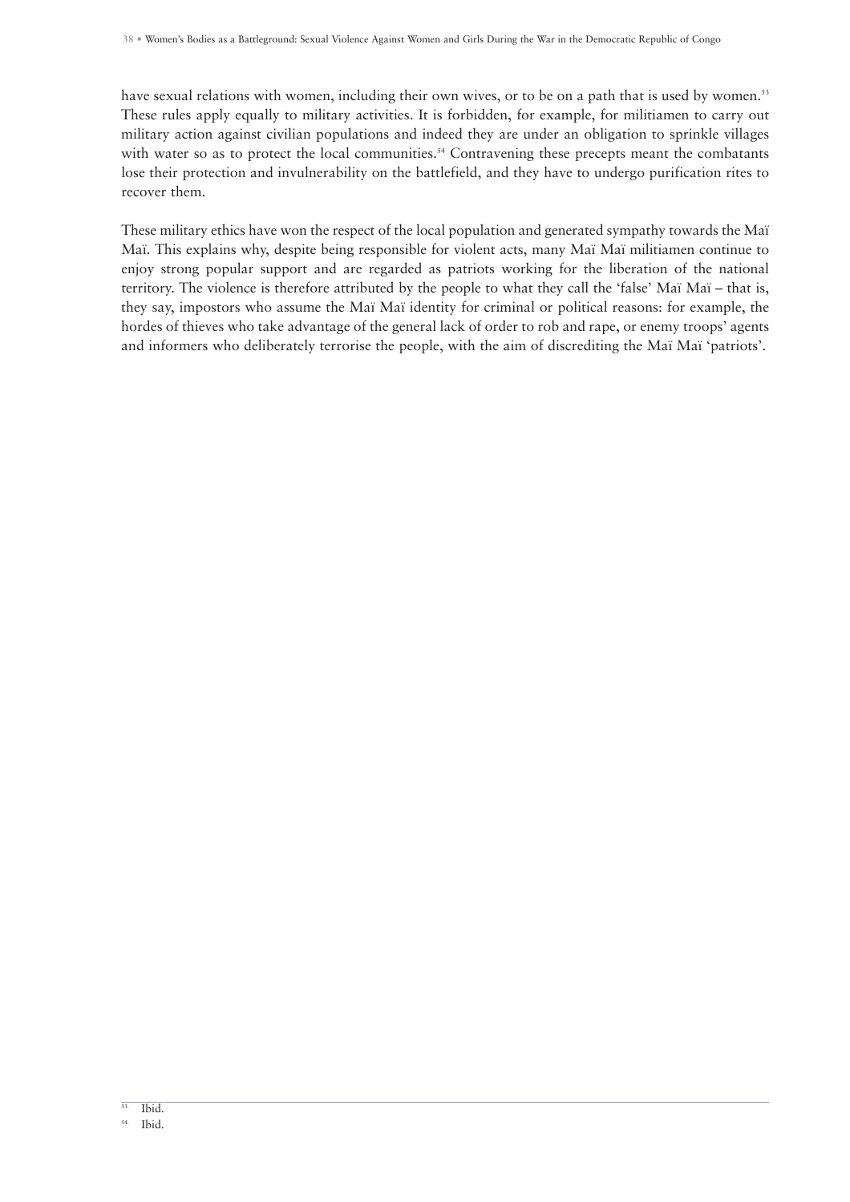have sexual relations with women, including their own wives, or to be on a path that is used by women.[53] These rules apply equally to military activities. It is forbidden, for example, for militiamen to carry out military action against civilian populations and indeed they are under an obligation to sprinkle villages with water so as to protect the local communities.[54] Contravening these precepts meant the combatants lose their protection and invulnerability on the battlefield, and they have to undergo purification rites to recover them.

These military ethics have won the respect of the local population and generated sympathy towards the Maï Maï. This explains why, despite being responsible for violent acts, many Maï Maï militiamen continue to enjoy strong popular support and are regarded as patriots working for the liberation of the national territory. The violence is therefore attributed by the people to what they call the 'false' Maï Maï – that is, they say, impostors who assume the Maï Maï identity for criminal or political reasons: for example, the hordes of thieves who take advantage of the general lack of order to rob and rape, or enemy troops' agents and informers who deliberately terrorise the people, with the aim of discrediting the Maï Maï 'patriots'.

---

53. Ibid.

54. Ibid.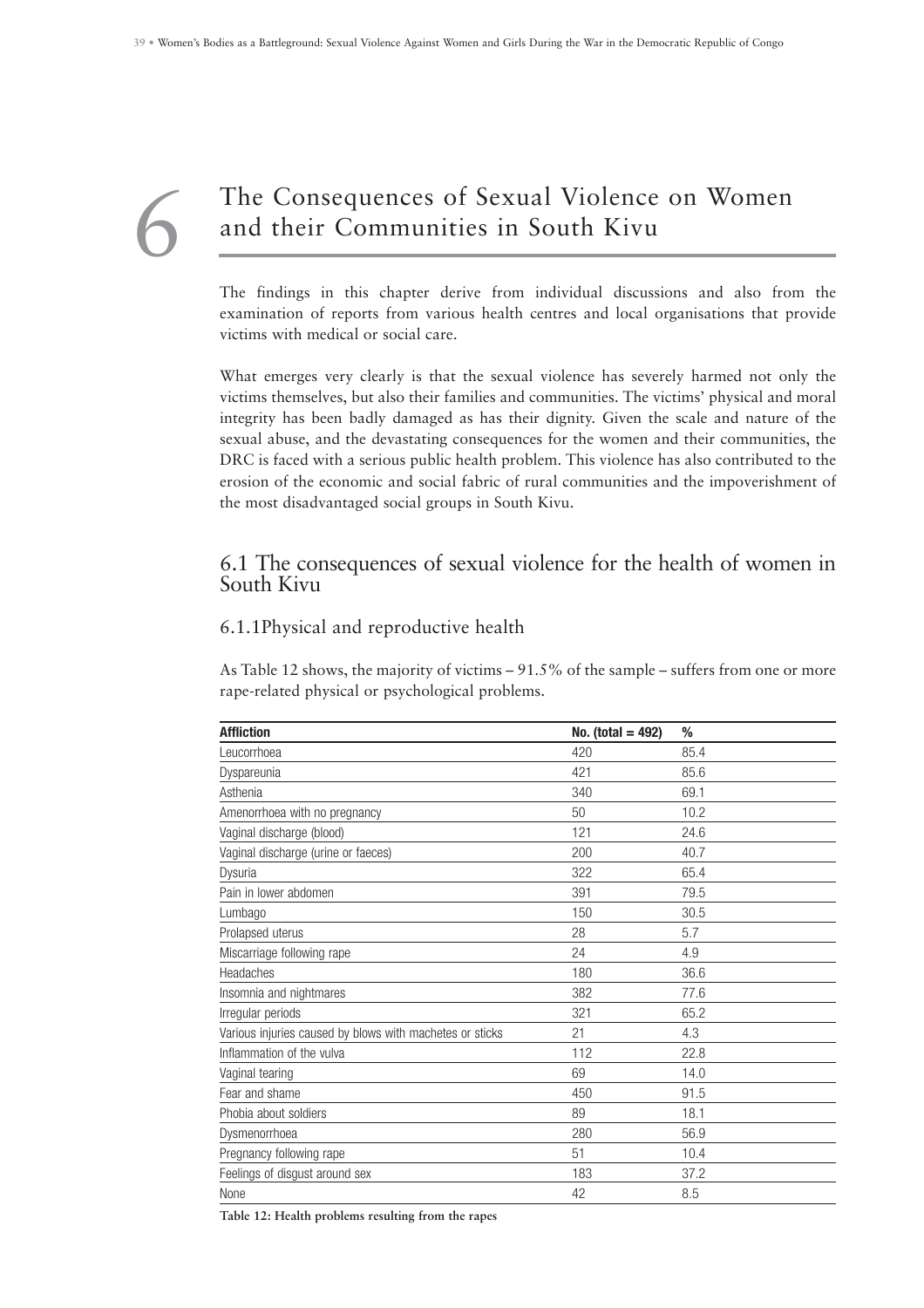# 6 The Consequences of Sexual Violence on Women and their Communities in South Kivu

The findings in this chapter derive from individual discussions and also from the examination of reports from various health centres and local organisations that provide victims with medical or social care.

What emerges very clearly is that the sexual violence has severely harmed not only the victims themselves, but also their families and communities. The victims' physical and moral integrity has been badly damaged as has their dignity. Given the scale and nature of the sexual abuse, and the devastating consequences for the women and their communities, the DRC is faced with a serious public health problem. This violence has also contributed to the erosion of the economic and social fabric of rural communities and the impoverishment of the most disadvantaged social groups in South Kivu.

## 6.1 The consequences of sexual violence for the health of women in South Kivu

### 6.1.1Physical and reproductive health

As Table 12 shows, the majority of victims – 91.5% of the sample – suffers from one or more rape-related physical or psychological problems.

| Affliction | No. (total = 492) | % |
|---|---|---|
| Leucorrhoea | 420 | 85.4 |
| Dyspareunia | 421 | 85.6 |
| Asthenia | 340 | 69.1 |
| Amenorrhoea with no pregnancy | 50 | 10.2 |
| Vaginal discharge (blood) | 121 | 24.6 |
| Vaginal discharge (urine or faeces) | 200 | 40.7 |
| Dysuria | 322 | 65.4 |
| Pain in lower abdomen | 391 | 79.5 |
| Lumbago | 150 | 30.5 |
| Prolapsed uterus | 28 | 5.7 |
| Miscarriage following rape | 24 | 4.9 |
| Headaches | 180 | 36.6 |
| Insomnia and nightmares | 382 | 77.6 |
| Irregular periods | 321 | 65.2 |
| Various injuries caused by blows with machetes or sticks | 21 | 4.3 |
| Inflammation of the vulva | 112 | 22.8 |
| Vaginal tearing | 69 | 14.0 |
| Fear and shame | 450 | 91.5 |
| Phobia about soldiers | 89 | 18.1 |
| Dysmenorrhoea | 280 | 56.9 |
| Pregnancy following rape | 51 | 10.4 |
| Feelings of disgust around sex | 183 | 37.2 |
| None | 42 | 8.5 |

**Table 12: Health problems resulting from the rapes**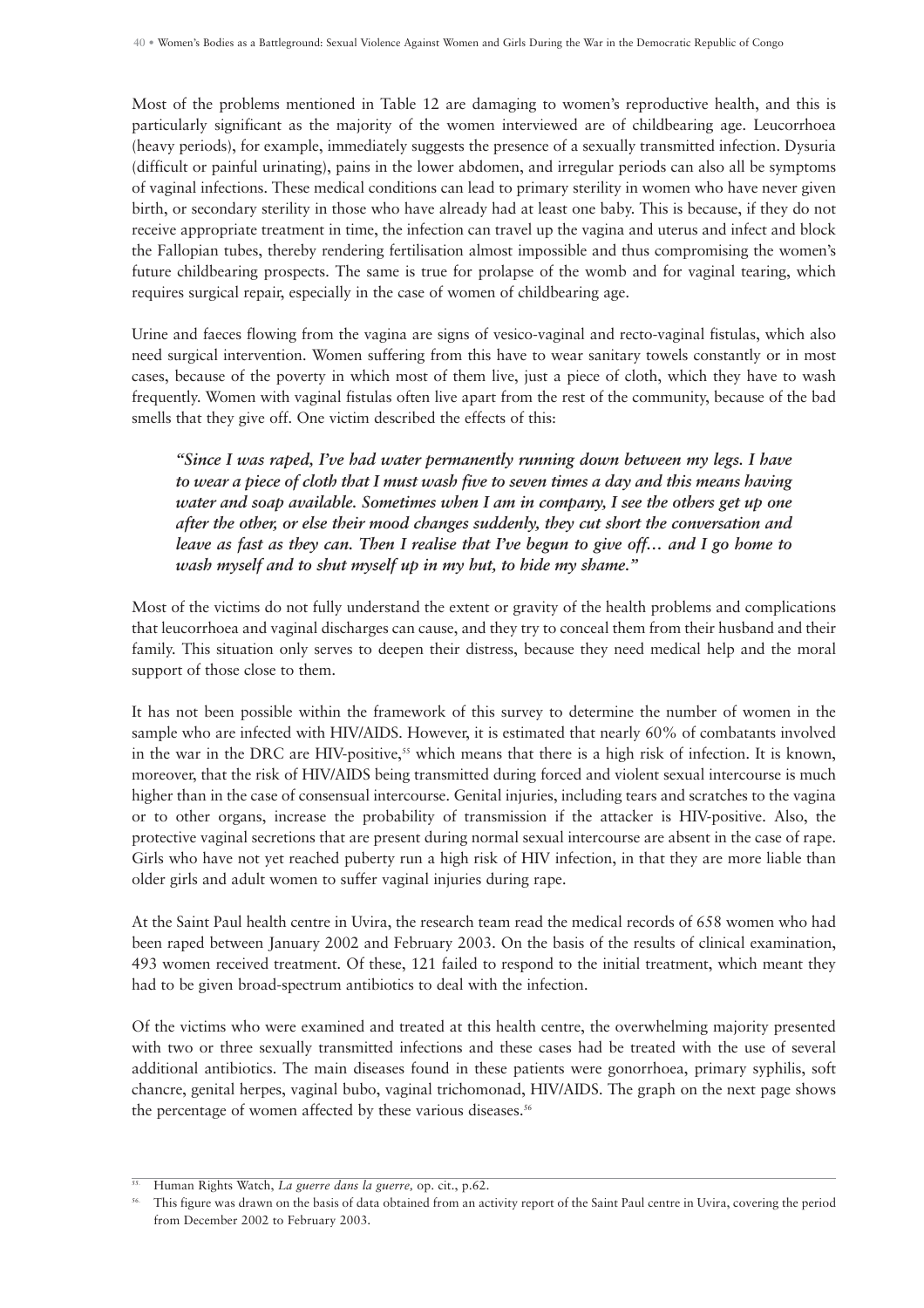Most of the problems mentioned in Table 12 are damaging to women's reproductive health, and this is particularly significant as the majority of the women interviewed are of childbearing age. Leucorrhoea (heavy periods), for example, immediately suggests the presence of a sexually transmitted infection. Dysuria (difficult or painful urinating), pains in the lower abdomen, and irregular periods can also all be symptoms of vaginal infections. These medical conditions can lead to primary sterility in women who have never given birth, or secondary sterility in those who have already had at least one baby. This is because, if they do not receive appropriate treatment in time, the infection can travel up the vagina and uterus and infect and block the Fallopian tubes, thereby rendering fertilisation almost impossible and thus compromising the women's future childbearing prospects. The same is true for prolapse of the womb and for vaginal tearing, which requires surgical repair, especially in the case of women of childbearing age.

Urine and faeces flowing from the vagina are signs of vesico-vaginal and recto-vaginal fistulas, which also need surgical intervention. Women suffering from this have to wear sanitary towels constantly or in most cases, because of the poverty in which most of them live, just a piece of cloth, which they have to wash frequently. Women with vaginal fistulas often live apart from the rest of the community, because of the bad smells that they give off. One victim described the effects of this:

> ***"Since I was raped, I've had water permanently running down between my legs. I have to wear a piece of cloth that I must wash five to seven times a day and this means having water and soap available. Sometimes when I am in company, I see the others get up one after the other, or else their mood changes suddenly, they cut short the conversation and leave as fast as they can. Then I realise that I've begun to give off… and I go home to wash myself and to shut myself up in my hut, to hide my shame."***

Most of the victims do not fully understand the extent or gravity of the health problems and complications that leucorrhoea and vaginal discharges can cause, and they try to conceal them from their husband and their family. This situation only serves to deepen their distress, because they need medical help and the moral support of those close to them.

It has not been possible within the framework of this survey to determine the number of women in the sample who are infected with HIV/AIDS. However, it is estimated that nearly 60% of combatants involved in the war in the DRC are HIV-positive,[55] which means that there is a high risk of infection. It is known, moreover, that the risk of HIV/AIDS being transmitted during forced and violent sexual intercourse is much higher than in the case of consensual intercourse. Genital injuries, including tears and scratches to the vagina or to other organs, increase the probability of transmission if the attacker is HIV-positive. Also, the protective vaginal secretions that are present during normal sexual intercourse are absent in the case of rape. Girls who have not yet reached puberty run a high risk of HIV infection, in that they are more liable than older girls and adult women to suffer vaginal injuries during rape.

At the Saint Paul health centre in Uvira, the research team read the medical records of 658 women who had been raped between January 2002 and February 2003. On the basis of the results of clinical examination, 493 women received treatment. Of these, 121 failed to respond to the initial treatment, which meant they had to be given broad-spectrum antibiotics to deal with the infection.

Of the victims who were examined and treated at this health centre, the overwhelming majority presented with two or three sexually transmitted infections and these cases had be treated with the use of several additional antibiotics. The main diseases found in these patients were gonorrhoea, primary syphilis, soft chancre, genital herpes, vaginal bubo, vaginal trichomonad, HIV/AIDS. The graph on the next page shows the percentage of women affected by these various diseases.[56]

---

[55] Human Rights Watch, *La guerre dans la guerre,* op. cit., p.62.

[56] This figure was drawn on the basis of data obtained from an activity report of the Saint Paul centre in Uvira, covering the period from December 2002 to February 2003.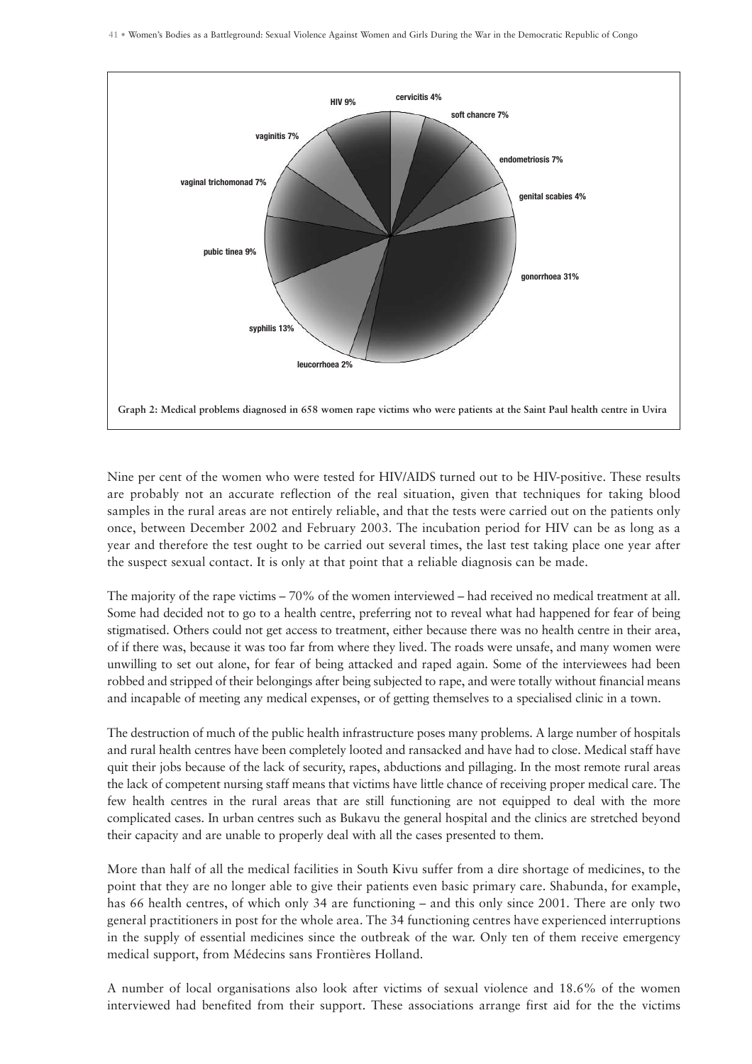HIV 9%
cervicitis 4%
soft chancre 7%
endometriosis 7%
genital scabies 4%
gonorrhoea 31%
leucorrhoea 2%
syphilis 13%
pubic tinea 9%
vaginal trichomonad 7%
vaginitis 7%

**Graph 2: Medical problems diagnosed in 658 women rape victims who were patients at the Saint Paul health centre in Uvira**

Nine per cent of the women who were tested for HIV/AIDS turned out to be HIV-positive. These results are probably not an accurate reflection of the real situation, given that techniques for taking blood samples in the rural areas are not entirely reliable, and that the tests were carried out on the patients only once, between December 2002 and February 2003. The incubation period for HIV can be as long as a year and therefore the test ought to be carried out several times, the last test taking place one year after the suspect sexual contact. It is only at that point that a reliable diagnosis can be made.

The majority of the rape victims – 70% of the women interviewed – had received no medical treatment at all. Some had decided not to go to a health centre, preferring not to reveal what had happened for fear of being stigmatised. Others could not get access to treatment, either because there was no health centre in their area, of if there was, because it was too far from where they lived. The roads were unsafe, and many women were unwilling to set out alone, for fear of being attacked and raped again. Some of the interviewees had been robbed and stripped of their belongings after being subjected to rape, and were totally without financial means and incapable of meeting any medical expenses, or of getting themselves to a specialised clinic in a town.

The destruction of much of the public health infrastructure poses many problems. A large number of hospitals and rural health centres have been completely looted and ransacked and have had to close. Medical staff have quit their jobs because of the lack of security, rapes, abductions and pillaging. In the most remote rural areas the lack of competent nursing staff means that victims have little chance of receiving proper medical care. The few health centres in the rural areas that are still functioning are not equipped to deal with the more complicated cases. In urban centres such as Bukavu the general hospital and the clinics are stretched beyond their capacity and are unable to properly deal with all the cases presented to them.

More than half of all the medical facilities in South Kivu suffer from a dire shortage of medicines, to the point that they are no longer able to give their patients even basic primary care. Shabunda, for example, has 66 health centres, of which only 34 are functioning – and this only since 2001. There are only two general practitioners in post for the whole area. The 34 functioning centres have experienced interruptions in the supply of essential medicines since the outbreak of the war. Only ten of them receive emergency medical support, from Médecins sans Frontières Holland.

A number of local organisations also look after victims of sexual violence and 18.6% of the women interviewed had benefited from their support. These associations arrange first aid for the the victims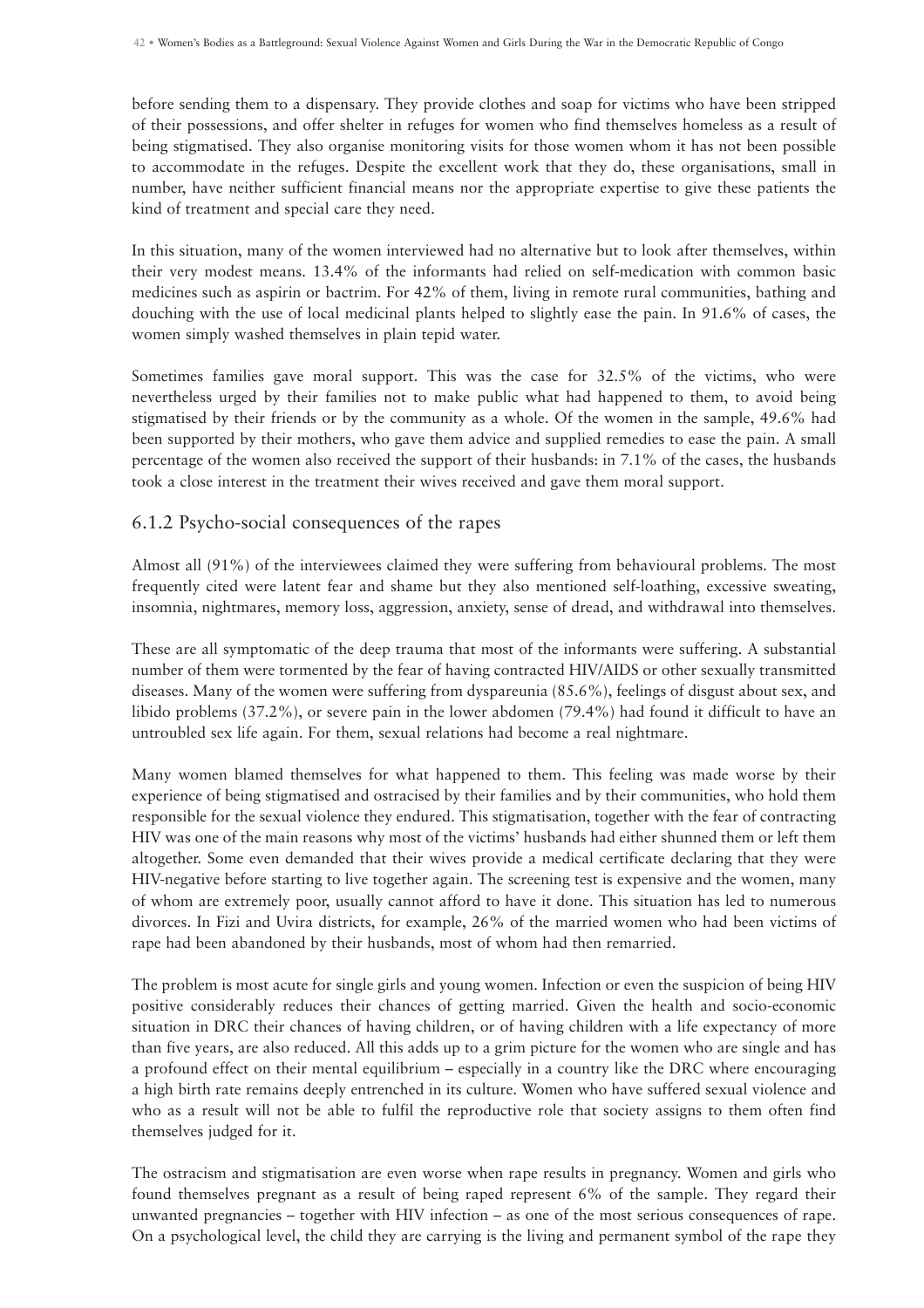before sending them to a dispensary. They provide clothes and soap for victims who have been stripped of their possessions, and offer shelter in refuges for women who find themselves homeless as a result of being stigmatised. They also organise monitoring visits for those women whom it has not been possible to accommodate in the refuges. Despite the excellent work that they do, these organisations, small in number, have neither sufficient financial means nor the appropriate expertise to give these patients the kind of treatment and special care they need.

In this situation, many of the women interviewed had no alternative but to look after themselves, within their very modest means. 13.4% of the informants had relied on self-medication with common basic medicines such as aspirin or bactrim. For 42% of them, living in remote rural communities, bathing and douching with the use of local medicinal plants helped to slightly ease the pain. In 91.6% of cases, the women simply washed themselves in plain tepid water.

Sometimes families gave moral support. This was the case for 32.5% of the victims, who were nevertheless urged by their families not to make public what had happened to them, to avoid being stigmatised by their friends or by the community as a whole. Of the women in the sample, 49.6% had been supported by their mothers, who gave them advice and supplied remedies to ease the pain. A small percentage of the women also received the support of their husbands: in 7.1% of the cases, the husbands took a close interest in the treatment their wives received and gave them moral support.

### 6.1.2 Psycho-social consequences of the rapes

Almost all (91%) of the interviewees claimed they were suffering from behavioural problems. The most frequently cited were latent fear and shame but they also mentioned self-loathing, excessive sweating, insomnia, nightmares, memory loss, aggression, anxiety, sense of dread, and withdrawal into themselves.

These are all symptomatic of the deep trauma that most of the informants were suffering. A substantial number of them were tormented by the fear of having contracted HIV/AIDS or other sexually transmitted diseases. Many of the women were suffering from dyspareunia (85.6%), feelings of disgust about sex, and libido problems (37.2%), or severe pain in the lower abdomen (79.4%) had found it difficult to have an untroubled sex life again. For them, sexual relations had become a real nightmare.

Many women blamed themselves for what happened to them. This feeling was made worse by their experience of being stigmatised and ostracised by their families and by their communities, who hold them responsible for the sexual violence they endured. This stigmatisation, together with the fear of contracting HIV was one of the main reasons why most of the victims' husbands had either shunned them or left them altogether. Some even demanded that their wives provide a medical certificate declaring that they were HIV-negative before starting to live together again. The screening test is expensive and the women, many of whom are extremely poor, usually cannot afford to have it done. This situation has led to numerous divorces. In Fizi and Uvira districts, for example, 26% of the married women who had been victims of rape had been abandoned by their husbands, most of whom had then remarried.

The problem is most acute for single girls and young women. Infection or even the suspicion of being HIV positive considerably reduces their chances of getting married. Given the health and socio-economic situation in DRC their chances of having children, or of having children with a life expectancy of more than five years, are also reduced. All this adds up to a grim picture for the women who are single and has a profound effect on their mental equilibrium – especially in a country like the DRC where encouraging a high birth rate remains deeply entrenched in its culture. Women who have suffered sexual violence and who as a result will not be able to fulfil the reproductive role that society assigns to them often find themselves judged for it.

The ostracism and stigmatisation are even worse when rape results in pregnancy. Women and girls who found themselves pregnant as a result of being raped represent 6% of the sample. They regard their unwanted pregnancies – together with HIV infection – as one of the most serious consequences of rape. On a psychological level, the child they are carrying is the living and permanent symbol of the rape they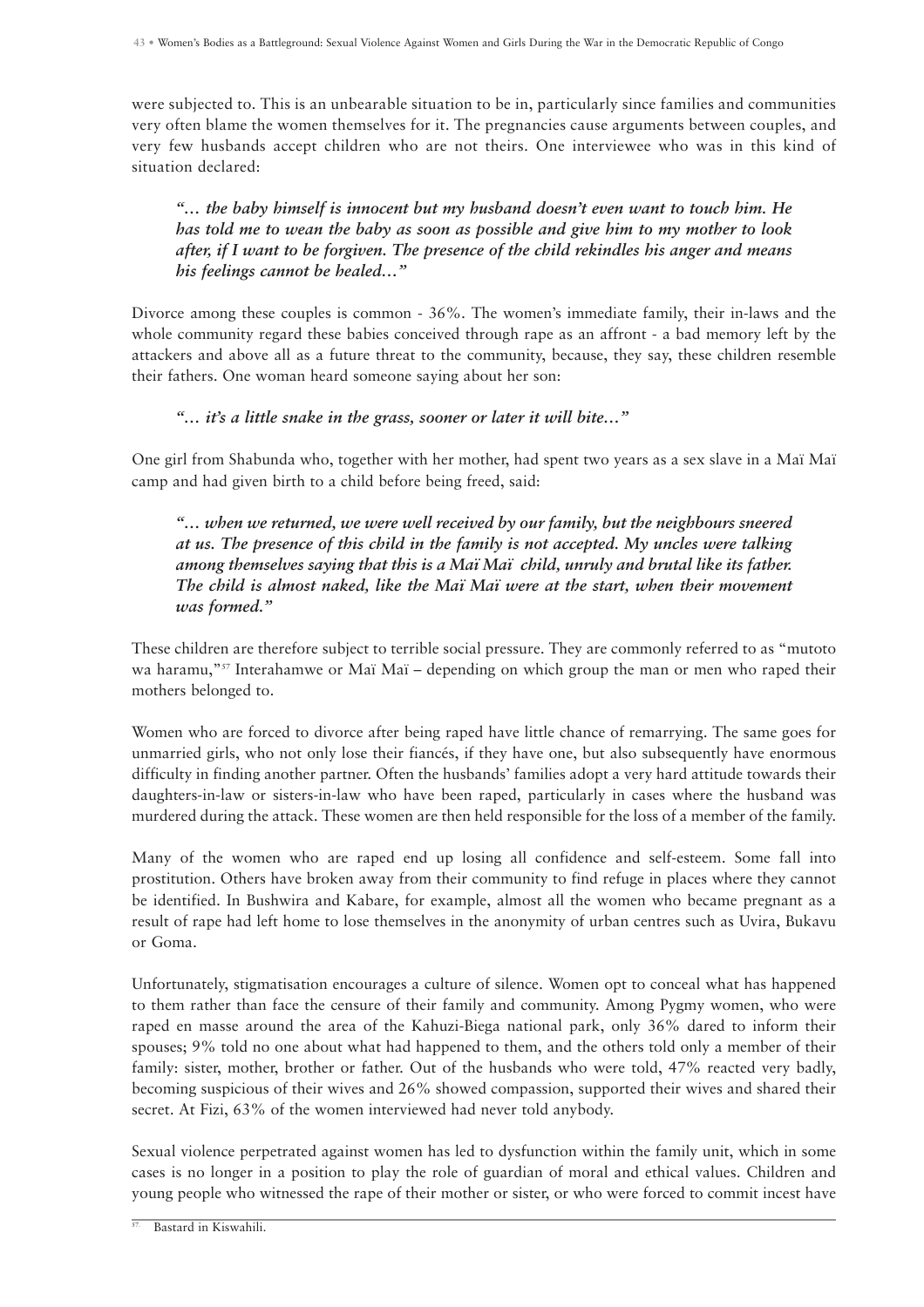were subjected to. This is an unbearable situation to be in, particularly since families and communities very often blame the women themselves for it. The pregnancies cause arguments between couples, and very few husbands accept children who are not theirs. One interviewee who was in this kind of situation declared:

> ***"… the baby himself is innocent but my husband doesn't even want to touch him. He has told me to wean the baby as soon as possible and give him to my mother to look after, if I want to be forgiven. The presence of the child rekindles his anger and means his feelings cannot be healed…"***

Divorce among these couples is common - 36%. The women's immediate family, their in-laws and the whole community regard these babies conceived through rape as an affront - a bad memory left by the attackers and above all as a future threat to the community, because, they say, these children resemble their fathers. One woman heard someone saying about her son:

> ***"… it's a little snake in the grass, sooner or later it will bite…"***

One girl from Shabunda who, together with her mother, had spent two years as a sex slave in a Maï Maï camp and had given birth to a child before being freed, said:

> ***"… when we returned, we were well received by our family, but the neighbours sneered at us. The presence of this child in the family is not accepted. My uncles were talking among themselves saying that this is a Maï Maï child, unruly and brutal like its father. The child is almost naked, like the Maï Maï were at the start, when their movement was formed."***

These children are therefore subject to terrible social pressure. They are commonly referred to as "mutoto wa haramu,"[57] Interahamwe or Maï Maï – depending on which group the man or men who raped their mothers belonged to.

Women who are forced to divorce after being raped have little chance of remarrying. The same goes for unmarried girls, who not only lose their fiancés, if they have one, but also subsequently have enormous difficulty in finding another partner. Often the husbands' families adopt a very hard attitude towards their daughters-in-law or sisters-in-law who have been raped, particularly in cases where the husband was murdered during the attack. These women are then held responsible for the loss of a member of the family.

Many of the women who are raped end up losing all confidence and self-esteem. Some fall into prostitution. Others have broken away from their community to find refuge in places where they cannot be identified. In Bushwira and Kabare, for example, almost all the women who became pregnant as a result of rape had left home to lose themselves in the anonymity of urban centres such as Uvira, Bukavu or Goma.

Unfortunately, stigmatisation encourages a culture of silence. Women opt to conceal what has happened to them rather than face the censure of their family and community. Among Pygmy women, who were raped en masse around the area of the Kahuzi-Biega national park, only 36% dared to inform their spouses; 9% told no one about what had happened to them, and the others told only a member of their family: sister, mother, brother or father. Out of the husbands who were told, 47% reacted very badly, becoming suspicious of their wives and 26% showed compassion, supported their wives and shared their secret. At Fizi, 63% of the women interviewed had never told anybody.

Sexual violence perpetrated against women has led to dysfunction within the family unit, which in some cases is no longer in a position to play the role of guardian of moral and ethical values. Children and young people who witnessed the rape of their mother or sister, or who were forced to commit incest have

---

[57] Bastard in Kiswahili.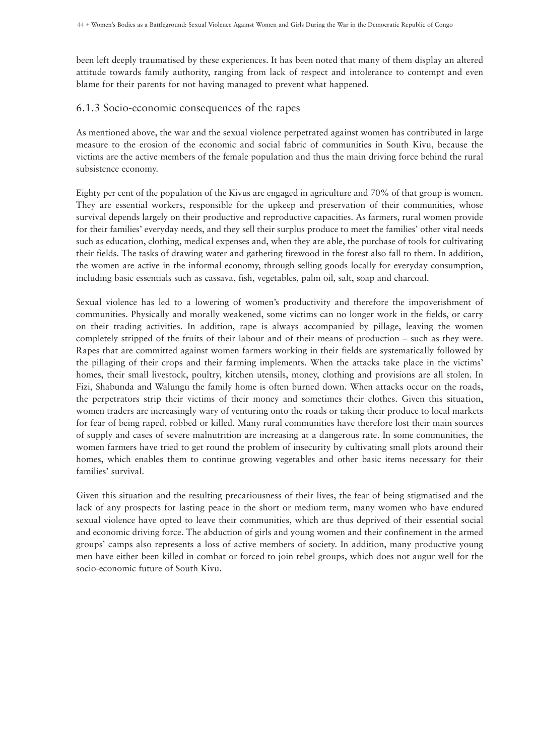been left deeply traumatised by these experiences. It has been noted that many of them display an altered attitude towards family authority, ranging from lack of respect and intolerance to contempt and even blame for their parents for not having managed to prevent what happened.

### 6.1.3 Socio-economic consequences of the rapes

As mentioned above, the war and the sexual violence perpetrated against women has contributed in large measure to the erosion of the economic and social fabric of communities in South Kivu, because the victims are the active members of the female population and thus the main driving force behind the rural subsistence economy.

Eighty per cent of the population of the Kivus are engaged in agriculture and 70% of that group is women. They are essential workers, responsible for the upkeep and preservation of their communities, whose survival depends largely on their productive and reproductive capacities. As farmers, rural women provide for their families' everyday needs, and they sell their surplus produce to meet the families' other vital needs such as education, clothing, medical expenses and, when they are able, the purchase of tools for cultivating their fields. The tasks of drawing water and gathering firewood in the forest also fall to them. In addition, the women are active in the informal economy, through selling goods locally for everyday consumption, including basic essentials such as cassava, fish, vegetables, palm oil, salt, soap and charcoal.

Sexual violence has led to a lowering of women's productivity and therefore the impoverishment of communities. Physically and morally weakened, some victims can no longer work in the fields, or carry on their trading activities. In addition, rape is always accompanied by pillage, leaving the women completely stripped of the fruits of their labour and of their means of production – such as they were. Rapes that are committed against women farmers working in their fields are systematically followed by the pillaging of their crops and their farming implements. When the attacks take place in the victims' homes, their small livestock, poultry, kitchen utensils, money, clothing and provisions are all stolen. In Fizi, Shabunda and Walungu the family home is often burned down. When attacks occur on the roads, the perpetrators strip their victims of their money and sometimes their clothes. Given this situation, women traders are increasingly wary of venturing onto the roads or taking their produce to local markets for fear of being raped, robbed or killed. Many rural communities have therefore lost their main sources of supply and cases of severe malnutrition are increasing at a dangerous rate. In some communities, the women farmers have tried to get round the problem of insecurity by cultivating small plots around their homes, which enables them to continue growing vegetables and other basic items necessary for their families' survival.

Given this situation and the resulting precariousness of their lives, the fear of being stigmatised and the lack of any prospects for lasting peace in the short or medium term, many women who have endured sexual violence have opted to leave their communities, which are thus deprived of their essential social and economic driving force. The abduction of girls and young women and their confinement in the armed groups' camps also represents a loss of active members of society. In addition, many productive young men have either been killed in combat or forced to join rebel groups, which does not augur well for the socio-economic future of South Kivu.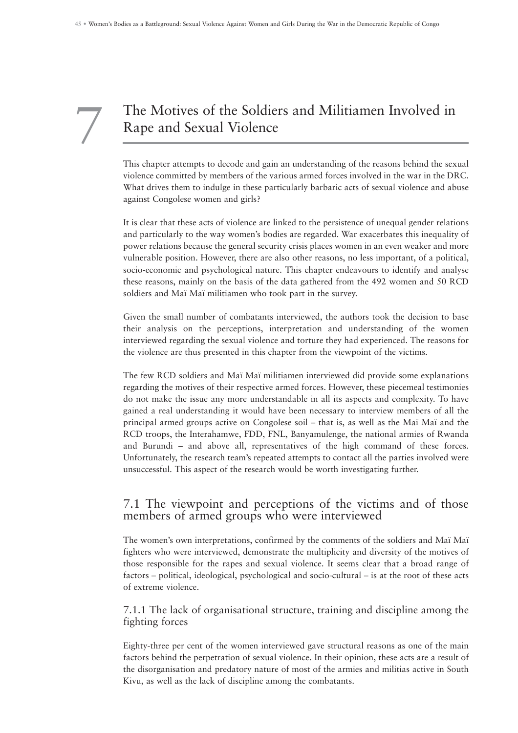# 7 The Motives of the Soldiers and Militiamen Involved in Rape and Sexual Violence

This chapter attempts to decode and gain an understanding of the reasons behind the sexual violence committed by members of the various armed forces involved in the war in the DRC. What drives them to indulge in these particularly barbaric acts of sexual violence and abuse against Congolese women and girls?

It is clear that these acts of violence are linked to the persistence of unequal gender relations and particularly to the way women's bodies are regarded. War exacerbates this inequality of power relations because the general security crisis places women in an even weaker and more vulnerable position. However, there are also other reasons, no less important, of a political, socio-economic and psychological nature. This chapter endeavours to identify and analyse these reasons, mainly on the basis of the data gathered from the 492 women and 50 RCD soldiers and Maï Maï militiamen who took part in the survey.

Given the small number of combatants interviewed, the authors took the decision to base their analysis on the perceptions, interpretation and understanding of the women interviewed regarding the sexual violence and torture they had experienced. The reasons for the violence are thus presented in this chapter from the viewpoint of the victims.

The few RCD soldiers and Maï Maï militiamen interviewed did provide some explanations regarding the motives of their respective armed forces. However, these piecemeal testimonies do not make the issue any more understandable in all its aspects and complexity. To have gained a real understanding it would have been necessary to interview members of all the principal armed groups active on Congolese soil – that is, as well as the Maï Maï and the RCD troops, the Interahamwe, FDD, FNL, Banyamulenge, the national armies of Rwanda and Burundi – and above all, representatives of the high command of these forces. Unfortunately, the research team's repeated attempts to contact all the parties involved were unsuccessful. This aspect of the research would be worth investigating further.

## 7.1 The viewpoint and perceptions of the victims and of those members of armed groups who were interviewed

The women's own interpretations, confirmed by the comments of the soldiers and Maï Maï fighters who were interviewed, demonstrate the multiplicity and diversity of the motives of those responsible for the rapes and sexual violence. It seems clear that a broad range of factors – political, ideological, psychological and socio-cultural – is at the root of these acts of extreme violence.

### 7.1.1 The lack of organisational structure, training and discipline among the fighting forces

Eighty-three per cent of the women interviewed gave structural reasons as one of the main factors behind the perpetration of sexual violence. In their opinion, these acts are a result of the disorganisation and predatory nature of most of the armies and militias active in South Kivu, as well as the lack of discipline among the combatants.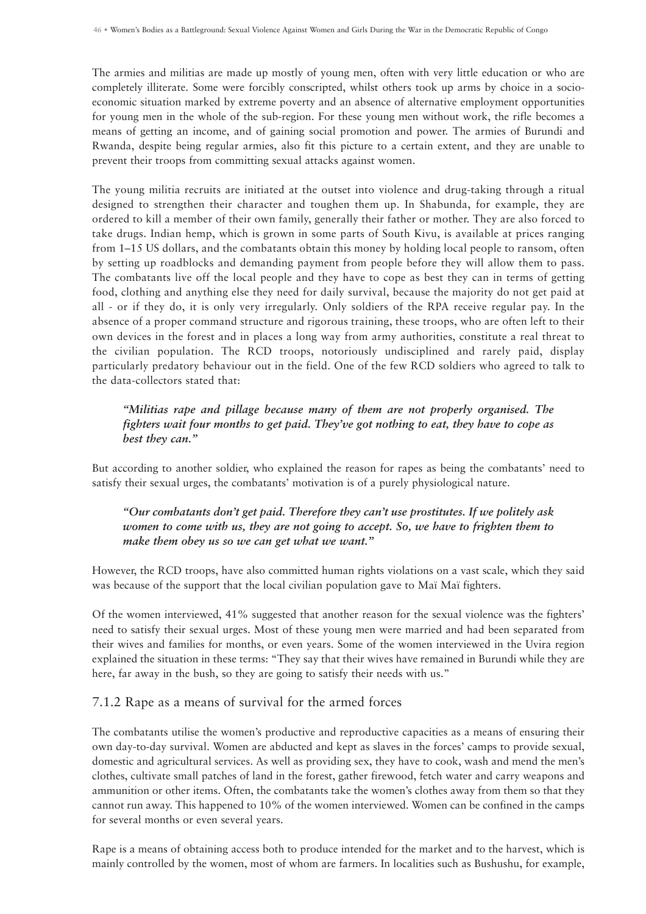The armies and militias are made up mostly of young men, often with very little education or who are completely illiterate. Some were forcibly conscripted, whilst others took up arms by choice in a socio-economic situation marked by extreme poverty and an absence of alternative employment opportunities for young men in the whole of the sub-region. For these young men without work, the rifle becomes a means of getting an income, and of gaining social promotion and power. The armies of Burundi and Rwanda, despite being regular armies, also fit this picture to a certain extent, and they are unable to prevent their troops from committing sexual attacks against women.

The young militia recruits are initiated at the outset into violence and drug-taking through a ritual designed to strengthen their character and toughen them up. In Shabunda, for example, they are ordered to kill a member of their own family, generally their father or mother. They are also forced to take drugs. Indian hemp, which is grown in some parts of South Kivu, is available at prices ranging from 1–15 US dollars, and the combatants obtain this money by holding local people to ransom, often by setting up roadblocks and demanding payment from people before they will allow them to pass. The combatants live off the local people and they have to cope as best they can in terms of getting food, clothing and anything else they need for daily survival, because the majority do not get paid at all - or if they do, it is only very irregularly. Only soldiers of the RPA receive regular pay. In the absence of a proper command structure and rigorous training, these troops, who are often left to their own devices in the forest and in places a long way from army authorities, constitute a real threat to the civilian population. The RCD troops, notoriously undisciplined and rarely paid, display particularly predatory behaviour out in the field. One of the few RCD soldiers who agreed to talk to the data-collectors stated that:

> ***"Militias rape and pillage because many of them are not properly organised. The fighters wait four months to get paid. They've got nothing to eat, they have to cope as best they can."***

But according to another soldier, who explained the reason for rapes as being the combatants' need to satisfy their sexual urges, the combatants' motivation is of a purely physiological nature.

> ***"Our combatants don't get paid. Therefore they can't use prostitutes. If we politely ask women to come with us, they are not going to accept. So, we have to frighten them to make them obey us so we can get what we want."***

However, the RCD troops, have also committed human rights violations on a vast scale, which they said was because of the support that the local civilian population gave to Maï Maï fighters.

Of the women interviewed, 41% suggested that another reason for the sexual violence was the fighters' need to satisfy their sexual urges. Most of these young men were married and had been separated from their wives and families for months, or even years. Some of the women interviewed in the Uvira region explained the situation in these terms: "They say that their wives have remained in Burundi while they are here, far away in the bush, so they are going to satisfy their needs with us."

### 7.1.2 Rape as a means of survival for the armed forces

The combatants utilise the women's productive and reproductive capacities as a means of ensuring their own day-to-day survival. Women are abducted and kept as slaves in the forces' camps to provide sexual, domestic and agricultural services. As well as providing sex, they have to cook, wash and mend the men's clothes, cultivate small patches of land in the forest, gather firewood, fetch water and carry weapons and ammunition or other items. Often, the combatants take the women's clothes away from them so that they cannot run away. This happened to 10% of the women interviewed. Women can be confined in the camps for several months or even several years.

Rape is a means of obtaining access both to produce intended for the market and to the harvest, which is mainly controlled by the women, most of whom are farmers. In localities such as Bushushu, for example,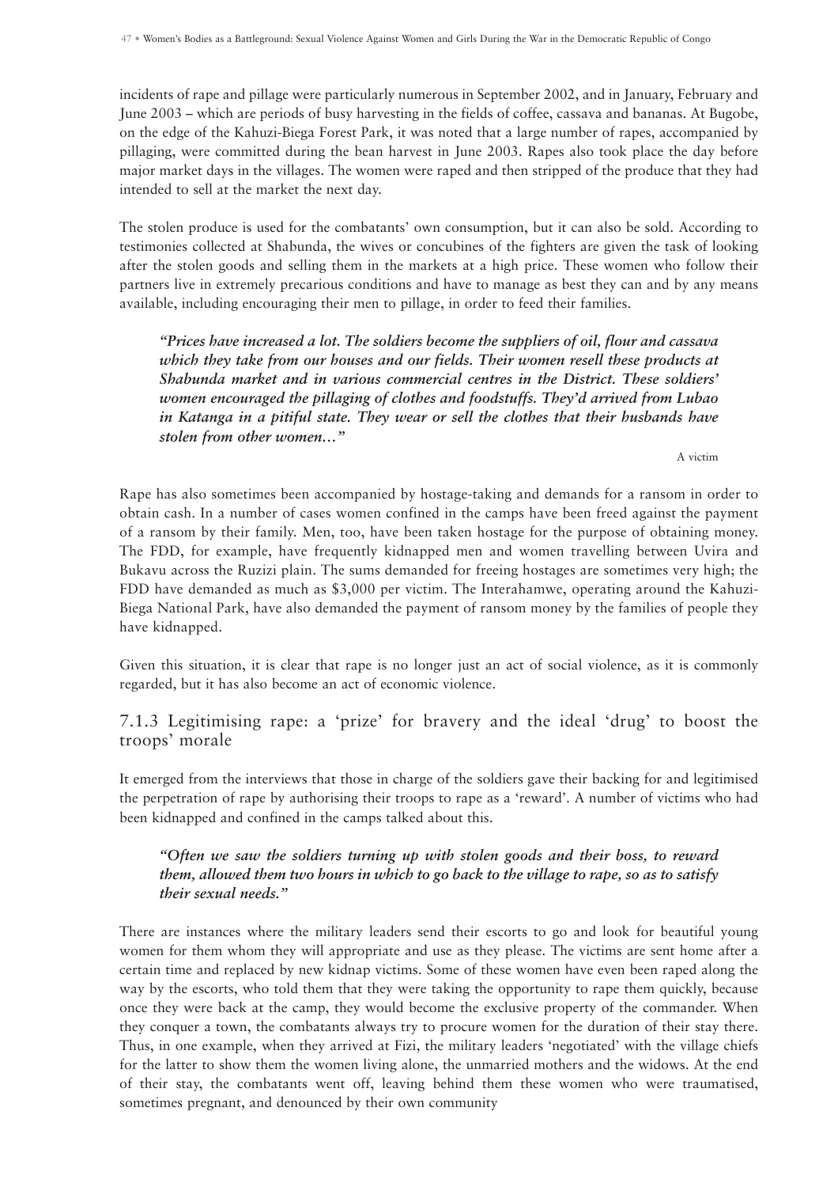incidents of rape and pillage were particularly numerous in September 2002, and in January, February and June 2003 – which are periods of busy harvesting in the fields of coffee, cassava and bananas. At Bugobe, on the edge of the Kahuzi-Biega Forest Park, it was noted that a large number of rapes, accompanied by pillaging, were committed during the bean harvest in June 2003. Rapes also took place the day before major market days in the villages. The women were raped and then stripped of the produce that they had intended to sell at the market the next day.

The stolen produce is used for the combatants' own consumption, but it can also be sold. According to testimonies collected at Shabunda, the wives or concubines of the fighters are given the task of looking after the stolen goods and selling them in the markets at a high price. These women who follow their partners live in extremely precarious conditions and have to manage as best they can and by any means available, including encouraging their men to pillage, in order to feed their families.

> ***"Prices have increased a lot. The soldiers become the suppliers of oil, flour and cassava which they take from our houses and our fields. Their women resell these products at Shabunda market and in various commercial centres in the District. These soldiers' women encouraged the pillaging of clothes and foodstuffs. They'd arrived from Lubao in Katanga in a pitiful state. They wear or sell the clothes that their husbands have stolen from other women…"***
>
> A victim

Rape has also sometimes been accompanied by hostage-taking and demands for a ransom in order to obtain cash. In a number of cases women confined in the camps have been freed against the payment of a ransom by their family. Men, too, have been taken hostage for the purpose of obtaining money. The FDD, for example, have frequently kidnapped men and women travelling between Uvira and Bukavu across the Ruzizi plain. The sums demanded for freeing hostages are sometimes very high; the FDD have demanded as much as $3,000 per victim. The Interahamwe, operating around the Kahuzi-Biega National Park, have also demanded the payment of ransom money by the families of people they have kidnapped.

Given this situation, it is clear that rape is no longer just an act of social violence, as it is commonly regarded, but it has also become an act of economic violence.

### 7.1.3 Legitimising rape: a 'prize' for bravery and the ideal 'drug' to boost the troops' morale

It emerged from the interviews that those in charge of the soldiers gave their backing for and legitimised the perpetration of rape by authorising their troops to rape as a 'reward'. A number of victims who had been kidnapped and confined in the camps talked about this.

> ***"Often we saw the soldiers turning up with stolen goods and their boss, to reward them, allowed them two hours in which to go back to the village to rape, so as to satisfy their sexual needs."***

There are instances where the military leaders send their escorts to go and look for beautiful young women for them whom they will appropriate and use as they please. The victims are sent home after a certain time and replaced by new kidnap victims. Some of these women have even been raped along the way by the escorts, who told them that they were taking the opportunity to rape them quickly, because once they were back at the camp, they would become the exclusive property of the commander. When they conquer a town, the combatants always try to procure women for the duration of their stay there. Thus, in one example, when they arrived at Fizi, the military leaders 'negotiated' with the village chiefs for the latter to show them the women living alone, the unmarried mothers and the widows. At the end of their stay, the combatants went off, leaving behind them these women who were traumatised, sometimes pregnant, and denounced by their own community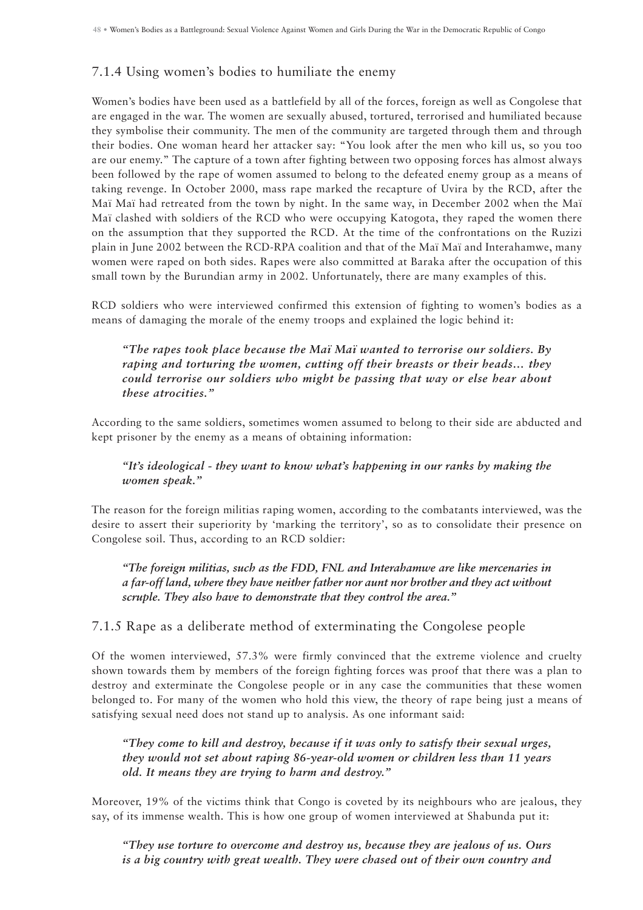### 7.1.4 Using women's bodies to humiliate the enemy

Women's bodies have been used as a battlefield by all of the forces, foreign as well as Congolese that are engaged in the war. The women are sexually abused, tortured, terrorised and humiliated because they symbolise their community. The men of the community are targeted through them and through their bodies. One woman heard her attacker say: "You look after the men who kill us, so you too are our enemy." The capture of a town after fighting between two opposing forces has almost always been followed by the rape of women assumed to belong to the defeated enemy group as a means of taking revenge. In October 2000, mass rape marked the recapture of Uvira by the RCD, after the Maï Maï had retreated from the town by night. In the same way, in December 2002 when the Maï Maï clashed with soldiers of the RCD who were occupying Katogota, they raped the women there on the assumption that they supported the RCD. At the time of the confrontations on the Ruzizi plain in June 2002 between the RCD-RPA coalition and that of the Maï Maï and Interahamwe, many women were raped on both sides. Rapes were also committed at Baraka after the occupation of this small town by the Burundian army in 2002. Unfortunately, there are many examples of this.

RCD soldiers who were interviewed confirmed this extension of fighting to women's bodies as a means of damaging the morale of the enemy troops and explained the logic behind it:

> ***"The rapes took place because the Maï Maï wanted to terrorise our soldiers. By raping and torturing the women, cutting off their breasts or their heads… they could terrorise our soldiers who might be passing that way or else hear about these atrocities."***

According to the same soldiers, sometimes women assumed to belong to their side are abducted and kept prisoner by the enemy as a means of obtaining information:

> ***"It's ideological - they want to know what's happening in our ranks by making the women speak."***

The reason for the foreign militias raping women, according to the combatants interviewed, was the desire to assert their superiority by 'marking the territory', so as to consolidate their presence on Congolese soil. Thus, according to an RCD soldier:

> ***"The foreign militias, such as the FDD, FNL and Interahamwe are like mercenaries in a far-off land, where they have neither father nor aunt nor brother and they act without scruple. They also have to demonstrate that they control the area."***

### 7.1.5 Rape as a deliberate method of exterminating the Congolese people

Of the women interviewed, 57.3% were firmly convinced that the extreme violence and cruelty shown towards them by members of the foreign fighting forces was proof that there was a plan to destroy and exterminate the Congolese people or in any case the communities that these women belonged to. For many of the women who hold this view, the theory of rape being just a means of satisfying sexual need does not stand up to analysis. As one informant said:

> ***"They come to kill and destroy, because if it was only to satisfy their sexual urges, they would not set about raping 86-year-old women or children less than 11 years old. It means they are trying to harm and destroy."***

Moreover, 19% of the victims think that Congo is coveted by its neighbours who are jealous, they say, of its immense wealth. This is how one group of women interviewed at Shabunda put it:

> ***"They use torture to overcome and destroy us, because they are jealous of us. Ours is a big country with great wealth. They were chased out of their own country and***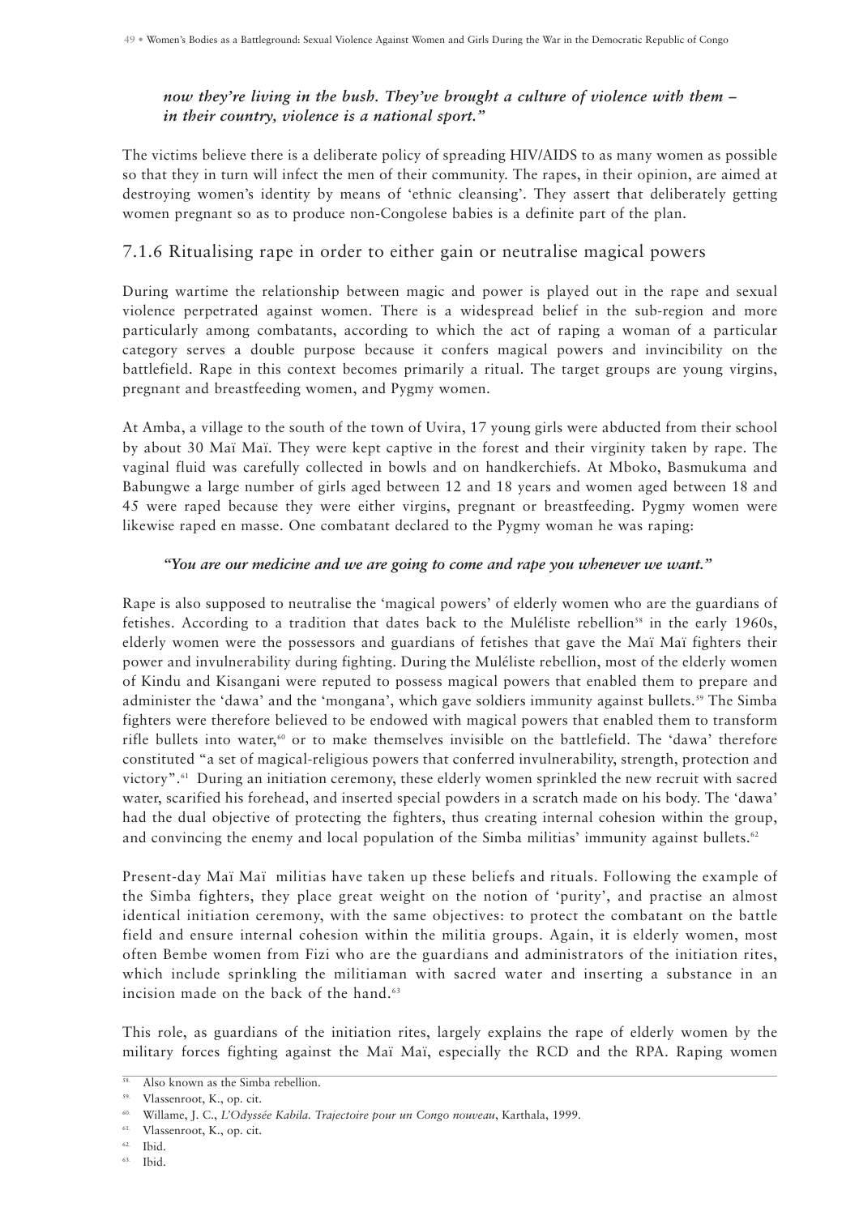*now they're living in the bush. They've brought a culture of violence with them – in their country, violence is a national sport."*

The victims believe there is a deliberate policy of spreading HIV/AIDS to as many women as possible so that they in turn will infect the men of their community. The rapes, in their opinion, are aimed at destroying women's identity by means of 'ethnic cleansing'. They assert that deliberately getting women pregnant so as to produce non-Congolese babies is a definite part of the plan.

### 7.1.6 Ritualising rape in order to either gain or neutralise magical powers

During wartime the relationship between magic and power is played out in the rape and sexual violence perpetrated against women. There is a widespread belief in the sub-region and more particularly among combatants, according to which the act of raping a woman of a particular category serves a double purpose because it confers magical powers and invincibility on the battlefield. Rape in this context becomes primarily a ritual. The target groups are young virgins, pregnant and breastfeeding women, and Pygmy women.

At Amba, a village to the south of the town of Uvira, 17 young girls were abducted from their school by about 30 Maï Maï. They were kept captive in the forest and their virginity taken by rape. The vaginal fluid was carefully collected in bowls and on handkerchiefs. At Mboko, Basmukuma and Babungwe a large number of girls aged between 12 and 18 years and women aged between 18 and 45 were raped because they were either virgins, pregnant or breastfeeding. Pygmy women were likewise raped en masse. One combatant declared to the Pygmy woman he was raping:

*"You are our medicine and we are going to come and rape you whenever we want."*

Rape is also supposed to neutralise the 'magical powers' of elderly women who are the guardians of fetishes. According to a tradition that dates back to the Muléliste rebellion[58] in the early 1960s, elderly women were the possessors and guardians of fetishes that gave the Maï Maï fighters their power and invulnerability during fighting. During the Muléliste rebellion, most of the elderly women of Kindu and Kisangani were reputed to possess magical powers that enabled them to prepare and administer the 'dawa' and the 'mongana', which gave soldiers immunity against bullets.[59] The Simba fighters were therefore believed to be endowed with magical powers that enabled them to transform rifle bullets into water,[60] or to make themselves invisible on the battlefield. The 'dawa' therefore constituted "a set of magical-religious powers that conferred invulnerability, strength, protection and victory".[61] During an initiation ceremony, these elderly women sprinkled the new recruit with sacred water, scarified his forehead, and inserted special powders in a scratch made on his body. The 'dawa' had the dual objective of protecting the fighters, thus creating internal cohesion within the group, and convincing the enemy and local population of the Simba militias' immunity against bullets.[62]

Present-day Maï Maï militias have taken up these beliefs and rituals. Following the example of the Simba fighters, they place great weight on the notion of 'purity', and practise an almost identical initiation ceremony, with the same objectives: to protect the combatant on the battle field and ensure internal cohesion within the militia groups. Again, it is elderly women, most often Bembe women from Fizi who are the guardians and administrators of the initiation rites, which include sprinkling the militiaman with sacred water and inserting a substance in an incision made on the back of the hand.[63]

This role, as guardians of the initiation rites, largely explains the rape of elderly women by the military forces fighting against the Maï Maï, especially the RCD and the RPA. Raping women

---

58. Also known as the Simba rebellion.
59. Vlassenroot, K., op. cit.
60. Willame, J. C., *L'Odyssée Kabila. Trajectoire pour un Congo nouveau*, Karthala, 1999.
61. Vlassenroot, K., op. cit.
62. Ibid.
63. Ibid.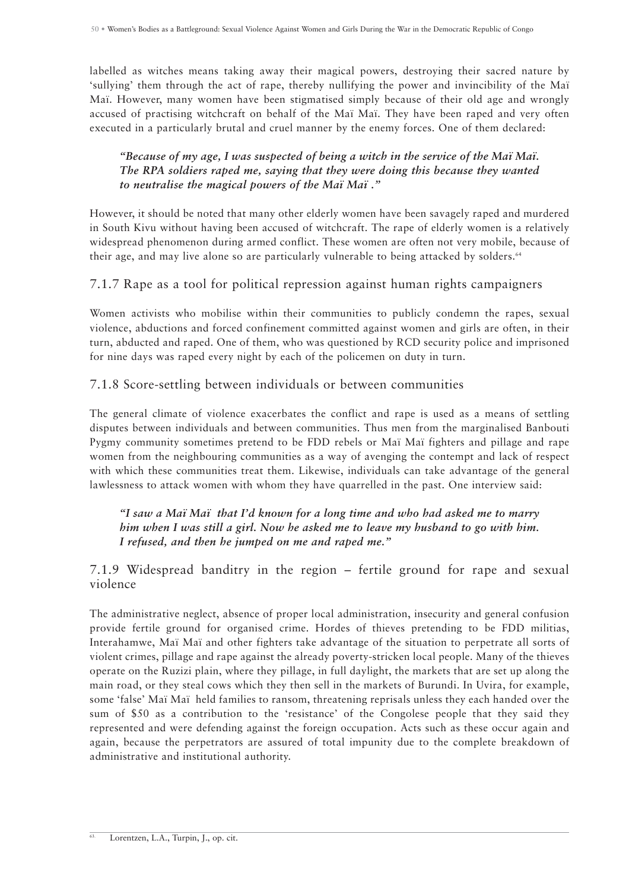labelled as witches means taking away their magical powers, destroying their sacred nature by 'sullying' them through the act of rape, thereby nullifying the power and invincibility of the Maï Maï. However, many women have been stigmatised simply because of their old age and wrongly accused of practising witchcraft on behalf of the Maï Maï. They have been raped and very often executed in a particularly brutal and cruel manner by the enemy forces. One of them declared:

> ***"Because of my age, I was suspected of being a witch in the service of the Maï Maï. The RPA soldiers raped me, saying that they were doing this because they wanted to neutralise the magical powers of the Maï Maï ."***

However, it should be noted that many other elderly women have been savagely raped and murdered in South Kivu without having been accused of witchcraft. The rape of elderly women is a relatively widespread phenomenon during armed conflict. These women are often not very mobile, because of their age, and may live alone so are particularly vulnerable to being attacked by solders.[64]

### 7.1.7 Rape as a tool for political repression against human rights campaigners

Women activists who mobilise within their communities to publicly condemn the rapes, sexual violence, abductions and forced confinement committed against women and girls are often, in their turn, abducted and raped. One of them, who was questioned by RCD security police and imprisoned for nine days was raped every night by each of the policemen on duty in turn.

### 7.1.8 Score-settling between individuals or between communities

The general climate of violence exacerbates the conflict and rape is used as a means of settling disputes between individuals and between communities. Thus men from the marginalised Banbouti Pygmy community sometimes pretend to be FDD rebels or Maï Maï fighters and pillage and rape women from the neighbouring communities as a way of avenging the contempt and lack of respect with which these communities treat them. Likewise, individuals can take advantage of the general lawlessness to attack women with whom they have quarrelled in the past. One interview said:

> ***"I saw a Maï Maï that I'd known for a long time and who had asked me to marry him when I was still a girl. Now he asked me to leave my husband to go with him. I refused, and then he jumped on me and raped me."***

### 7.1.9 Widespread banditry in the region – fertile ground for rape and sexual violence

The administrative neglect, absence of proper local administration, insecurity and general confusion provide fertile ground for organised crime. Hordes of thieves pretending to be FDD militias, Interahamwe, Maï Maï and other fighters take advantage of the situation to perpetrate all sorts of violent crimes, pillage and rape against the already poverty-stricken local people. Many of the thieves operate on the Ruzizi plain, where they pillage, in full daylight, the markets that are set up along the main road, or they steal cows which they then sell in the markets of Burundi. In Uvira, for example, some 'false' Maï Maï held families to ransom, threatening reprisals unless they each handed over the sum of $50 as a contribution to the 'resistance' of the Congolese people that they said they represented and were defending against the foreign occupation. Acts such as these occur again and again, because the perpetrators are assured of total impunity due to the complete breakdown of administrative and institutional authority.

---

[63] Lorentzen, L.A., Turpin, J., op. cit.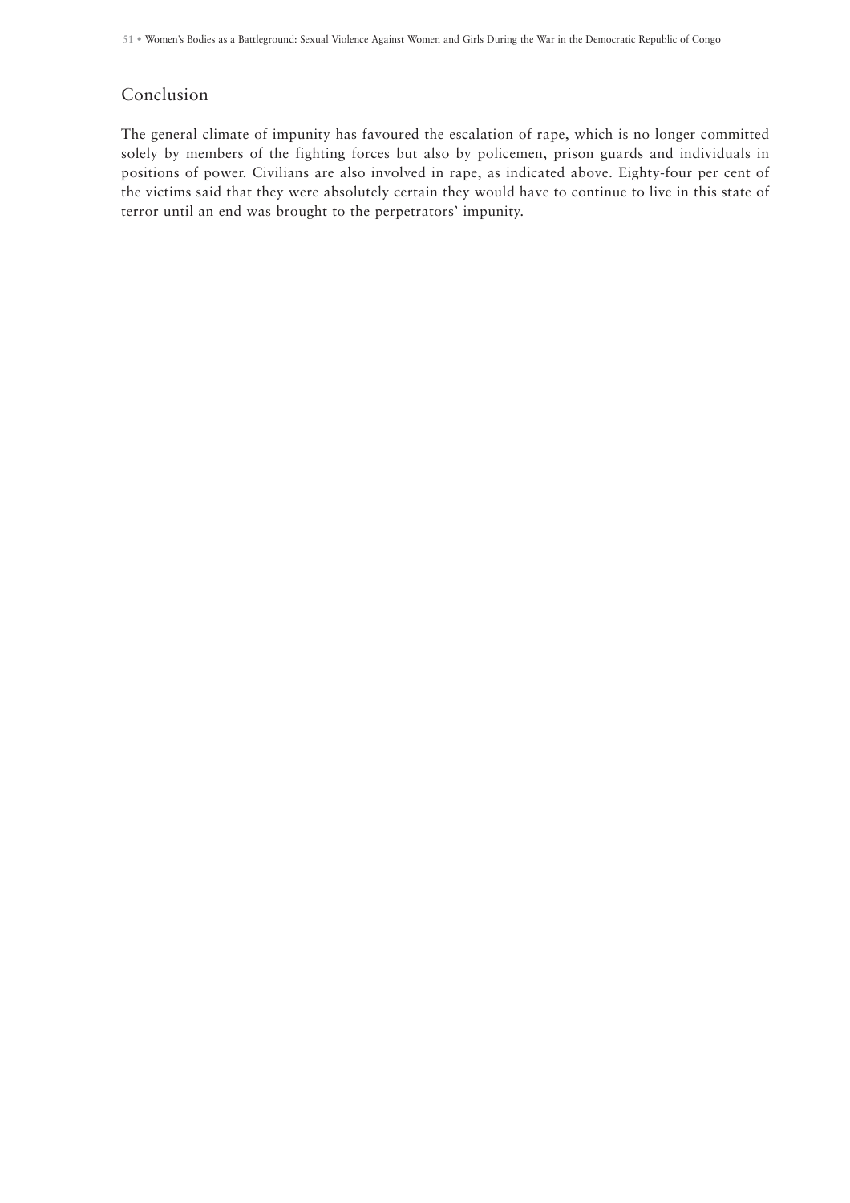## Conclusion

The general climate of impunity has favoured the escalation of rape, which is no longer committed solely by members of the fighting forces but also by policemen, prison guards and individuals in positions of power. Civilians are also involved in rape, as indicated above. Eighty-four per cent of the victims said that they were absolutely certain they would have to continue to live in this state of terror until an end was brought to the perpetrators' impunity.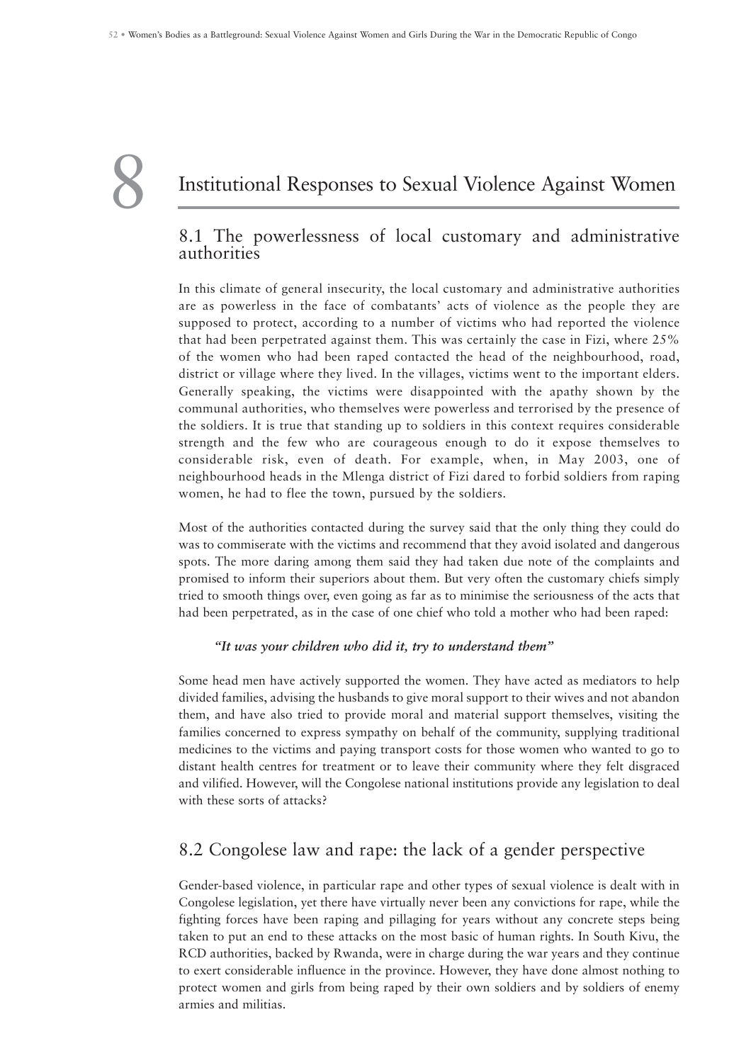# 8 Institutional Responses to Sexual Violence Against Women

## 8.1 The powerlessness of local customary and administrative authorities

In this climate of general insecurity, the local customary and administrative authorities are as powerless in the face of combatants' acts of violence as the people they are supposed to protect, according to a number of victims who had reported the violence that had been perpetrated against them. This was certainly the case in Fizi, where 25% of the women who had been raped contacted the head of the neighbourhood, road, district or village where they lived. In the villages, victims went to the important elders. Generally speaking, the victims were disappointed with the apathy shown by the communal authorities, who themselves were powerless and terrorised by the presence of the soldiers. It is true that standing up to soldiers in this context requires considerable strength and the few who are courageous enough to do it expose themselves to considerable risk, even of death. For example, when, in May 2003, one of neighbourhood heads in the Mlenga district of Fizi dared to forbid soldiers from raping women, he had to flee the town, pursued by the soldiers.

Most of the authorities contacted during the survey said that the only thing they could do was to commiserate with the victims and recommend that they avoid isolated and dangerous spots. The more daring among them said they had taken due note of the complaints and promised to inform their superiors about them. But very often the customary chiefs simply tried to smooth things over, even going as far as to minimise the seriousness of the acts that had been perpetrated, as in the case of one chief who told a mother who had been raped:

> ***"It was your children who did it, try to understand them"***

Some head men have actively supported the women. They have acted as mediators to help divided families, advising the husbands to give moral support to their wives and not abandon them, and have also tried to provide moral and material support themselves, visiting the families concerned to express sympathy on behalf of the community, supplying traditional medicines to the victims and paying transport costs for those women who wanted to go to distant health centres for treatment or to leave their community where they felt disgraced and vilified. However, will the Congolese national institutions provide any legislation to deal with these sorts of attacks?

## 8.2 Congolese law and rape: the lack of a gender perspective

Gender-based violence, in particular rape and other types of sexual violence is dealt with in Congolese legislation, yet there have virtually never been any convictions for rape, while the fighting forces have been raping and pillaging for years without any concrete steps being taken to put an end to these attacks on the most basic of human rights. In South Kivu, the RCD authorities, backed by Rwanda, were in charge during the war years and they continue to exert considerable influence in the province. However, they have done almost nothing to protect women and girls from being raped by their own soldiers and by soldiers of enemy armies and militias.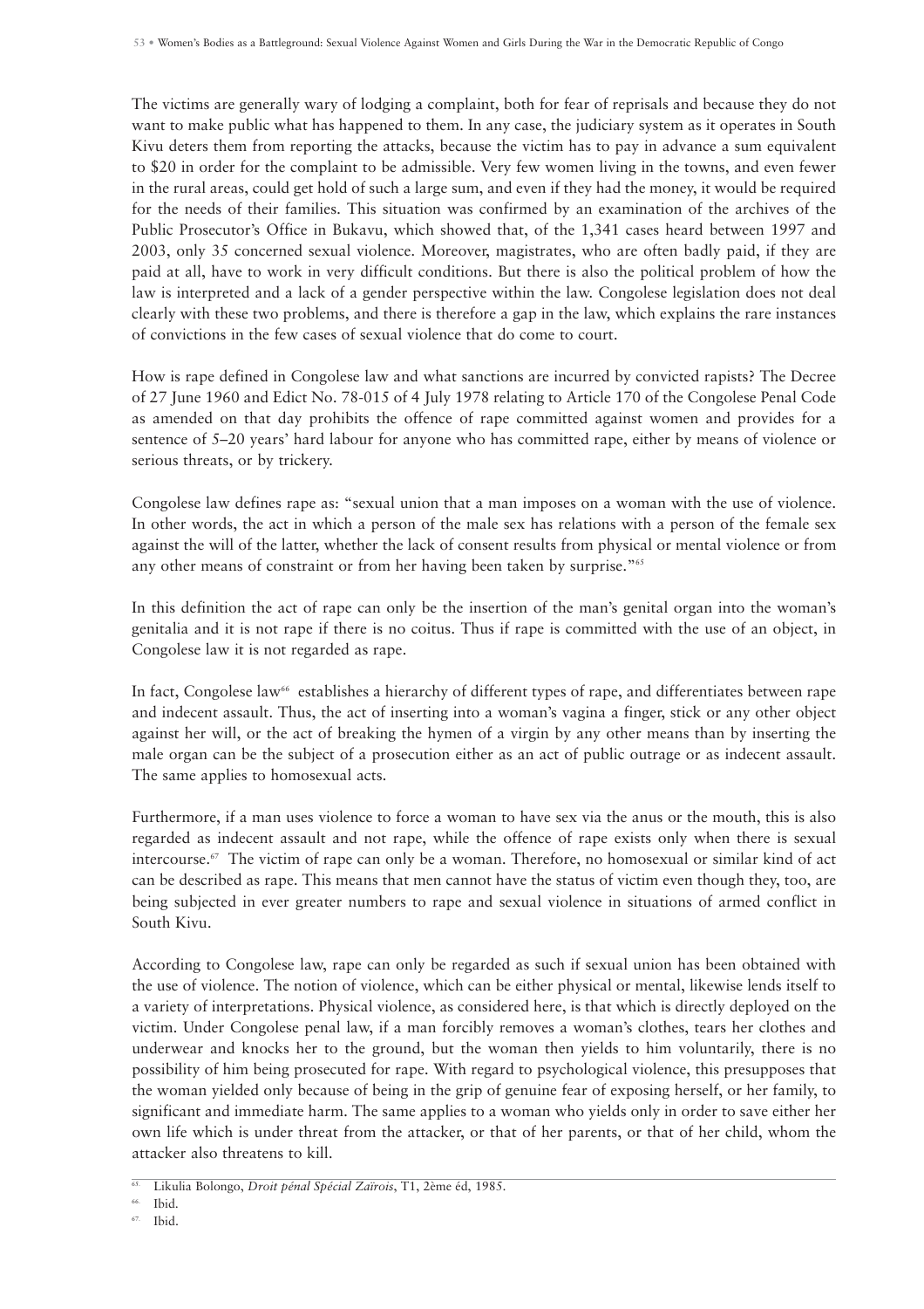The victims are generally wary of lodging a complaint, both for fear of reprisals and because they do not want to make public what has happened to them. In any case, the judiciary system as it operates in South Kivu deters them from reporting the attacks, because the victim has to pay in advance a sum equivalent to $20 in order for the complaint to be admissible. Very few women living in the towns, and even fewer in the rural areas, could get hold of such a large sum, and even if they had the money, it would be required for the needs of their families. This situation was confirmed by an examination of the archives of the Public Prosecutor's Office in Bukavu, which showed that, of the 1,341 cases heard between 1997 and 2003, only 35 concerned sexual violence. Moreover, magistrates, who are often badly paid, if they are paid at all, have to work in very difficult conditions. But there is also the political problem of how the law is interpreted and a lack of a gender perspective within the law. Congolese legislation does not deal clearly with these two problems, and there is therefore a gap in the law, which explains the rare instances of convictions in the few cases of sexual violence that do come to court.

How is rape defined in Congolese law and what sanctions are incurred by convicted rapists? The Decree of 27 June 1960 and Edict No. 78-015 of 4 July 1978 relating to Article 170 of the Congolese Penal Code as amended on that day prohibits the offence of rape committed against women and provides for a sentence of 5–20 years' hard labour for anyone who has committed rape, either by means of violence or serious threats, or by trickery.

Congolese law defines rape as: "sexual union that a man imposes on a woman with the use of violence. In other words, the act in which a person of the male sex has relations with a person of the female sex against the will of the latter, whether the lack of consent results from physical or mental violence or from any other means of constraint or from her having been taken by surprise."[65]

In this definition the act of rape can only be the insertion of the man's genital organ into the woman's genitalia and it is not rape if there is no coitus. Thus if rape is committed with the use of an object, in Congolese law it is not regarded as rape.

In fact, Congolese law[66] establishes a hierarchy of different types of rape, and differentiates between rape and indecent assault. Thus, the act of inserting into a woman's vagina a finger, stick or any other object against her will, or the act of breaking the hymen of a virgin by any other means than by inserting the male organ can be the subject of a prosecution either as an act of public outrage or as indecent assault. The same applies to homosexual acts.

Furthermore, if a man uses violence to force a woman to have sex via the anus or the mouth, this is also regarded as indecent assault and not rape, while the offence of rape exists only when there is sexual intercourse.[67] The victim of rape can only be a woman. Therefore, no homosexual or similar kind of act can be described as rape. This means that men cannot have the status of victim even though they, too, are being subjected in ever greater numbers to rape and sexual violence in situations of armed conflict in South Kivu.

According to Congolese law, rape can only be regarded as such if sexual union has been obtained with the use of violence. The notion of violence, which can be either physical or mental, likewise lends itself to a variety of interpretations. Physical violence, as considered here, is that which is directly deployed on the victim. Under Congolese penal law, if a man forcibly removes a woman's clothes, tears her clothes and underwear and knocks her to the ground, but the woman then yields to him voluntarily, there is no possibility of him being prosecuted for rape. With regard to psychological violence, this presupposes that the woman yielded only because of being in the grip of genuine fear of exposing herself, or her family, to significant and immediate harm. The same applies to a woman who yields only in order to save either her own life which is under threat from the attacker, or that of her parents, or that of her child, whom the attacker also threatens to kill.

---

[65] Likulia Bolongo, *Droit pénal Spécial Zaïrois*, T1, 2ème éd, 1985.

[66] Ibid.

[67] Ibid.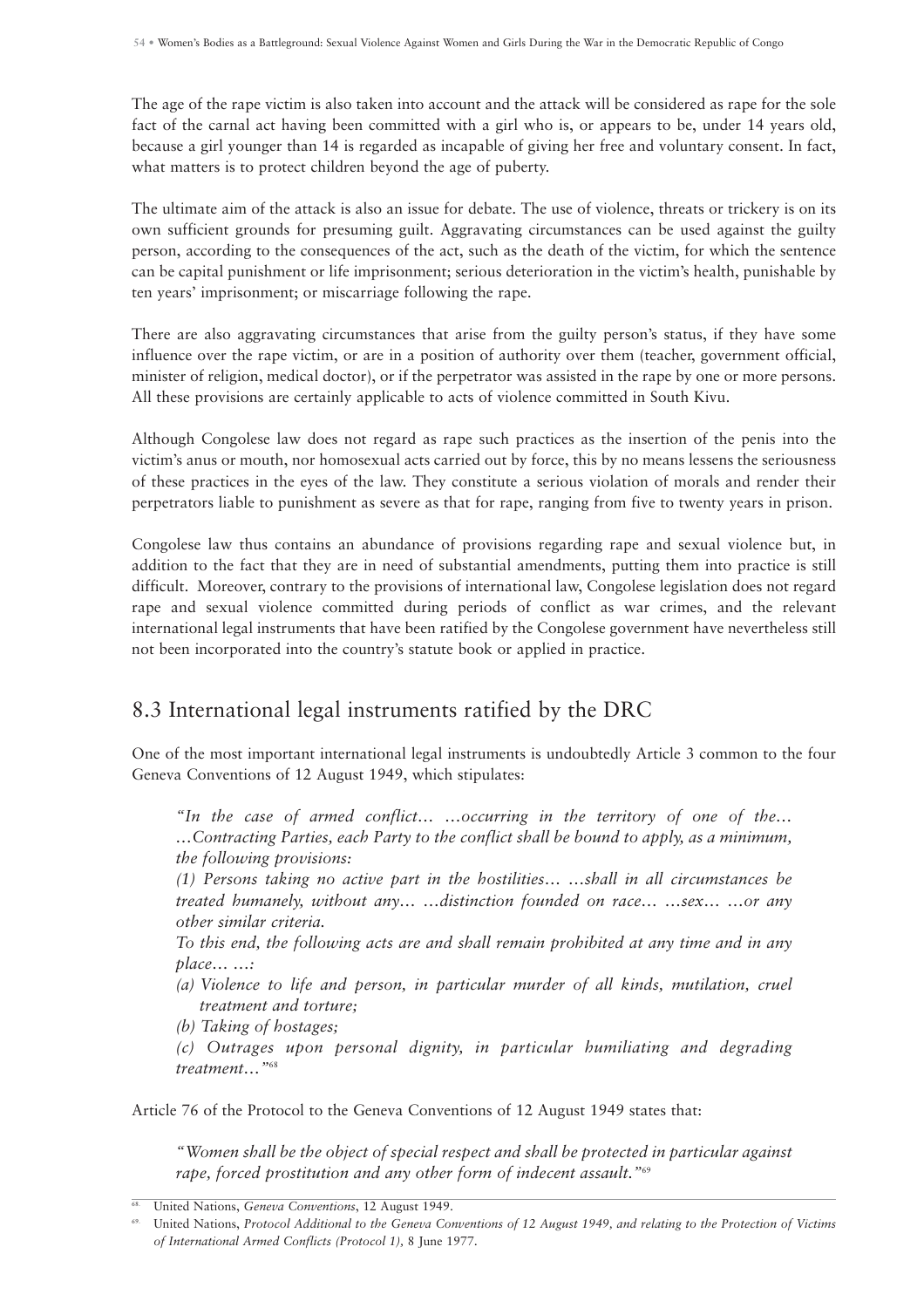The age of the rape victim is also taken into account and the attack will be considered as rape for the sole fact of the carnal act having been committed with a girl who is, or appears to be, under 14 years old, because a girl younger than 14 is regarded as incapable of giving her free and voluntary consent. In fact, what matters is to protect children beyond the age of puberty.

The ultimate aim of the attack is also an issue for debate. The use of violence, threats or trickery is on its own sufficient grounds for presuming guilt. Aggravating circumstances can be used against the guilty person, according to the consequences of the act, such as the death of the victim, for which the sentence can be capital punishment or life imprisonment; serious deterioration in the victim's health, punishable by ten years' imprisonment; or miscarriage following the rape.

There are also aggravating circumstances that arise from the guilty person's status, if they have some influence over the rape victim, or are in a position of authority over them (teacher, government official, minister of religion, medical doctor), or if the perpetrator was assisted in the rape by one or more persons. All these provisions are certainly applicable to acts of violence committed in South Kivu.

Although Congolese law does not regard as rape such practices as the insertion of the penis into the victim's anus or mouth, nor homosexual acts carried out by force, this by no means lessens the seriousness of these practices in the eyes of the law. They constitute a serious violation of morals and render their perpetrators liable to punishment as severe as that for rape, ranging from five to twenty years in prison.

Congolese law thus contains an abundance of provisions regarding rape and sexual violence but, in addition to the fact that they are in need of substantial amendments, putting them into practice is still difficult. Moreover, contrary to the provisions of international law, Congolese legislation does not regard rape and sexual violence committed during periods of conflict as war crimes, and the relevant international legal instruments that have been ratified by the Congolese government have nevertheless still not been incorporated into the country's statute book or applied in practice.

## 8.3 International legal instruments ratified by the DRC

One of the most important international legal instruments is undoubtedly Article 3 common to the four Geneva Conventions of 12 August 1949, which stipulates:

> *"In the case of armed conflict… …occurring in the territory of one of the… …Contracting Parties, each Party to the conflict shall be bound to apply, as a minimum, the following provisions:*
>
> *(1) Persons taking no active part in the hostilities… …shall in all circumstances be treated humanely, without any… …distinction founded on race… …sex… …or any other similar criteria.*
>
> *To this end, the following acts are and shall remain prohibited at any time and in any place… …:*
>
> *(a) Violence to life and person, in particular murder of all kinds, mutilation, cruel treatment and torture;*
>
> *(b) Taking of hostages;*
>
> *(c) Outrages upon personal dignity, in particular humiliating and degrading treatment…"*[68]

Article 76 of the Protocol to the Geneva Conventions of 12 August 1949 states that:

> *"Women shall be the object of special respect and shall be protected in particular against rape, forced prostitution and any other form of indecent assault."*[69]

---

[68] United Nations, *Geneva Conventions*, 12 August 1949.

[69] United Nations, *Protocol Additional to the Geneva Conventions of 12 August 1949, and relating to the Protection of Victims of International Armed Conflicts (Protocol 1)*, 8 June 1977.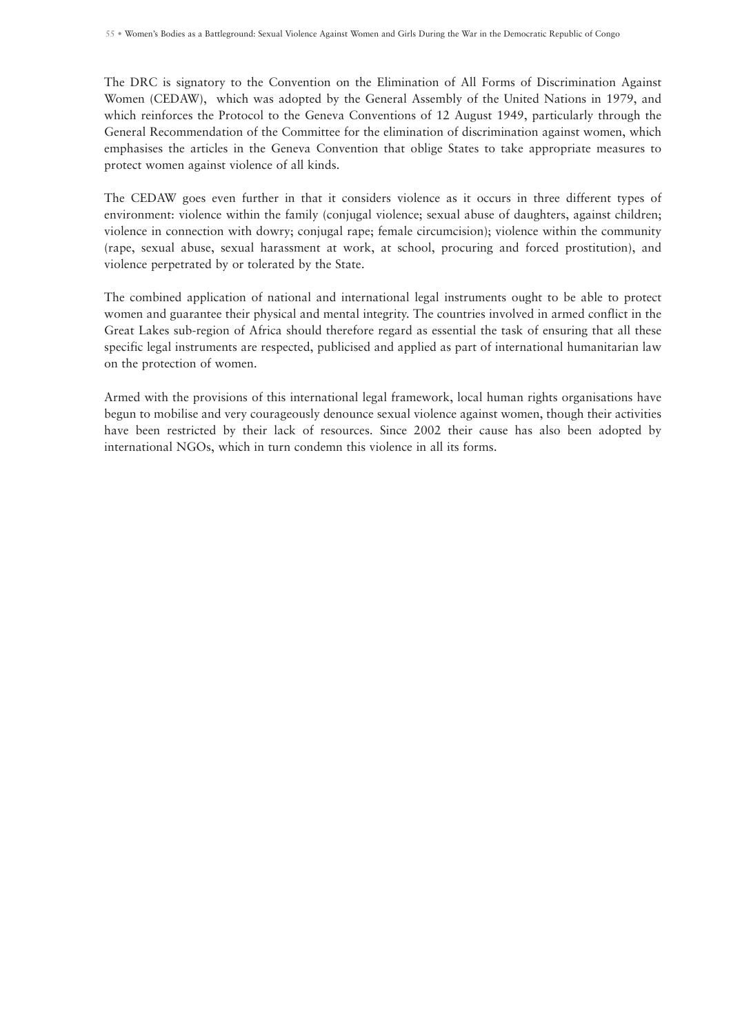The DRC is signatory to the Convention on the Elimination of All Forms of Discrimination Against Women (CEDAW), which was adopted by the General Assembly of the United Nations in 1979, and which reinforces the Protocol to the Geneva Conventions of 12 August 1949, particularly through the General Recommendation of the Committee for the elimination of discrimination against women, which emphasises the articles in the Geneva Convention that oblige States to take appropriate measures to protect women against violence of all kinds.

The CEDAW goes even further in that it considers violence as it occurs in three different types of environment: violence within the family (conjugal violence; sexual abuse of daughters, against children; violence in connection with dowry; conjugal rape; female circumcision); violence within the community (rape, sexual abuse, sexual harassment at work, at school, procuring and forced prostitution), and violence perpetrated by or tolerated by the State.

The combined application of national and international legal instruments ought to be able to protect women and guarantee their physical and mental integrity. The countries involved in armed conflict in the Great Lakes sub-region of Africa should therefore regard as essential the task of ensuring that all these specific legal instruments are respected, publicised and applied as part of international humanitarian law on the protection of women.

Armed with the provisions of this international legal framework, local human rights organisations have begun to mobilise and very courageously denounce sexual violence against women, though their activities have been restricted by their lack of resources. Since 2002 their cause has also been adopted by international NGOs, which in turn condemn this violence in all its forms.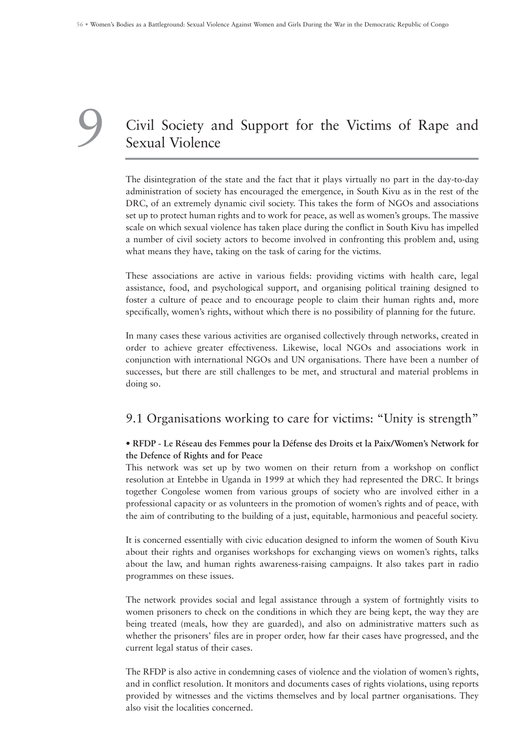# 9 Civil Society and Support for the Victims of Rape and Sexual Violence

The disintegration of the state and the fact that it plays virtually no part in the day-to-day administration of society has encouraged the emergence, in South Kivu as in the rest of the DRC, of an extremely dynamic civil society. This takes the form of NGOs and associations set up to protect human rights and to work for peace, as well as women's groups. The massive scale on which sexual violence has taken place during the conflict in South Kivu has impelled a number of civil society actors to become involved in confronting this problem and, using what means they have, taking on the task of caring for the victims.

These associations are active in various fields: providing victims with health care, legal assistance, food, and psychological support, and organising political training designed to foster a culture of peace and to encourage people to claim their human rights and, more specifically, women's rights, without which there is no possibility of planning for the future.

In many cases these various activities are organised collectively through networks, created in order to achieve greater effectiveness. Likewise, local NGOs and associations work in conjunction with international NGOs and UN organisations. There have been a number of successes, but there are still challenges to be met, and structural and material problems in doing so.

## 9.1 Organisations working to care for victims: "Unity is strength"

**• RFDP - Le Réseau des Femmes pour la Défense des Droits et la Paix/Women's Network for the Defence of Rights and for Peace**

This network was set up by two women on their return from a workshop on conflict resolution at Entebbe in Uganda in 1999 at which they had represented the DRC. It brings together Congolese women from various groups of society who are involved either in a professional capacity or as volunteers in the promotion of women's rights and of peace, with the aim of contributing to the building of a just, equitable, harmonious and peaceful society.

It is concerned essentially with civic education designed to inform the women of South Kivu about their rights and organises workshops for exchanging views on women's rights, talks about the law, and human rights awareness-raising campaigns. It also takes part in radio programmes on these issues.

The network provides social and legal assistance through a system of fortnightly visits to women prisoners to check on the conditions in which they are being kept, the way they are being treated (meals, how they are guarded), and also on administrative matters such as whether the prisoners' files are in proper order, how far their cases have progressed, and the current legal status of their cases.

The RFDP is also active in condemning cases of violence and the violation of women's rights, and in conflict resolution. It monitors and documents cases of rights violations, using reports provided by witnesses and the victims themselves and by local partner organisations. They also visit the localities concerned.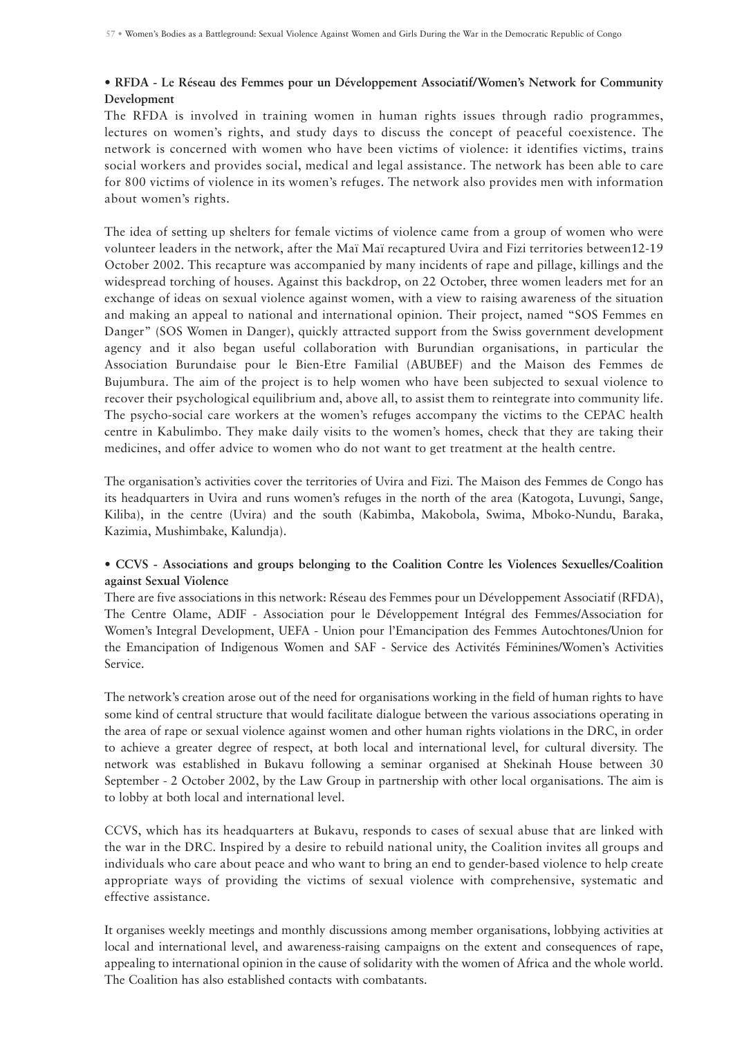**• RFDA - Le Réseau des Femmes pour un Développement Associatif/Women's Network for Community Development**

The RFDA is involved in training women in human rights issues through radio programmes, lectures on women's rights, and study days to discuss the concept of peaceful coexistence. The network is concerned with women who have been victims of violence: it identifies victims, trains social workers and provides social, medical and legal assistance. The network has been able to care for 800 victims of violence in its women's refuges. The network also provides men with information about women's rights.

The idea of setting up shelters for female victims of violence came from a group of women who were volunteer leaders in the network, after the Maï Maï recaptured Uvira and Fizi territories between12-19 October 2002. This recapture was accompanied by many incidents of rape and pillage, killings and the widespread torching of houses. Against this backdrop, on 22 October, three women leaders met for an exchange of ideas on sexual violence against women, with a view to raising awareness of the situation and making an appeal to national and international opinion. Their project, named "SOS Femmes en Danger" (SOS Women in Danger), quickly attracted support from the Swiss government development agency and it also began useful collaboration with Burundian organisations, in particular the Association Burundaise pour le Bien-Etre Familial (ABUBEF) and the Maison des Femmes de Bujumbura. The aim of the project is to help women who have been subjected to sexual violence to recover their psychological equilibrium and, above all, to assist them to reintegrate into community life. The psycho-social care workers at the women's refuges accompany the victims to the CEPAC health centre in Kabulimbo. They make daily visits to the women's homes, check that they are taking their medicines, and offer advice to women who do not want to get treatment at the health centre.

The organisation's activities cover the territories of Uvira and Fizi. The Maison des Femmes de Congo has its headquarters in Uvira and runs women's refuges in the north of the area (Katogota, Luvungi, Sange, Kiliba), in the centre (Uvira) and the south (Kabimba, Makobola, Swima, Mboko-Nundu, Baraka, Kazimia, Mushimbake, Kalundja).

**• CCVS - Associations and groups belonging to the Coalition Contre les Violences Sexuelles/Coalition against Sexual Violence**

There are five associations in this network: Réseau des Femmes pour un Développement Associatif (RFDA), The Centre Olame, ADIF - Association pour le Développement Intégral des Femmes/Association for Women's Integral Development, UEFA - Union pour l'Emancipation des Femmes Autochtones/Union for the Emancipation of Indigenous Women and SAF - Service des Activités Féminines/Women's Activities Service.

The network's creation arose out of the need for organisations working in the field of human rights to have some kind of central structure that would facilitate dialogue between the various associations operating in the area of rape or sexual violence against women and other human rights violations in the DRC, in order to achieve a greater degree of respect, at both local and international level, for cultural diversity. The network was established in Bukavu following a seminar organised at Shekinah House between 30 September - 2 October 2002, by the Law Group in partnership with other local organisations. The aim is to lobby at both local and international level.

CCVS, which has its headquarters at Bukavu, responds to cases of sexual abuse that are linked with the war in the DRC. Inspired by a desire to rebuild national unity, the Coalition invites all groups and individuals who care about peace and who want to bring an end to gender-based violence to help create appropriate ways of providing the victims of sexual violence with comprehensive, systematic and effective assistance.

It organises weekly meetings and monthly discussions among member organisations, lobbying activities at local and international level, and awareness-raising campaigns on the extent and consequences of rape, appealing to international opinion in the cause of solidarity with the women of Africa and the whole world. The Coalition has also established contacts with combatants.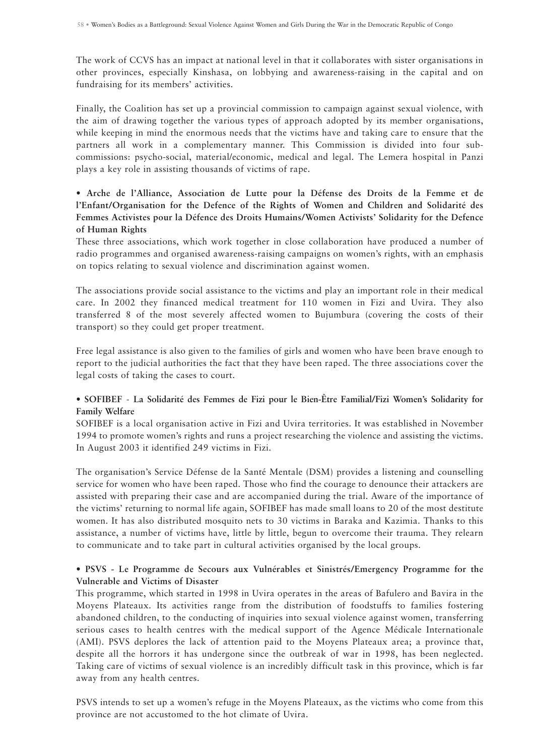The work of CCVS has an impact at national level in that it collaborates with sister organisations in other provinces, especially Kinshasa, on lobbying and awareness-raising in the capital and on fundraising for its members' activities.

Finally, the Coalition has set up a provincial commission to campaign against sexual violence, with the aim of drawing together the various types of approach adopted by its member organisations, while keeping in mind the enormous needs that the victims have and taking care to ensure that the partners all work in a complementary manner. This Commission is divided into four sub-commissions: psycho-social, material/economic, medical and legal. The Lemera hospital in Panzi plays a key role in assisting thousands of victims of rape.

**• Arche de l'Alliance, Association de Lutte pour la Défense des Droits de la Femme et de l'Enfant/Organisation for the Defence of the Rights of Women and Children and Solidarité des Femmes Activistes pour la Défence des Droits Humains/Women Activists' Solidarity for the Defence of Human Rights**

These three associations, which work together in close collaboration have produced a number of radio programmes and organised awareness-raising campaigns on women's rights, with an emphasis on topics relating to sexual violence and discrimination against women.

The associations provide social assistance to the victims and play an important role in their medical care. In 2002 they financed medical treatment for 110 women in Fizi and Uvira. They also transferred 8 of the most severely affected women to Bujumbura (covering the costs of their transport) so they could get proper treatment.

Free legal assistance is also given to the families of girls and women who have been brave enough to report to the judicial authorities the fact that they have been raped. The three associations cover the legal costs of taking the cases to court.

**• SOFIBEF - La Solidarité des Femmes de Fizi pour le Bien-Être Familial/Fizi Women's Solidarity for Family Welfare**

SOFIBEF is a local organisation active in Fizi and Uvira territories. It was established in November 1994 to promote women's rights and runs a project researching the violence and assisting the victims. In August 2003 it identified 249 victims in Fizi.

The organisation's Service Défense de la Santé Mentale (DSM) provides a listening and counselling service for women who have been raped. Those who find the courage to denounce their attackers are assisted with preparing their case and are accompanied during the trial. Aware of the importance of the victims' returning to normal life again, SOFIBEF has made small loans to 20 of the most destitute women. It has also distributed mosquito nets to 30 victims in Baraka and Kazimia. Thanks to this assistance, a number of victims have, little by little, begun to overcome their trauma. They relearn to communicate and to take part in cultural activities organised by the local groups.

**• PSVS - Le Programme de Secours aux Vulnérables et Sinistrés/Emergency Programme for the Vulnerable and Victims of Disaster**

This programme, which started in 1998 in Uvira operates in the areas of Bafulero and Bavira in the Moyens Plateaux. Its activities range from the distribution of foodstuffs to families fostering abandoned children, to the conducting of inquiries into sexual violence against women, transferring serious cases to health centres with the medical support of the Agence Médicale Internationale (AMI). PSVS deplores the lack of attention paid to the Moyens Plateaux area; a province that, despite all the horrors it has undergone since the outbreak of war in 1998, has been neglected. Taking care of victims of sexual violence is an incredibly difficult task in this province, which is far away from any health centres.

PSVS intends to set up a women's refuge in the Moyens Plateaux, as the victims who come from this province are not accustomed to the hot climate of Uvira.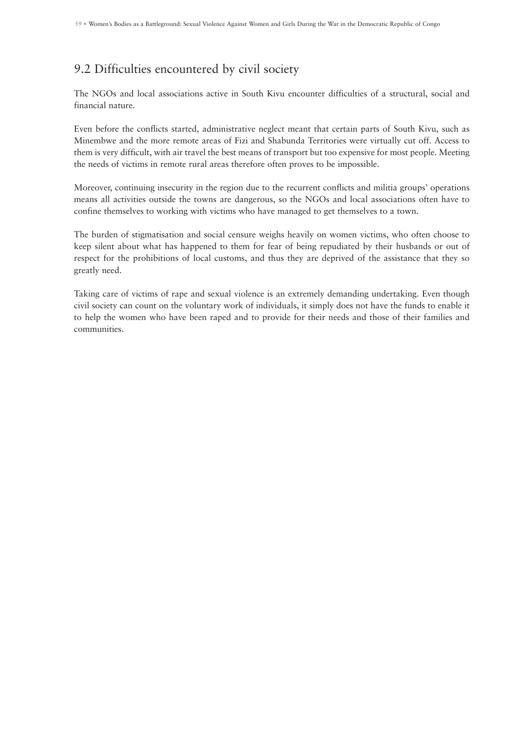## 9.2 Difficulties encountered by civil society

The NGOs and local associations active in South Kivu encounter difficulties of a structural, social and financial nature.

Even before the conflicts started, administrative neglect meant that certain parts of South Kivu, such as Minembwe and the more remote areas of Fizi and Shabunda Territories were virtually cut off. Access to them is very difficult, with air travel the best means of transport but too expensive for most people. Meeting the needs of victims in remote rural areas therefore often proves to be impossible.

Moreover, continuing insecurity in the region due to the recurrent conflicts and militia groups' operations means all activities outside the towns are dangerous, so the NGOs and local associations often have to confine themselves to working with victims who have managed to get themselves to a town.

The burden of stigmatisation and social censure weighs heavily on women victims, who often choose to keep silent about what has happened to them for fear of being repudiated by their husbands or out of respect for the prohibitions of local customs, and thus they are deprived of the assistance that they so greatly need.

Taking care of victims of rape and sexual violence is an extremely demanding undertaking. Even though civil society can count on the voluntary work of individuals, it simply does not have the funds to enable it to help the women who have been raped and to provide for their needs and those of their families and communities.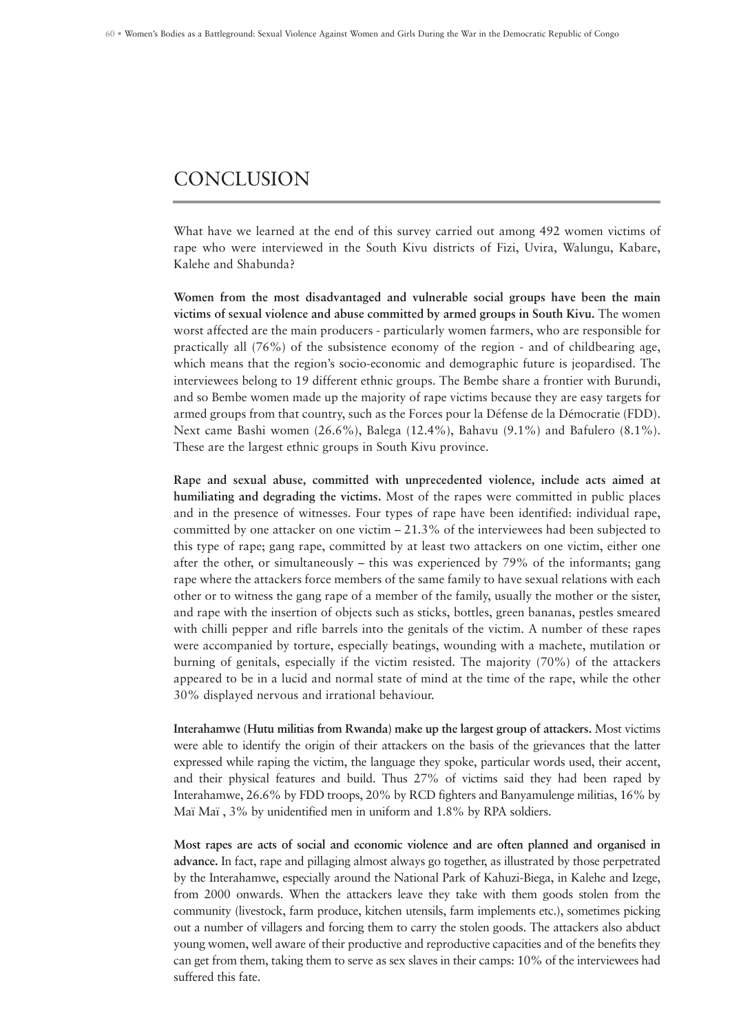# CONCLUSION

What have we learned at the end of this survey carried out among 492 women victims of rape who were interviewed in the South Kivu districts of Fizi, Uvira, Walungu, Kabare, Kalehe and Shabunda?

**Women from the most disadvantaged and vulnerable social groups have been the main victims of sexual violence and abuse committed by armed groups in South Kivu.** The women worst affected are the main producers - particularly women farmers, who are responsible for practically all (76%) of the subsistence economy of the region - and of childbearing age, which means that the region's socio-economic and demographic future is jeopardised. The interviewees belong to 19 different ethnic groups. The Bembe share a frontier with Burundi, and so Bembe women made up the majority of rape victims because they are easy targets for armed groups from that country, such as the Forces pour la Défense de la Démocratie (FDD). Next came Bashi women (26.6%), Balega (12.4%), Bahavu (9.1%) and Bafulero (8.1%). These are the largest ethnic groups in South Kivu province.

**Rape and sexual abuse, committed with unprecedented violence, include acts aimed at humiliating and degrading the victims.** Most of the rapes were committed in public places and in the presence of witnesses. Four types of rape have been identified: individual rape, committed by one attacker on one victim – 21.3% of the interviewees had been subjected to this type of rape; gang rape, committed by at least two attackers on one victim, either one after the other, or simultaneously – this was experienced by 79% of the informants; gang rape where the attackers force members of the same family to have sexual relations with each other or to witness the gang rape of a member of the family, usually the mother or the sister, and rape with the insertion of objects such as sticks, bottles, green bananas, pestles smeared with chilli pepper and rifle barrels into the genitals of the victim. A number of these rapes were accompanied by torture, especially beatings, wounding with a machete, mutilation or burning of genitals, especially if the victim resisted. The majority (70%) of the attackers appeared to be in a lucid and normal state of mind at the time of the rape, while the other 30% displayed nervous and irrational behaviour.

**Interahamwe (Hutu militias from Rwanda) make up the largest group of attackers.** Most victims were able to identify the origin of their attackers on the basis of the grievances that the latter expressed while raping the victim, the language they spoke, particular words used, their accent, and their physical features and build. Thus 27% of victims said they had been raped by Interahamwe, 26.6% by FDD troops, 20% by RCD fighters and Banyamulenge militias, 16% by Maï Maï , 3% by unidentified men in uniform and 1.8% by RPA soldiers.

**Most rapes are acts of social and economic violence and are often planned and organised in advance.** In fact, rape and pillaging almost always go together, as illustrated by those perpetrated by the Interahamwe, especially around the National Park of Kahuzi-Biega, in Kalehe and Izege, from 2000 onwards. When the attackers leave they take with them goods stolen from the community (livestock, farm produce, kitchen utensils, farm implements etc.), sometimes picking out a number of villagers and forcing them to carry the stolen goods. The attackers also abduct young women, well aware of their productive and reproductive capacities and of the benefits they can get from them, taking them to serve as sex slaves in their camps: 10% of the interviewees had suffered this fate.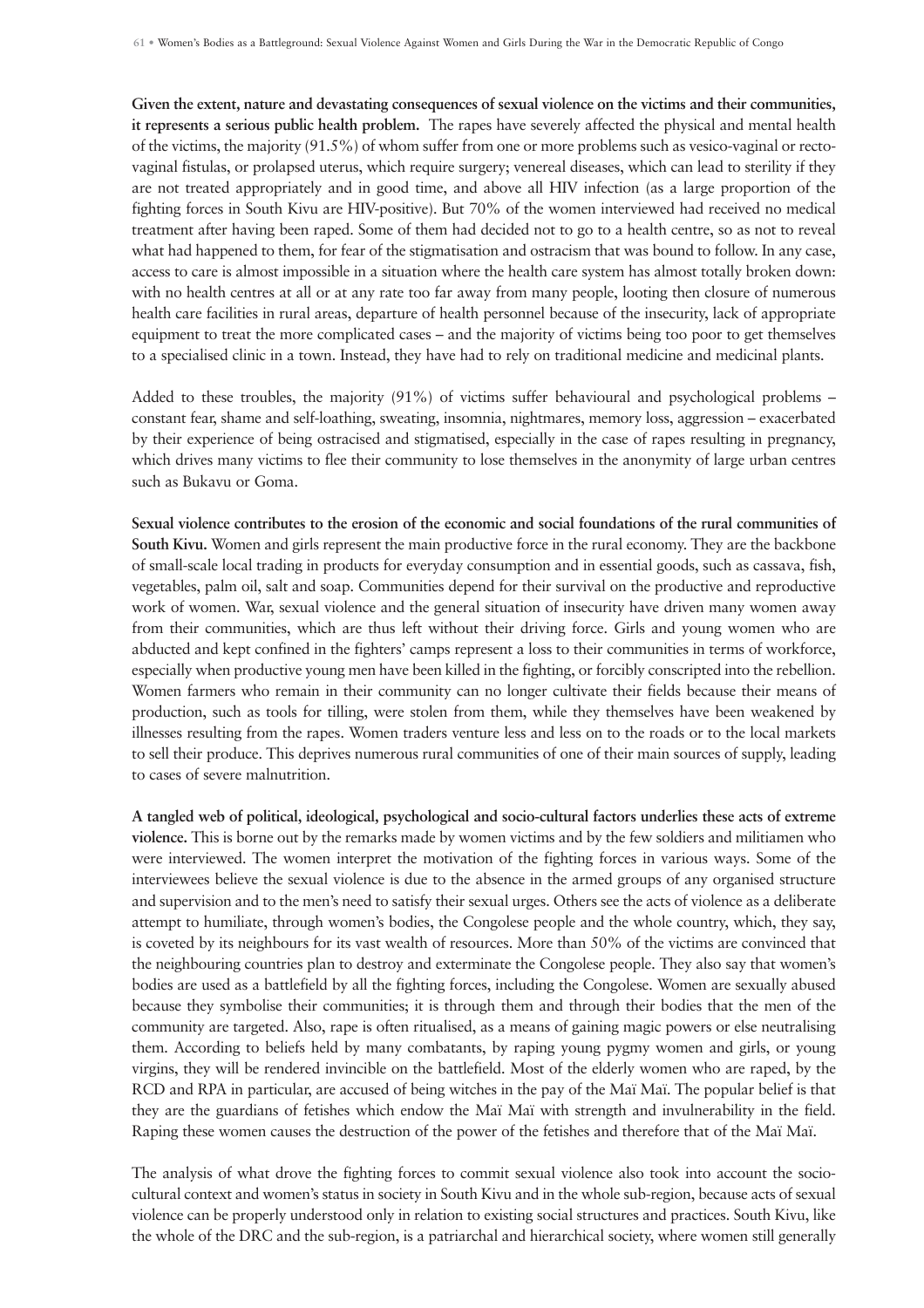**Given the extent, nature and devastating consequences of sexual violence on the victims and their communities, it represents a serious public health problem.** The rapes have severely affected the physical and mental health of the victims, the majority (91.5%) of whom suffer from one or more problems such as vesico-vaginal or recto-vaginal fistulas, or prolapsed uterus, which require surgery; venereal diseases, which can lead to sterility if they are not treated appropriately and in good time, and above all HIV infection (as a large proportion of the fighting forces in South Kivu are HIV-positive). But 70% of the women interviewed had received no medical treatment after having been raped. Some of them had decided not to go to a health centre, so as not to reveal what had happened to them, for fear of the stigmatisation and ostracism that was bound to follow. In any case, access to care is almost impossible in a situation where the health care system has almost totally broken down: with no health centres at all or at any rate too far away from many people, looting then closure of numerous health care facilities in rural areas, departure of health personnel because of the insecurity, lack of appropriate equipment to treat the more complicated cases – and the majority of victims being too poor to get themselves to a specialised clinic in a town. Instead, they have had to rely on traditional medicine and medicinal plants.

Added to these troubles, the majority (91%) of victims suffer behavioural and psychological problems – constant fear, shame and self-loathing, sweating, insomnia, nightmares, memory loss, aggression – exacerbated by their experience of being ostracised and stigmatised, especially in the case of rapes resulting in pregnancy, which drives many victims to flee their community to lose themselves in the anonymity of large urban centres such as Bukavu or Goma.

**Sexual violence contributes to the erosion of the economic and social foundations of the rural communities of South Kivu.** Women and girls represent the main productive force in the rural economy. They are the backbone of small-scale local trading in products for everyday consumption and in essential goods, such as cassava, fish, vegetables, palm oil, salt and soap. Communities depend for their survival on the productive and reproductive work of women. War, sexual violence and the general situation of insecurity have driven many women away from their communities, which are thus left without their driving force. Girls and young women who are abducted and kept confined in the fighters' camps represent a loss to their communities in terms of workforce, especially when productive young men have been killed in the fighting, or forcibly conscripted into the rebellion. Women farmers who remain in their community can no longer cultivate their fields because their means of production, such as tools for tilling, were stolen from them, while they themselves have been weakened by illnesses resulting from the rapes. Women traders venture less and less on to the roads or to the local markets to sell their produce. This deprives numerous rural communities of one of their main sources of supply, leading to cases of severe malnutrition.

**A tangled web of political, ideological, psychological and socio-cultural factors underlies these acts of extreme violence.** This is borne out by the remarks made by women victims and by the few soldiers and militiamen who were interviewed. The women interpret the motivation of the fighting forces in various ways. Some of the interviewees believe the sexual violence is due to the absence in the armed groups of any organised structure and supervision and to the men's need to satisfy their sexual urges. Others see the acts of violence as a deliberate attempt to humiliate, through women's bodies, the Congolese people and the whole country, which, they say, is coveted by its neighbours for its vast wealth of resources. More than 50% of the victims are convinced that the neighbouring countries plan to destroy and exterminate the Congolese people. They also say that women's bodies are used as a battlefield by all the fighting forces, including the Congolese. Women are sexually abused because they symbolise their communities; it is through them and through their bodies that the men of the community are targeted. Also, rape is often ritualised, as a means of gaining magic powers or else neutralising them. According to beliefs held by many combatants, by raping young pygmy women and girls, or young virgins, they will be rendered invincible on the battlefield. Most of the elderly women who are raped, by the RCD and RPA in particular, are accused of being witches in the pay of the Maï Maï. The popular belief is that they are the guardians of fetishes which endow the Maï Maï with strength and invulnerability in the field. Raping these women causes the destruction of the power of the fetishes and therefore that of the Maï Maï.

The analysis of what drove the fighting forces to commit sexual violence also took into account the socio-cultural context and women's status in society in South Kivu and in the whole sub-region, because acts of sexual violence can be properly understood only in relation to existing social structures and practices. South Kivu, like the whole of the DRC and the sub-region, is a patriarchal and hierarchical society, where women still generally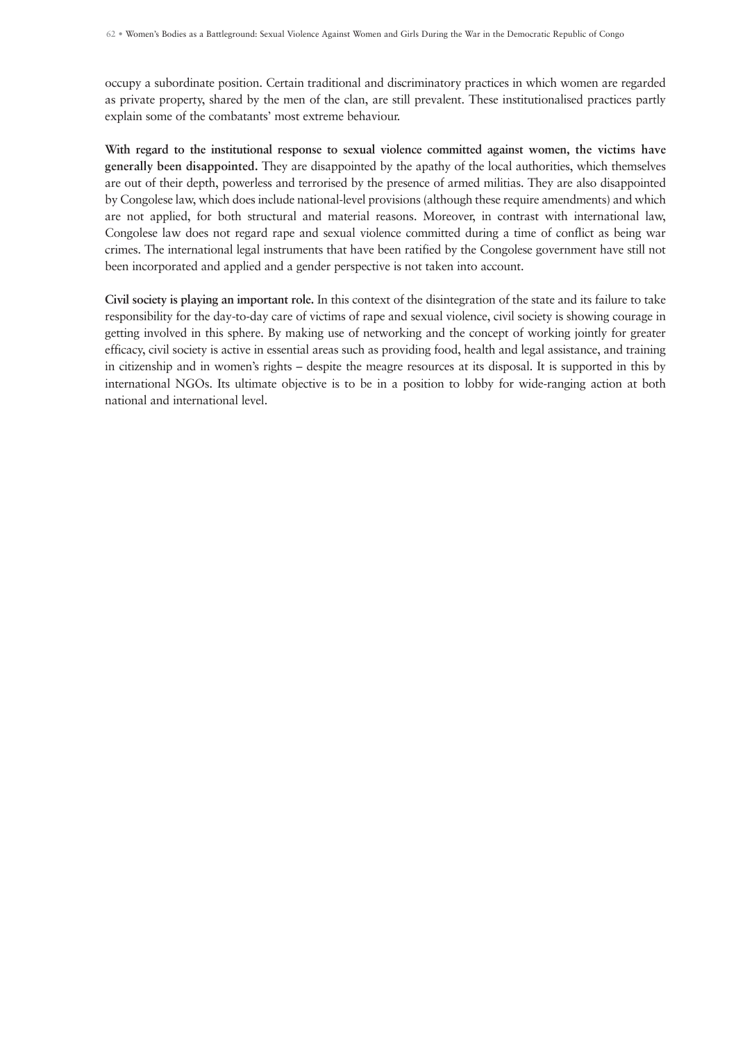occupy a subordinate position. Certain traditional and discriminatory practices in which women are regarded as private property, shared by the men of the clan, are still prevalent. These institutionalised practices partly explain some of the combatants' most extreme behaviour.

**With regard to the institutional response to sexual violence committed against women, the victims have generally been disappointed.** They are disappointed by the apathy of the local authorities, which themselves are out of their depth, powerless and terrorised by the presence of armed militias. They are also disappointed by Congolese law, which does include national-level provisions (although these require amendments) and which are not applied, for both structural and material reasons. Moreover, in contrast with international law, Congolese law does not regard rape and sexual violence committed during a time of conflict as being war crimes. The international legal instruments that have been ratified by the Congolese government have still not been incorporated and applied and a gender perspective is not taken into account.

**Civil society is playing an important role.** In this context of the disintegration of the state and its failure to take responsibility for the day-to-day care of victims of rape and sexual violence, civil society is showing courage in getting involved in this sphere. By making use of networking and the concept of working jointly for greater efficacy, civil society is active in essential areas such as providing food, health and legal assistance, and training in citizenship and in women's rights – despite the meagre resources at its disposal. It is supported in this by international NGOs. Its ultimate objective is to be in a position to lobby for wide-ranging action at both national and international level.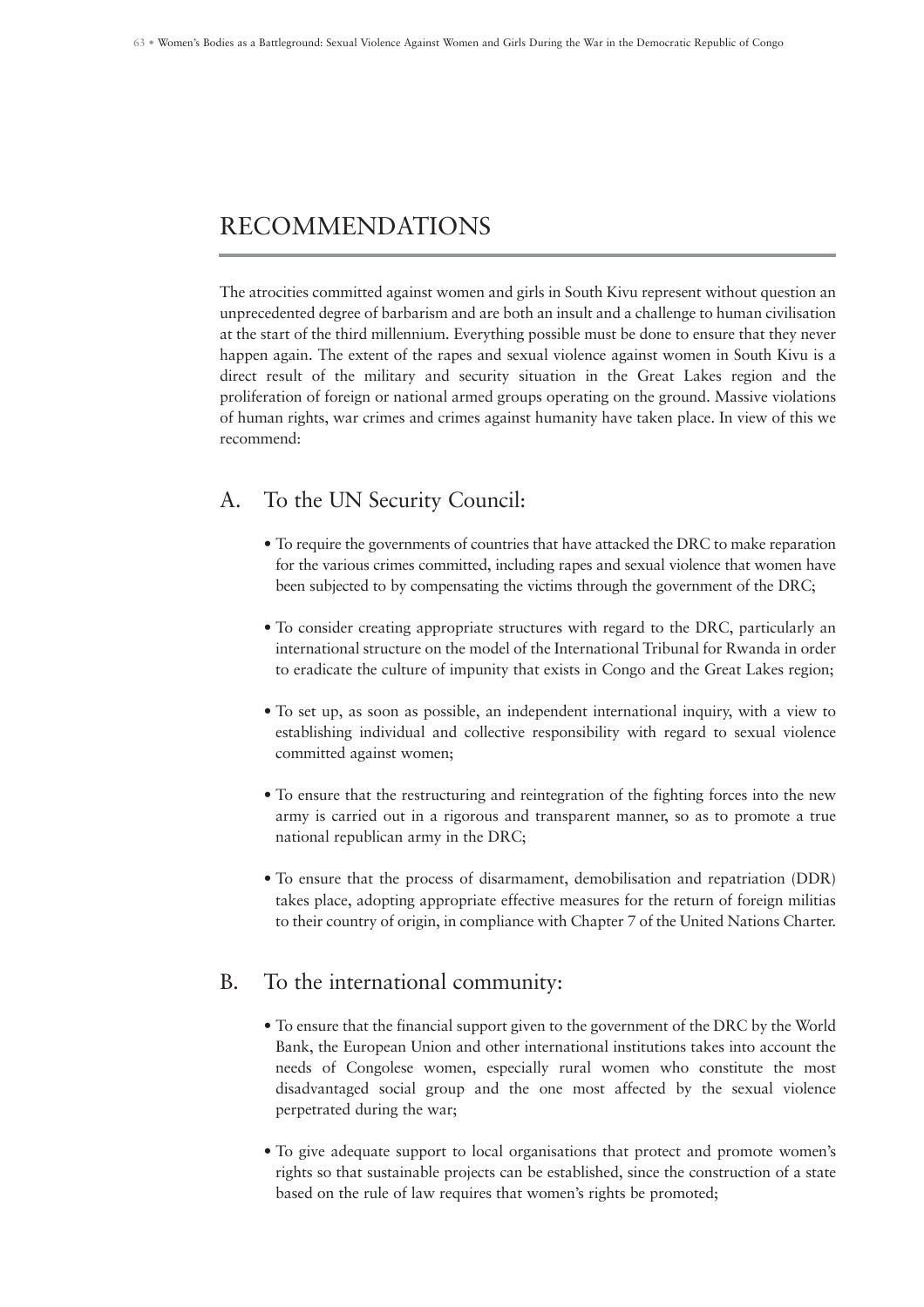## RECOMMENDATIONS

The atrocities committed against women and girls in South Kivu represent without question an unprecedented degree of barbarism and are both an insult and a challenge to human civilisation at the start of the third millennium. Everything possible must be done to ensure that they never happen again. The extent of the rapes and sexual violence against women in South Kivu is a direct result of the military and security situation in the Great Lakes region and the proliferation of foreign or national armed groups operating on the ground. Massive violations of human rights, war crimes and crimes against humanity have taken place. In view of this we recommend:

### A. To the UN Security Council:

- To require the governments of countries that have attacked the DRC to make reparation for the various crimes committed, including rapes and sexual violence that women have been subjected to by compensating the victims through the government of the DRC;

- To consider creating appropriate structures with regard to the DRC, particularly an international structure on the model of the International Tribunal for Rwanda in order to eradicate the culture of impunity that exists in Congo and the Great Lakes region;

- To set up, as soon as possible, an independent international inquiry, with a view to establishing individual and collective responsibility with regard to sexual violence committed against women;

- To ensure that the restructuring and reintegration of the fighting forces into the new army is carried out in a rigorous and transparent manner, so as to promote a true national republican army in the DRC;

- To ensure that the process of disarmament, demobilisation and repatriation (DDR) takes place, adopting appropriate effective measures for the return of foreign militias to their country of origin, in compliance with Chapter 7 of the United Nations Charter.

### B. To the international community:

- To ensure that the financial support given to the government of the DRC by the World Bank, the European Union and other international institutions takes into account the needs of Congolese women, especially rural women who constitute the most disadvantaged social group and the one most affected by the sexual violence perpetrated during the war;

- To give adequate support to local organisations that protect and promote women's rights so that sustainable projects can be established, since the construction of a state based on the rule of law requires that women's rights be promoted;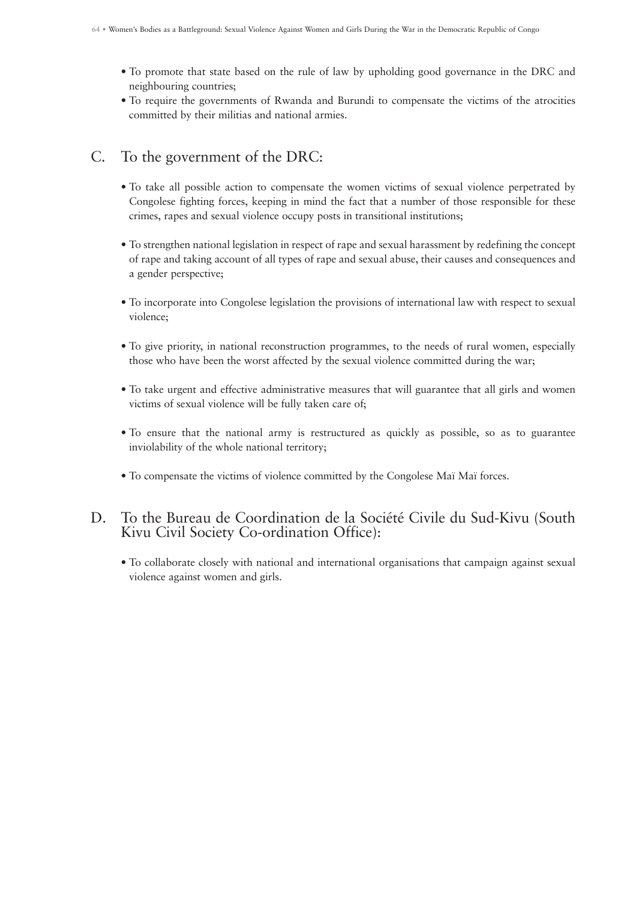- To promote that state based on the rule of law by upholding good governance in the DRC and neighbouring countries;
- To require the governments of Rwanda and Burundi to compensate the victims of the atrocities committed by their militias and national armies.

## C. To the government of the DRC:

- To take all possible action to compensate the women victims of sexual violence perpetrated by Congolese fighting forces, keeping in mind the fact that a number of those responsible for these crimes, rapes and sexual violence occupy posts in transitional institutions;

- To strengthen national legislation in respect of rape and sexual harassment by redefining the concept of rape and taking account of all types of rape and sexual abuse, their causes and consequences and a gender perspective;

- To incorporate into Congolese legislation the provisions of international law with respect to sexual violence;

- To give priority, in national reconstruction programmes, to the needs of rural women, especially those who have been the worst affected by the sexual violence committed during the war;

- To take urgent and effective administrative measures that will guarantee that all girls and women victims of sexual violence will be fully taken care of;

- To ensure that the national army is restructured as quickly as possible, so as to guarantee inviolability of the whole national territory;

- To compensate the victims of violence committed by the Congolese Maï Maï forces.

## D. To the Bureau de Coordination de la Société Civile du Sud-Kivu (South Kivu Civil Society Co-ordination Office):

- To collaborate closely with national and international organisations that campaign against sexual violence against women and girls.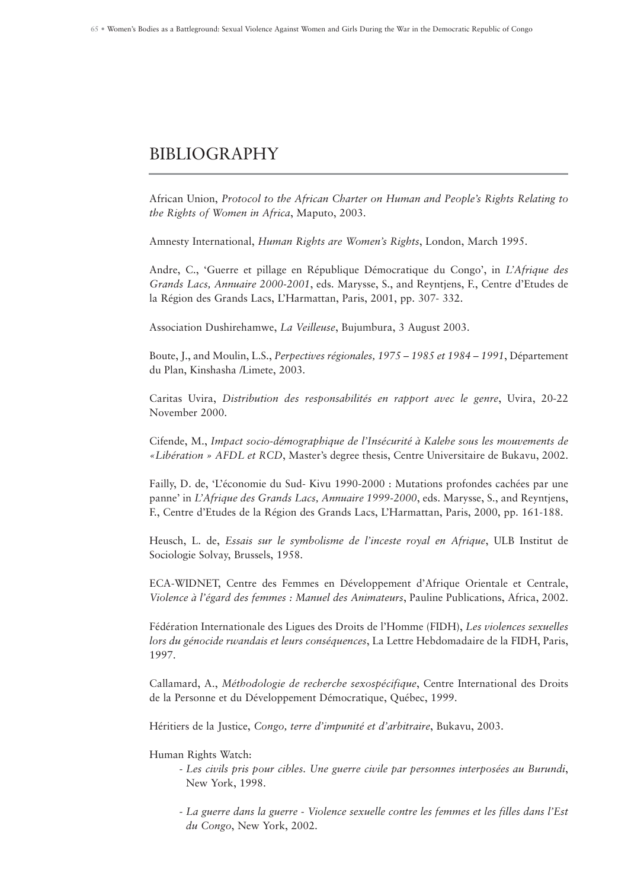# BIBLIOGRAPHY

African Union, *Protocol to the African Charter on Human and People's Rights Relating to the Rights of Women in Africa*, Maputo, 2003.

Amnesty International, *Human Rights are Women's Rights*, London, March 1995.

Andre, C., 'Guerre et pillage en République Démocratique du Congo', in *L'Afrique des Grands Lacs, Annuaire 2000-2001*, eds. Marysse, S., and Reyntjens, F., Centre d'Etudes de la Région des Grands Lacs, L'Harmattan, Paris, 2001, pp. 307- 332.

Association Dushirehamwe, *La Veilleuse*, Bujumbura, 3 August 2003.

Boute, J., and Moulin, L.S., *Perpectives régionales, 1975 – 1985 et 1984 – 1991*, Département du Plan, Kinshasha /Limete, 2003.

Caritas Uvira, *Distribution des responsabilités en rapport avec le genre*, Uvira, 20-22 November 2000.

Cifende, M., *Impact socio-démographique de l'Insécurité à Kalehe sous les mouvements de «Libération » AFDL et RCD*, Master's degree thesis, Centre Universitaire de Bukavu, 2002.

Failly, D. de, 'L'économie du Sud- Kivu 1990-2000 : Mutations profondes cachées par une panne' in *L'Afrique des Grands Lacs, Annuaire 1999-2000*, eds. Marysse, S., and Reyntjens, F., Centre d'Etudes de la Région des Grands Lacs, L'Harmattan, Paris, 2000, pp. 161-188.

Heusch, L. de, *Essais sur le symbolisme de l'inceste royal en Afrique*, ULB Institut de Sociologie Solvay, Brussels, 1958.

ECA-WIDNET, Centre des Femmes en Développement d'Afrique Orientale et Centrale, *Violence à l'égard des femmes : Manuel des Animateurs*, Pauline Publications, Africa, 2002.

Fédération Internationale des Ligues des Droits de l'Homme (FIDH), *Les violences sexuelles lors du génocide rwandais et leurs conséquences*, La Lettre Hebdomadaire de la FIDH, Paris, 1997.

Callamard, A., *Méthodologie de recherche sexospécifique*, Centre International des Droits de la Personne et du Développement Démocratique, Québec, 1999.

Héritiers de la Justice, *Congo, terre d'impunité et d'arbitraire*, Bukavu, 2003.

Human Rights Watch:

- *Les civils pris pour cibles. Une guerre civile par personnes interposées au Burundi*, New York, 1998.
- *La guerre dans la guerre - Violence sexuelle contre les femmes et les filles dans l'Est du Congo*, New York, 2002.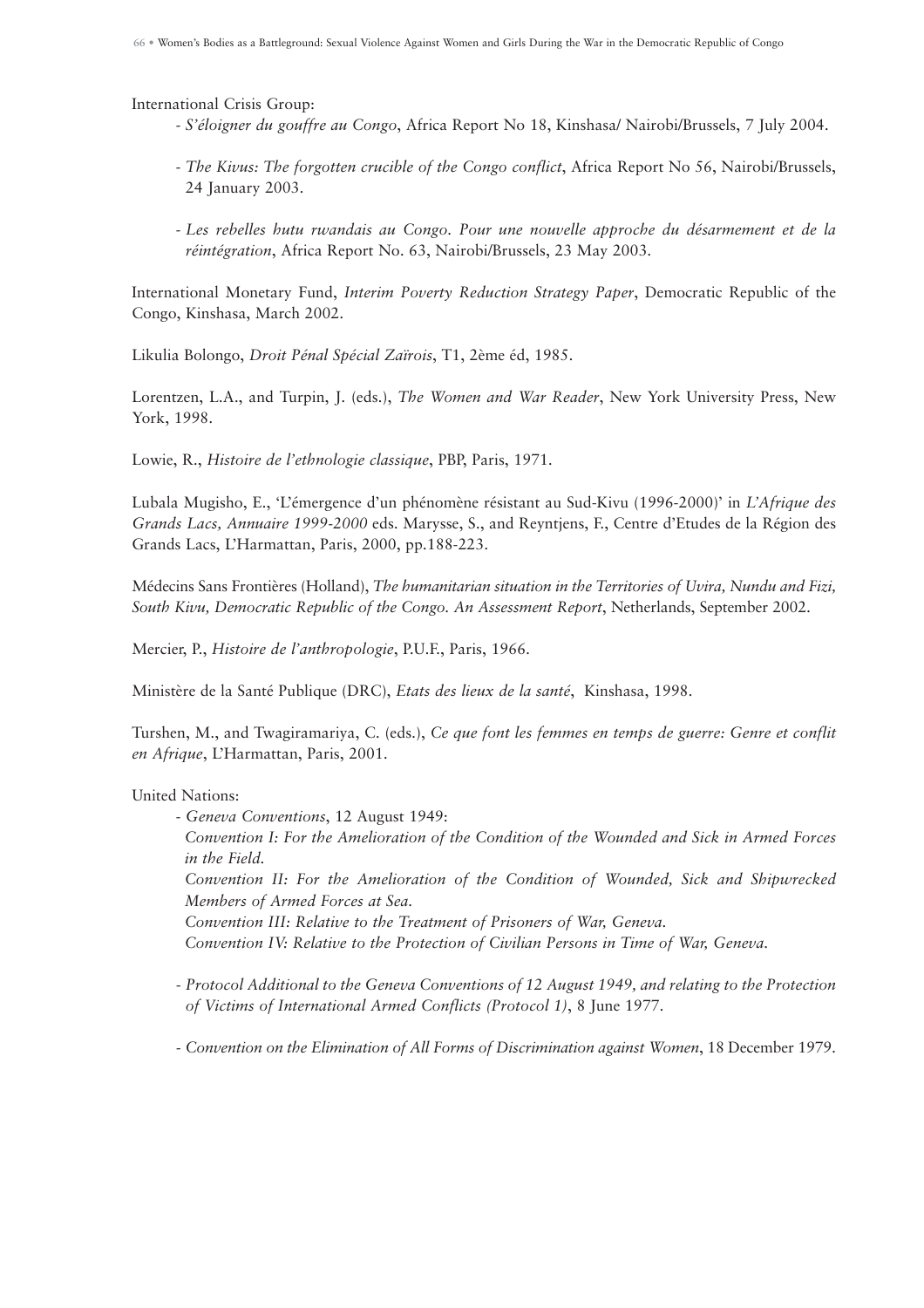International Crisis Group:

- *S'éloigner du gouffre au Congo*, Africa Report No 18, Kinshasa/ Nairobi/Brussels, 7 July 2004.

- *The Kivus: The forgotten crucible of the Congo conflict*, Africa Report No 56, Nairobi/Brussels, 24 January 2003.

- *Les rebelles hutu rwandais au Congo. Pour une nouvelle approche du désarmement et de la réintégration*, Africa Report No. 63, Nairobi/Brussels, 23 May 2003.

International Monetary Fund, *Interim Poverty Reduction Strategy Paper*, Democratic Republic of the Congo, Kinshasa, March 2002.

Likulia Bolongo, *Droit Pénal Spécial Zaïrois*, T1, 2ème éd, 1985.

Lorentzen, L.A., and Turpin, J. (eds.), *The Women and War Reader*, New York University Press, New York, 1998.

Lowie, R., *Histoire de l'ethnologie classique*, PBP, Paris, 1971.

Lubala Mugisho, E., 'L'émergence d'un phénomène résistant au Sud-Kivu (1996-2000)' in *L'Afrique des Grands Lacs, Annuaire 1999-2000* eds. Marysse, S., and Reyntjens, F., Centre d'Etudes de la Région des Grands Lacs, L'Harmattan, Paris, 2000, pp.188-223.

Médecins Sans Frontières (Holland), *The humanitarian situation in the Territories of Uvira, Nundu and Fizi, South Kivu, Democratic Republic of the Congo. An Assessment Report*, Netherlands, September 2002.

Mercier, P., *Histoire de l'anthropologie*, P.U.F., Paris, 1966.

Ministère de la Santé Publique (DRC), *Etats des lieux de la santé*, Kinshasa, 1998.

Turshen, M., and Twagiramariya, C. (eds.), *Ce que font les femmes en temps de guerre: Genre et conflit en Afrique*, L'Harmattan, Paris, 2001.

United Nations:

- *Geneva Conventions*, 12 August 1949:
  *Convention I: For the Amelioration of the Condition of the Wounded and Sick in Armed Forces in the Field.*
  *Convention II: For the Amelioration of the Condition of Wounded, Sick and Shipwrecked Members of Armed Forces at Sea.*
  *Convention III: Relative to the Treatment of Prisoners of War, Geneva.*
  *Convention IV: Relative to the Protection of Civilian Persons in Time of War, Geneva.*

- *Protocol Additional to the Geneva Conventions of 12 August 1949, and relating to the Protection of Victims of International Armed Conflicts (Protocol 1)*, 8 June 1977.

- *Convention on the Elimination of All Forms of Discrimination against Women*, 18 December 1979.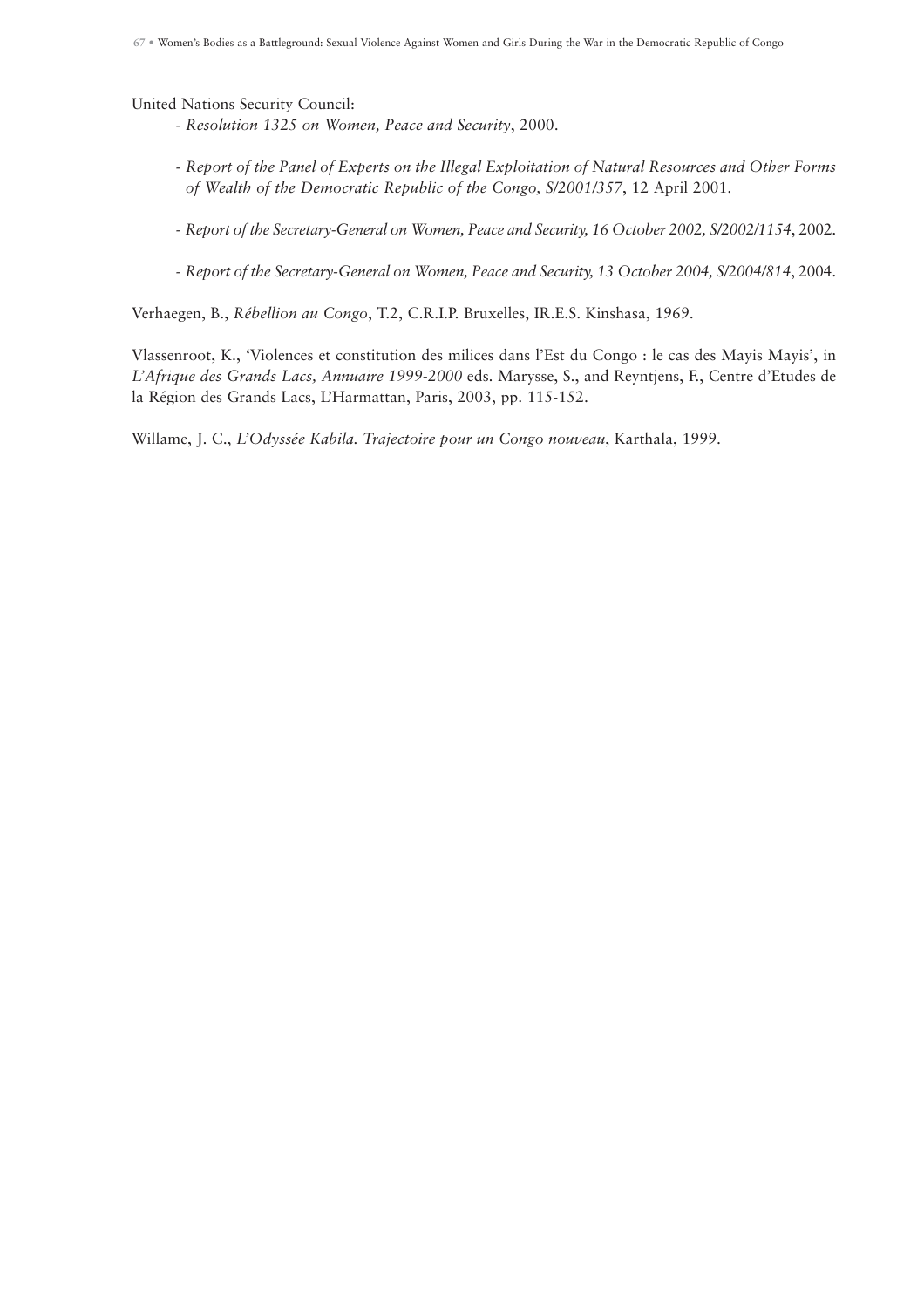United Nations Security Council:

- *Resolution 1325 on Women, Peace and Security*, 2000.
- *Report of the Panel of Experts on the Illegal Exploitation of Natural Resources and Other Forms of Wealth of the Democratic Republic of the Congo, S/2001/357*, 12 April 2001.
- *Report of the Secretary-General on Women, Peace and Security, 16 October 2002, S/2002/1154*, 2002.
- *Report of the Secretary-General on Women, Peace and Security, 13 October 2004, S/2004/814*, 2004.

Verhaegen, B., *Rébellion au Congo*, T.2, C.R.I.P. Bruxelles, IR.E.S. Kinshasa, 1969.

Vlassenroot, K., 'Violences et constitution des milices dans l'Est du Congo : le cas des Mayis Mayis', in *L'Afrique des Grands Lacs, Annuaire 1999-2000* eds. Marysse, S., and Reyntjens, F., Centre d'Etudes de la Région des Grands Lacs, L'Harmattan, Paris, 2003, pp. 115-152.

Willame, J. C., *L'Odyssée Kabila. Trajectoire pour un Congo nouveau*, Karthala, 1999.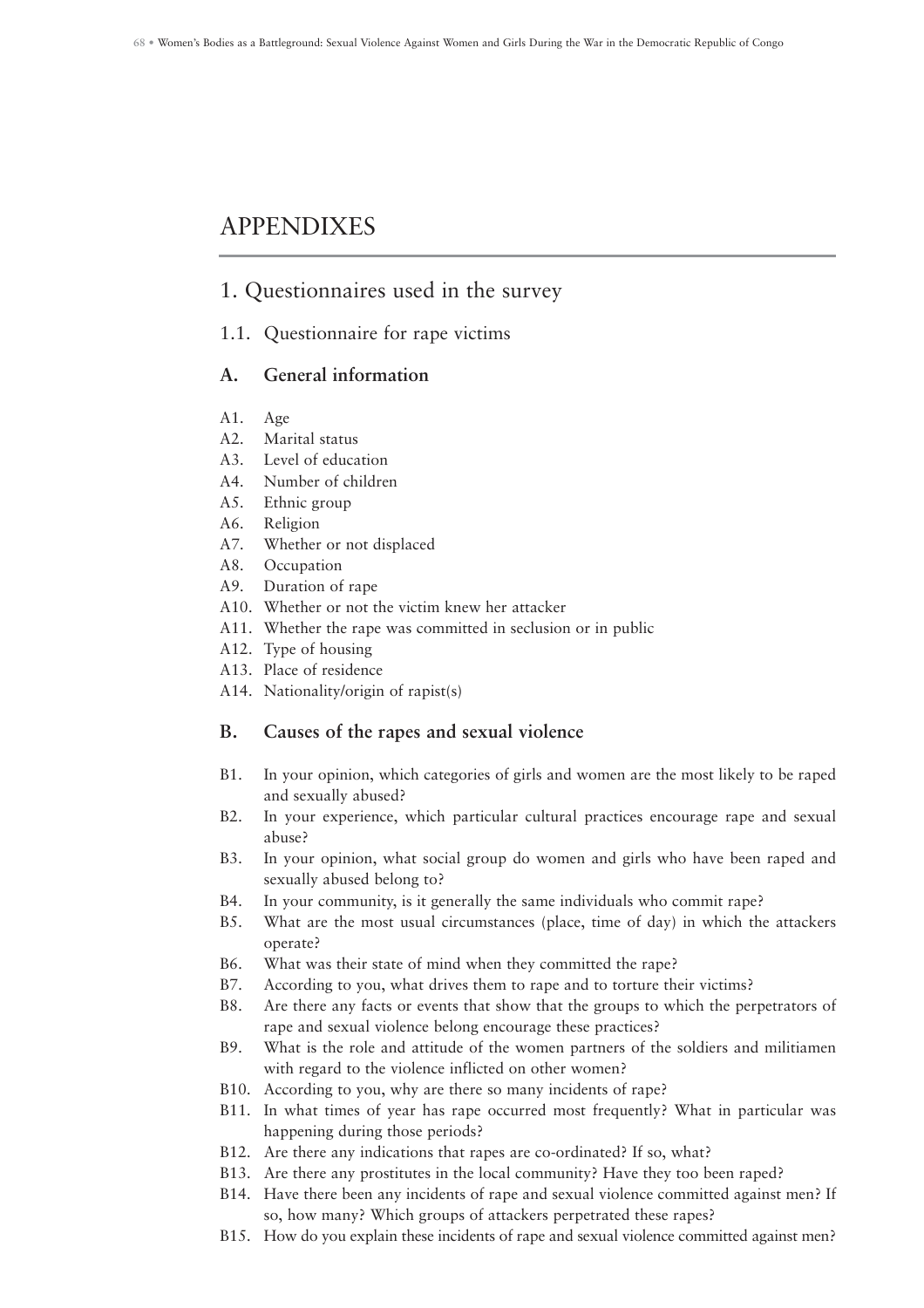# APPENDIXES

## 1. Questionnaires used in the survey

### 1.1. Questionnaire for rape victims

#### A. General information

A1. Age
A2. Marital status
A3. Level of education
A4. Number of children
A5. Ethnic group
A6. Religion
A7. Whether or not displaced
A8. Occupation
A9. Duration of rape
A10. Whether or not the victim knew her attacker
A11. Whether the rape was committed in seclusion or in public
A12. Type of housing
A13. Place of residence
A14. Nationality/origin of rapist(s)

#### B. Causes of the rapes and sexual violence

B1. In your opinion, which categories of girls and women are the most likely to be raped and sexually abused?
B2. In your experience, which particular cultural practices encourage rape and sexual abuse?
B3. In your opinion, what social group do women and girls who have been raped and sexually abused belong to?
B4. In your community, is it generally the same individuals who commit rape?
B5. What are the most usual circumstances (place, time of day) in which the attackers operate?
B6. What was their state of mind when they committed the rape?
B7. According to you, what drives them to rape and to torture their victims?
B8. Are there any facts or events that show that the groups to which the perpetrators of rape and sexual violence belong encourage these practices?
B9. What is the role and attitude of the women partners of the soldiers and militiamen with regard to the violence inflicted on other women?
B10. According to you, why are there so many incidents of rape?
B11. In what times of year has rape occurred most frequently? What in particular was happening during those periods?
B12. Are there any indications that rapes are co-ordinated? If so, what?
B13. Are there any prostitutes in the local community? Have they too been raped?
B14. Have there been any incidents of rape and sexual violence committed against men? If so, how many? Which groups of attackers perpetrated these rapes?
B15. How do you explain these incidents of rape and sexual violence committed against men?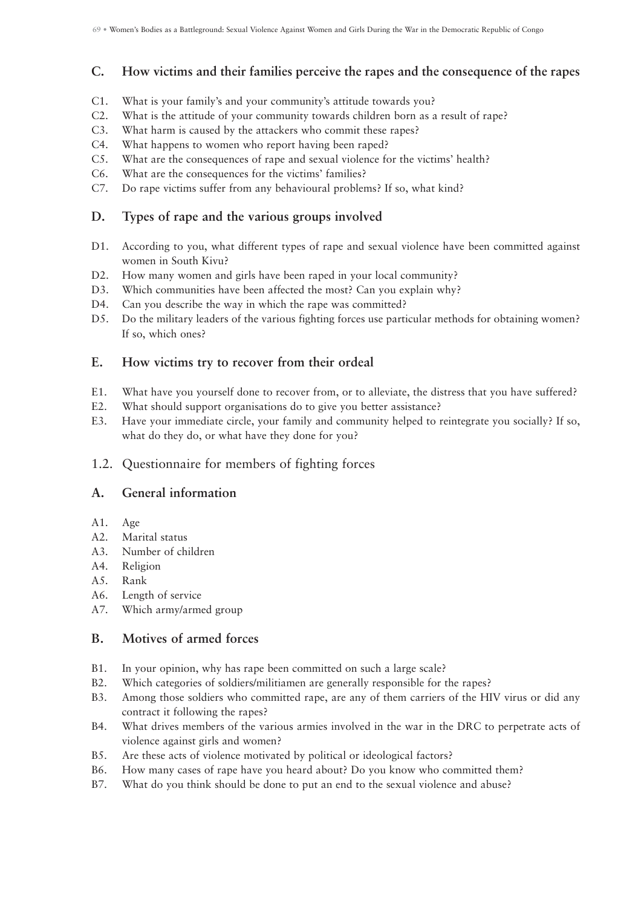## C. How victims and their families perceive the rapes and the consequence of the rapes

C1. What is your family's and your community's attitude towards you?
C2. What is the attitude of your community towards children born as a result of rape?
C3. What harm is caused by the attackers who commit these rapes?
C4. What happens to women who report having been raped?
C5. What are the consequences of rape and sexual violence for the victims' health?
C6. What are the consequences for the victims' families?
C7. Do rape victims suffer from any behavioural problems? If so, what kind?

## D. Types of rape and the various groups involved

D1. According to you, what different types of rape and sexual violence have been committed against women in South Kivu?
D2. How many women and girls have been raped in your local community?
D3. Which communities have been affected the most? Can you explain why?
D4. Can you describe the way in which the rape was committed?
D5. Do the military leaders of the various fighting forces use particular methods for obtaining women? If so, which ones?

## E. How victims try to recover from their ordeal

E1. What have you yourself done to recover from, or to alleviate, the distress that you have suffered?
E2. What should support organisations do to give you better assistance?
E3. Have your immediate circle, your family and community helped to reintegrate you socially? If so, what do they do, or what have they done for you?

# 1.2. Questionnaire for members of fighting forces

## A. General information

A1. Age
A2. Marital status
A3. Number of children
A4. Religion
A5. Rank
A6. Length of service
A7. Which army/armed group

## B. Motives of armed forces

B1. In your opinion, why has rape been committed on such a large scale?
B2. Which categories of soldiers/militiamen are generally responsible for the rapes?
B3. Among those soldiers who committed rape, are any of them carriers of the HIV virus or did any contract it following the rapes?
B4. What drives members of the various armies involved in the war in the DRC to perpetrate acts of violence against girls and women?
B5. Are these acts of violence motivated by political or ideological factors?
B6. How many cases of rape have you heard about? Do you know who committed them?
B7. What do you think should be done to put an end to the sexual violence and abuse?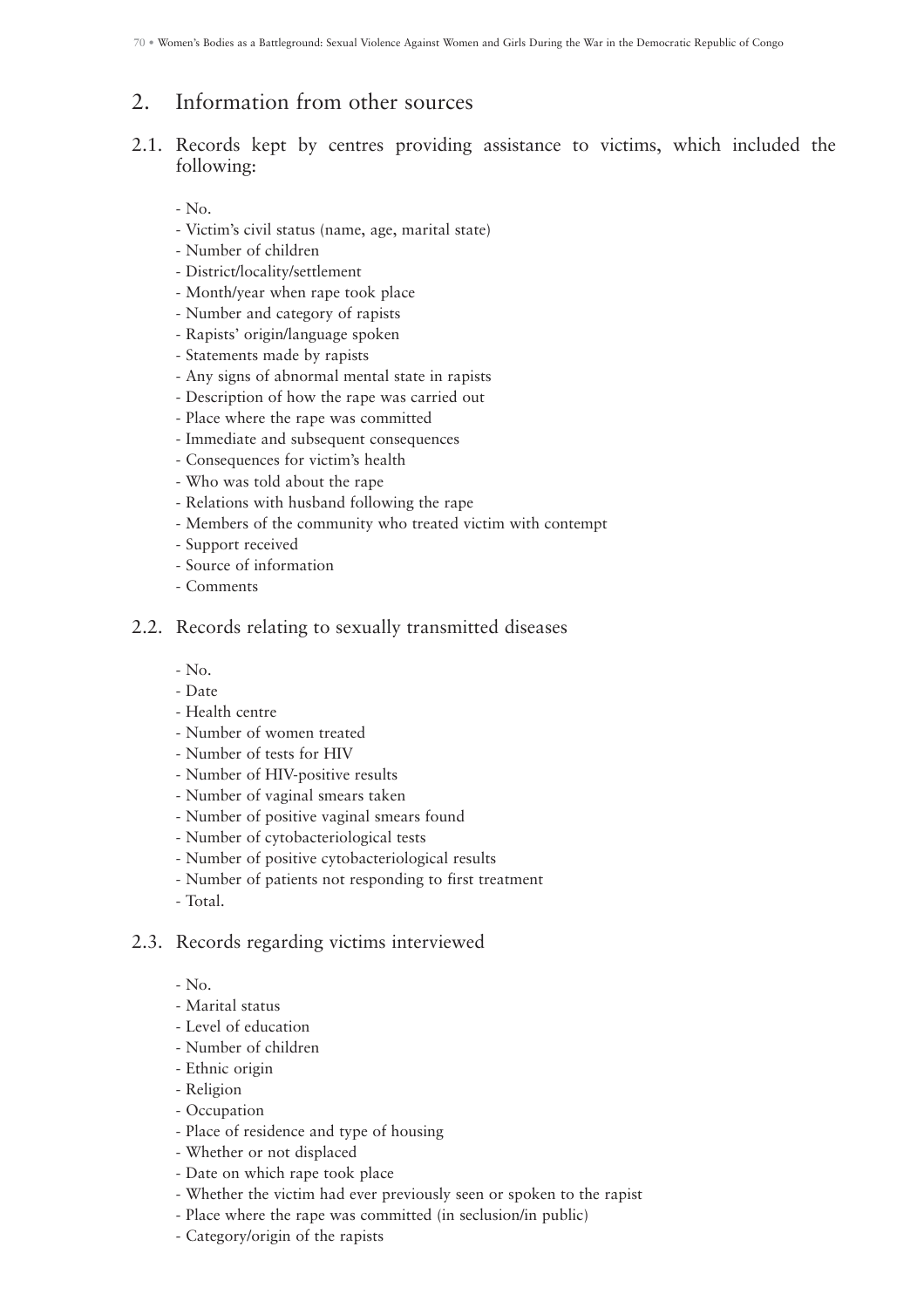## 2. Information from other sources

### 2.1. Records kept by centres providing assistance to victims, which included the following:

- No.
- Victim's civil status (name, age, marital state)
- Number of children
- District/locality/settlement
- Month/year when rape took place
- Number and category of rapists
- Rapists' origin/language spoken
- Statements made by rapists
- Any signs of abnormal mental state in rapists
- Description of how the rape was carried out
- Place where the rape was committed
- Immediate and subsequent consequences
- Consequences for victim's health
- Who was told about the rape
- Relations with husband following the rape
- Members of the community who treated victim with contempt
- Support received
- Source of information
- Comments

### 2.2. Records relating to sexually transmitted diseases

- No.
- Date
- Health centre
- Number of women treated
- Number of tests for HIV
- Number of HIV-positive results
- Number of vaginal smears taken
- Number of positive vaginal smears found
- Number of cytobacteriological tests
- Number of positive cytobacteriological results
- Number of patients not responding to first treatment
- Total.

### 2.3. Records regarding victims interviewed

- No.
- Marital status
- Level of education
- Number of children
- Ethnic origin
- Religion
- Occupation
- Place of residence and type of housing
- Whether or not displaced
- Date on which rape took place
- Whether the victim had ever previously seen or spoken to the rapist
- Place where the rape was committed (in seclusion/in public)
- Category/origin of the rapists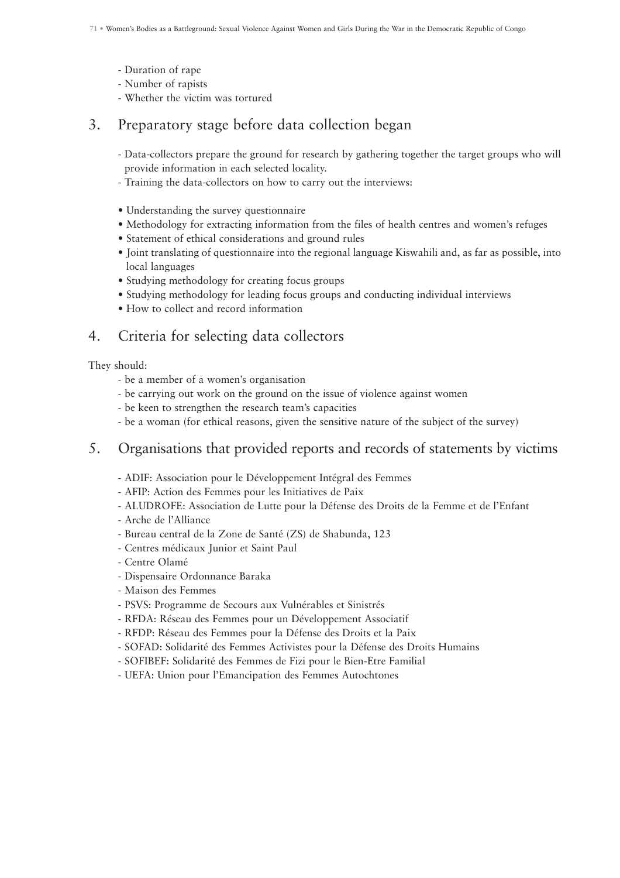- Duration of rape
- Number of rapists
- Whether the victim was tortured

## 3. Preparatory stage before data collection began

- Data-collectors prepare the ground for research by gathering together the target groups who will provide information in each selected locality.
- Training the data-collectors on how to carry out the interviews:

• Understanding the survey questionnaire
• Methodology for extracting information from the files of health centres and women's refuges
• Statement of ethical considerations and ground rules
• Joint translating of questionnaire into the regional language Kiswahili and, as far as possible, into local languages
• Studying methodology for creating focus groups
• Studying methodology for leading focus groups and conducting individual interviews
• How to collect and record information

## 4. Criteria for selecting data collectors

They should:

- be a member of a women's organisation
- be carrying out work on the ground on the issue of violence against women
- be keen to strengthen the research team's capacities
- be a woman (for ethical reasons, given the sensitive nature of the subject of the survey)

## 5. Organisations that provided reports and records of statements by victims

- ADIF: Association pour le Développement Intégral des Femmes
- AFIP: Action des Femmes pour les Initiatives de Paix
- ALUDROFE: Association de Lutte pour la Défense des Droits de la Femme et de l'Enfant
- Arche de l'Alliance
- Bureau central de la Zone de Santé (ZS) de Shabunda, 123
- Centres médicaux Junior et Saint Paul
- Centre Olamé
- Dispensaire Ordonnance Baraka
- Maison des Femmes
- PSVS: Programme de Secours aux Vulnérables et Sinistrés
- RFDA: Réseau des Femmes pour un Développement Associatif
- RFDP: Réseau des Femmes pour la Défense des Droits et la Paix
- SOFAD: Solidarité des Femmes Activistes pour la Défense des Droits Humains
- SOFIBEF: Solidarité des Femmes de Fizi pour le Bien-Etre Familial
- UEFA: Union pour l'Emancipation des Femmes Autochtones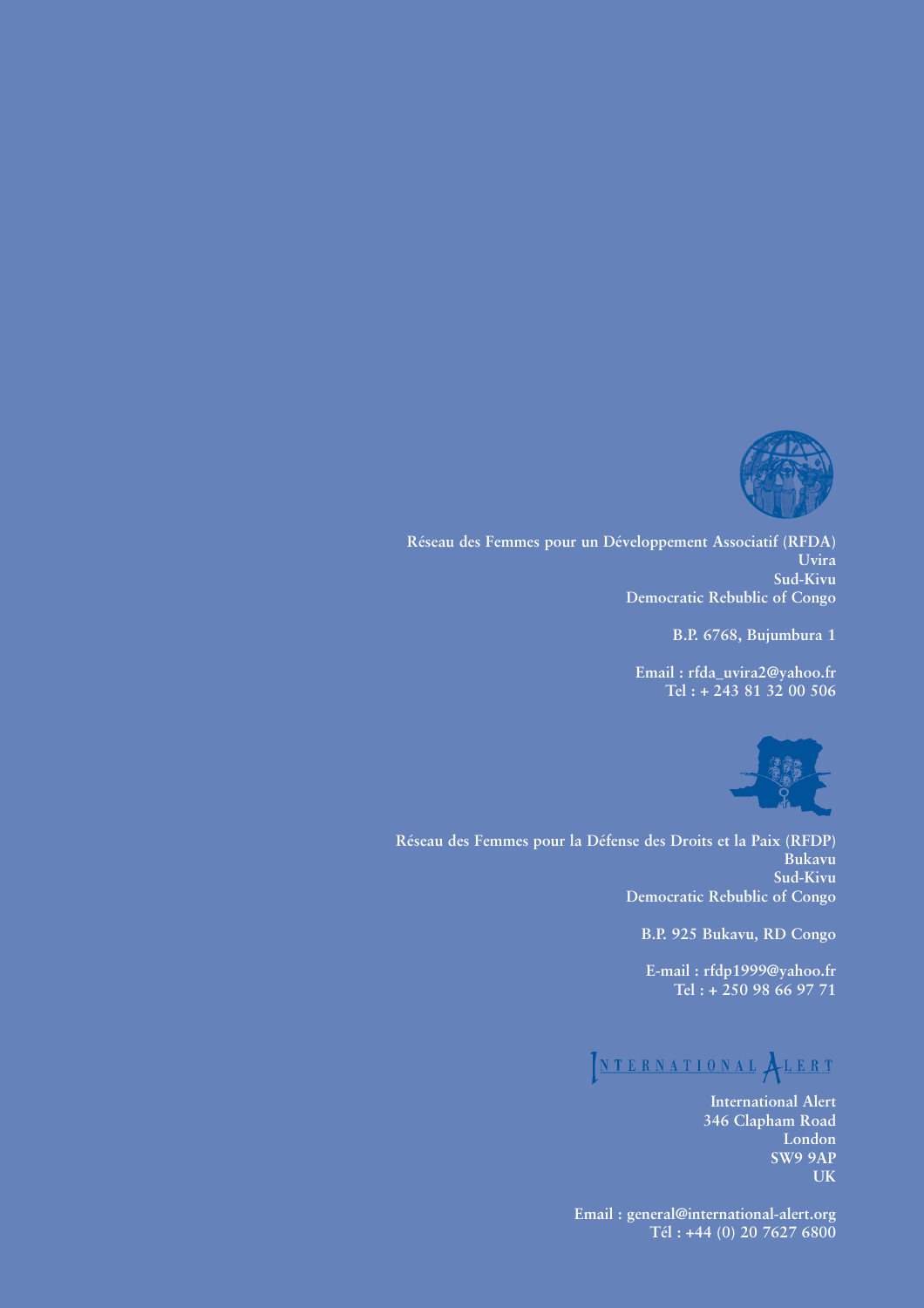Réseau des Femmes pour un Développement Associatif (RFDA)
Uvira
Sud-Kivu
Democratic Rebublic of Congo

B.P. 6768, Bujumbura 1

Email : rfda_uvira2@yahoo.fr
Tel : + 243 81 32 00 506

Réseau des Femmes pour la Défense des Droits et la Paix (RFDP)
Bukavu
Sud-Kivu
Democratic Rebublic of Congo

B.P. 925 Bukavu, RD Congo

E-mail : rfdp1999@yahoo.fr
Tel : + 250 98 66 97 71

INTERNATIONAL ALERT

International Alert
346 Clapham Road
London
SW9 9AP
UK

Email : general@international-alert.org
Tél : +44 (0) 20 7627 6800